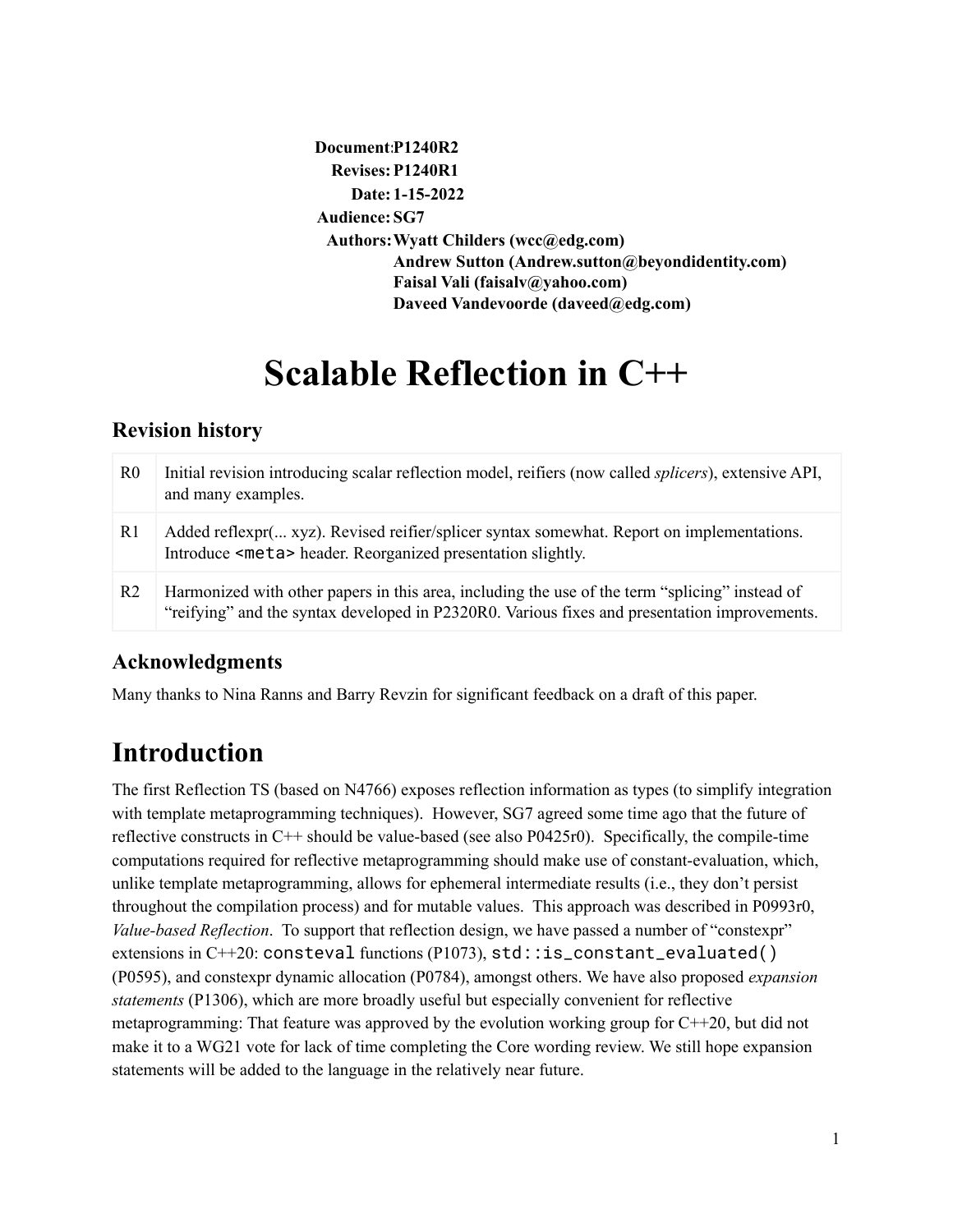**Document:** P1240R2
**Revises:** P1240R1
**Date:** 1-15-2022
**Audience:** SG7
**Authors:** Wyatt Childers (wcc@edg.com)
Andrew Sutton (Andrew.sutton@beyondidentity.com)
Faisal Vali (faisalv@yahoo.com)
Daveed Vandevoorde (daveed@edg.com)

# Scalable Reflection in C++

## Revision history

| | |
|---|---|
| R0 | Initial revision introducing scalar reflection model, reifiers (now called *splicers*), extensive API, and many examples. |
| R1 | Added reflexpr(... xyz). Revised reifier/splicer syntax somewhat. Report on implementations. Introduce `<meta>` header. Reorganized presentation slightly. |
| R2 | Harmonized with other papers in this area, including the use of the term "splicing" instead of "reifying" and the syntax developed in P2320R0. Various fixes and presentation improvements. |

## Acknowledgments

Many thanks to Nina Ranns and Barry Revzin for significant feedback on a draft of this paper.

# Introduction

The first Reflection TS (based on N4766) exposes reflection information as types (to simplify integration with template metaprogramming techniques). However, SG7 agreed some time ago that the future of reflective constructs in C++ should be value-based (see also P0425r0). Specifically, the compile-time computations required for reflective metaprogramming should make use of constant-evaluation, which, unlike template metaprogramming, allows for ephemeral intermediate results (i.e., they don't persist throughout the compilation process) and for mutable values. This approach was described in P0993r0, *Value-based Reflection*. To support that reflection design, we have passed a number of "constexpr" extensions in C++20: `consteval` functions (P1073), `std::is_constant_evaluated()` (P0595), and constexpr dynamic allocation (P0784), amongst others. We have also proposed *expansion statements* (P1306), which are more broadly useful but especially convenient for reflective metaprogramming: That feature was approved by the evolution working group for C++20, but did not make it to a WG21 vote for lack of time completing the Core wording review. We still hope expansion statements will be added to the language in the relatively near future.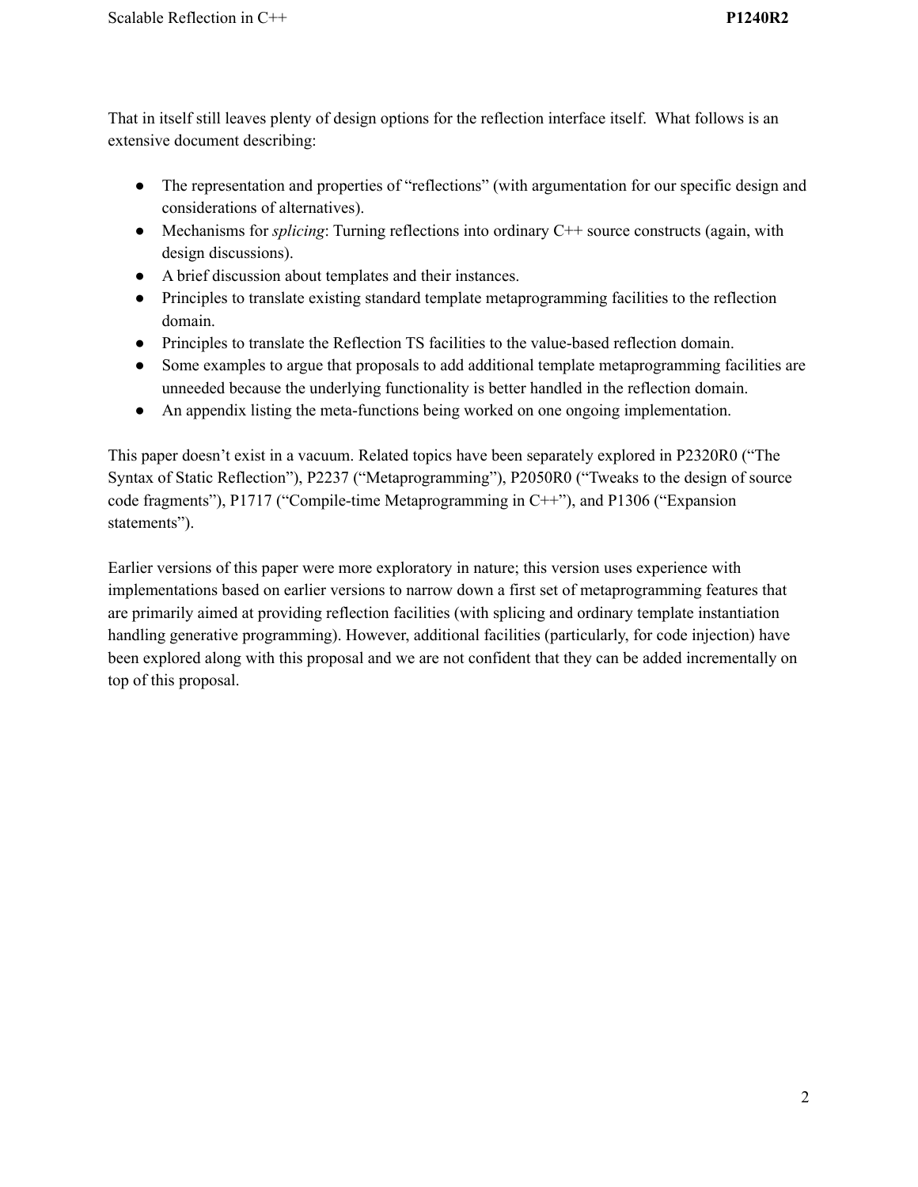That in itself still leaves plenty of design options for the reflection interface itself. What follows is an extensive document describing:

- The representation and properties of "reflections" (with argumentation for our specific design and considerations of alternatives).
- Mechanisms for *splicing*: Turning reflections into ordinary C++ source constructs (again, with design discussions).
- A brief discussion about templates and their instances.
- Principles to translate existing standard template metaprogramming facilities to the reflection domain.
- Principles to translate the Reflection TS facilities to the value-based reflection domain.
- Some examples to argue that proposals to add additional template metaprogramming facilities are unneeded because the underlying functionality is better handled in the reflection domain.
- An appendix listing the meta-functions being worked on one ongoing implementation.

This paper doesn't exist in a vacuum. Related topics have been separately explored in P2320R0 ("The Syntax of Static Reflection"), P2237 ("Metaprogramming"), P2050R0 ("Tweaks to the design of source code fragments"), P1717 ("Compile-time Metaprogramming in C++"), and P1306 ("Expansion statements").

Earlier versions of this paper were more exploratory in nature; this version uses experience with implementations based on earlier versions to narrow down a first set of metaprogramming features that are primarily aimed at providing reflection facilities (with splicing and ordinary template instantiation handling generative programming). However, additional facilities (particularly, for code injection) have been explored along with this proposal and we are not confident that they can be added incrementally on top of this proposal.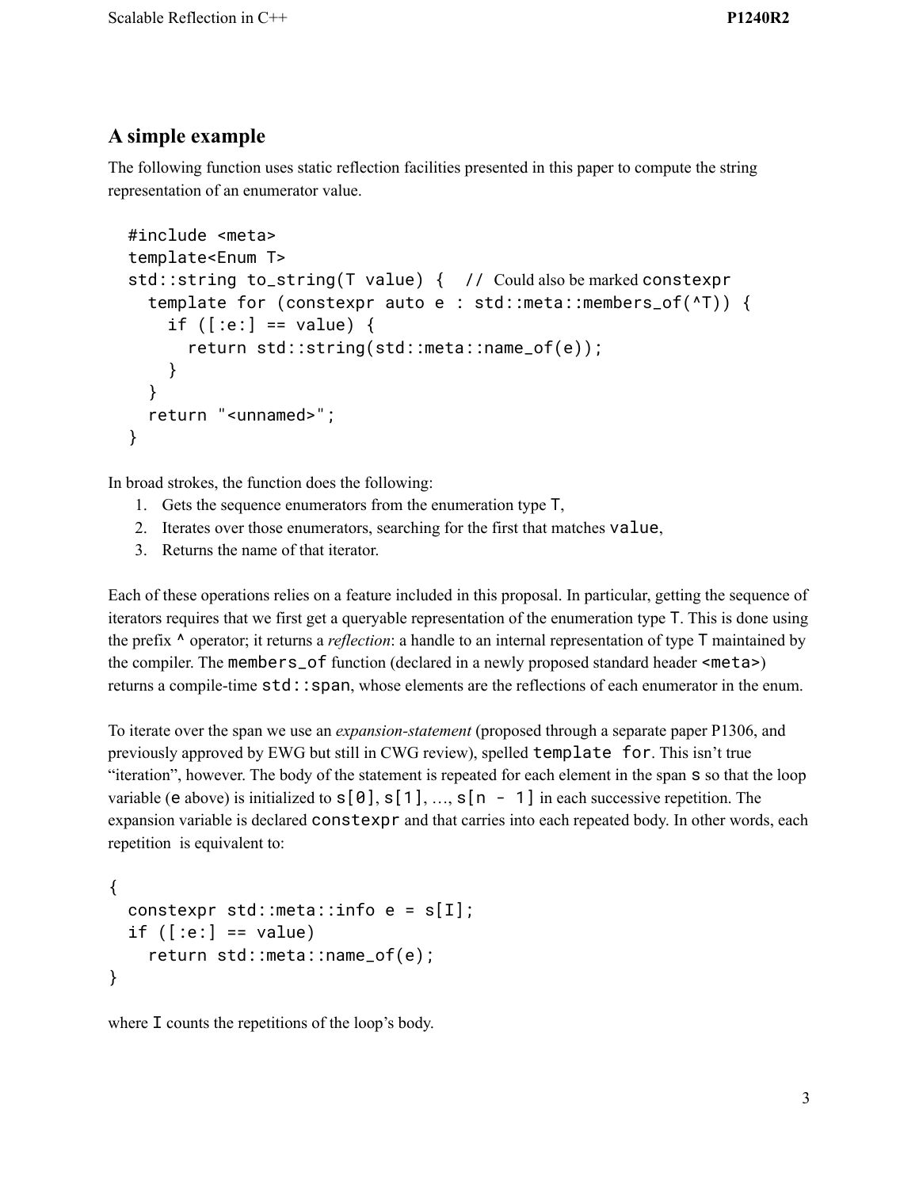## A simple example

The following function uses static reflection facilities presented in this paper to compute the string representation of an enumerator value.

```
#include <meta>
template<Enum T>
std::string to_string(T value) {  // Could also be marked constexpr
  template for (constexpr auto e : std::meta::members_of(^T)) {
    if ([:e:] == value) {
      return std::string(std::meta::name_of(e));
    }
  }
  return "<unnamed>";
}
```

In broad strokes, the function does the following:

1. Gets the sequence enumerators from the enumeration type `T`,
2. Iterates over those enumerators, searching for the first that matches `value`,
3. Returns the name of that iterator.

Each of these operations relies on a feature included in this proposal. In particular, getting the sequence of iterators requires that we first get a queryable representation of the enumeration type `T`. This is done using the prefix `^` operator; it returns a *reflection*: a handle to an internal representation of type `T` maintained by the compiler. The `members_of` function (declared in a newly proposed standard header `<meta>`) returns a compile-time `std::span`, whose elements are the reflections of each enumerator in the enum.

To iterate over the span we use an *expansion-statement* (proposed through a separate paper P1306, and previously approved by EWG but still in CWG review), spelled `template for`. This isn't true "iteration", however. The body of the statement is repeated for each element in the span `s` so that the loop variable (`e` above) is initialized to `s[0]`, `s[1]`, …, `s[n - 1]` in each successive repetition. The expansion variable is declared `constexpr` and that carries into each repeated body. In other words, each repetition is equivalent to:

```
{
  constexpr std::meta::info e = s[I];
  if ([:e:] == value)
    return std::meta::name_of(e);
}
```

where `I` counts the repetitions of the loop's body.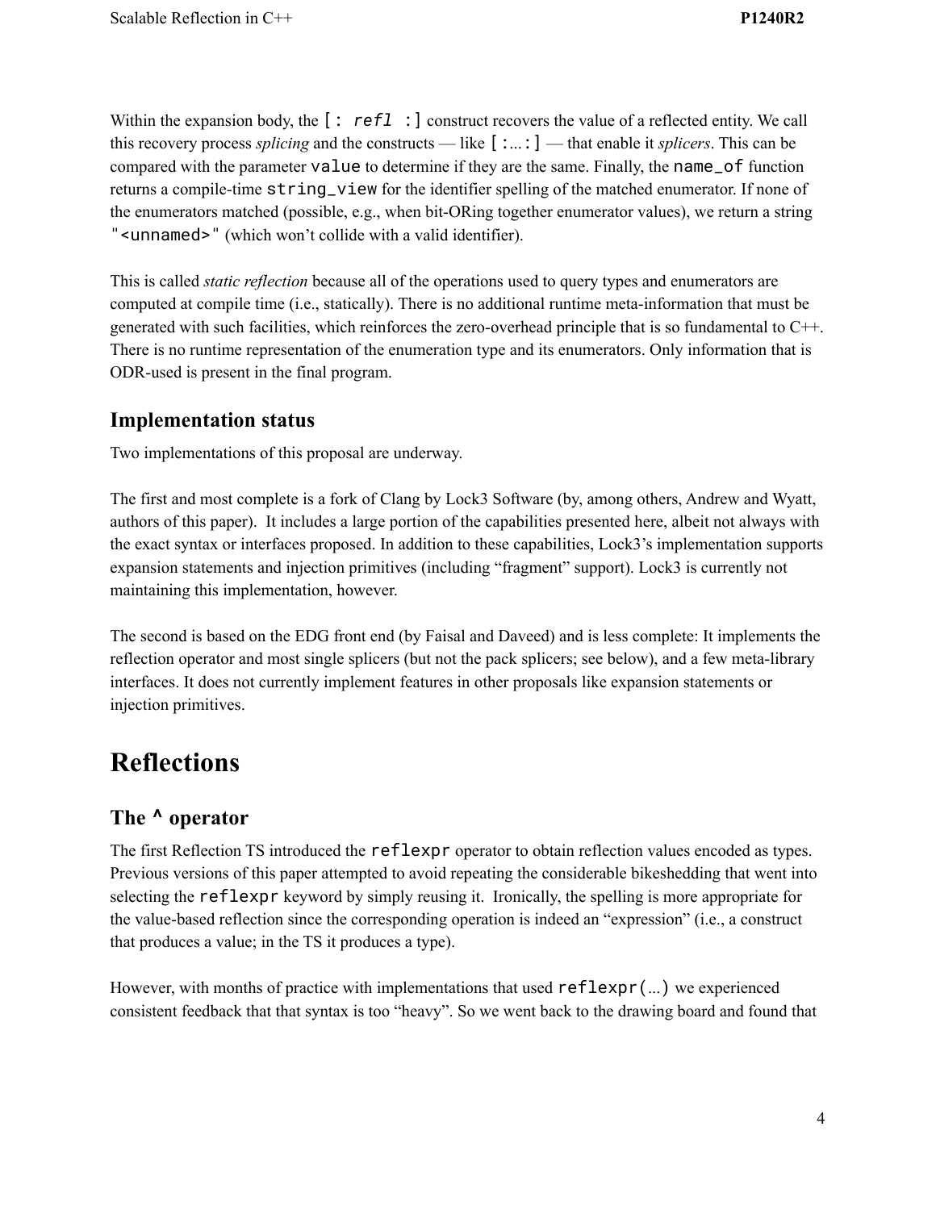Within the expansion body, the `[: refl :]` construct recovers the value of a reflected entity. We call this recovery process *splicing* and the constructs — like `[:...:]` — that enable it *splicers*. This can be compared with the parameter `value` to determine if they are the same. Finally, the `name_of` function returns a compile-time `string_view` for the identifier spelling of the matched enumerator. If none of the enumerators matched (possible, e.g., when bit-ORing together enumerator values), we return a string `"<unnamed>"` (which won't collide with a valid identifier).

This is called *static reflection* because all of the operations used to query types and enumerators are computed at compile time (i.e., statically). There is no additional runtime meta-information that must be generated with such facilities, which reinforces the zero-overhead principle that is so fundamental to C++. There is no runtime representation of the enumeration type and its enumerators. Only information that is ODR-used is present in the final program.

### Implementation status

Two implementations of this proposal are underway.

The first and most complete is a fork of Clang by Lock3 Software (by, among others, Andrew and Wyatt, authors of this paper). It includes a large portion of the capabilities presented here, albeit not always with the exact syntax or interfaces proposed. In addition to these capabilities, Lock3's implementation supports expansion statements and injection primitives (including "fragment" support). Lock3 is currently not maintaining this implementation, however.

The second is based on the EDG front end (by Faisal and Daveed) and is less complete: It implements the reflection operator and most single splicers (but not the pack splicers; see below), and a few meta-library interfaces. It does not currently implement features in other proposals like expansion statements or injection primitives.

## Reflections

### The `^` operator

The first Reflection TS introduced the `reflexpr` operator to obtain reflection values encoded as types. Previous versions of this paper attempted to avoid repeating the considerable bikeshedding that went into selecting the `reflexpr` keyword by simply reusing it. Ironically, the spelling is more appropriate for the value-based reflection since the corresponding operation is indeed an "expression" (i.e., a construct that produces a value; in the TS it produces a type).

However, with months of practice with implementations that used `reflexpr(...)` we experienced consistent feedback that that syntax is too "heavy". So we went back to the drawing board and found that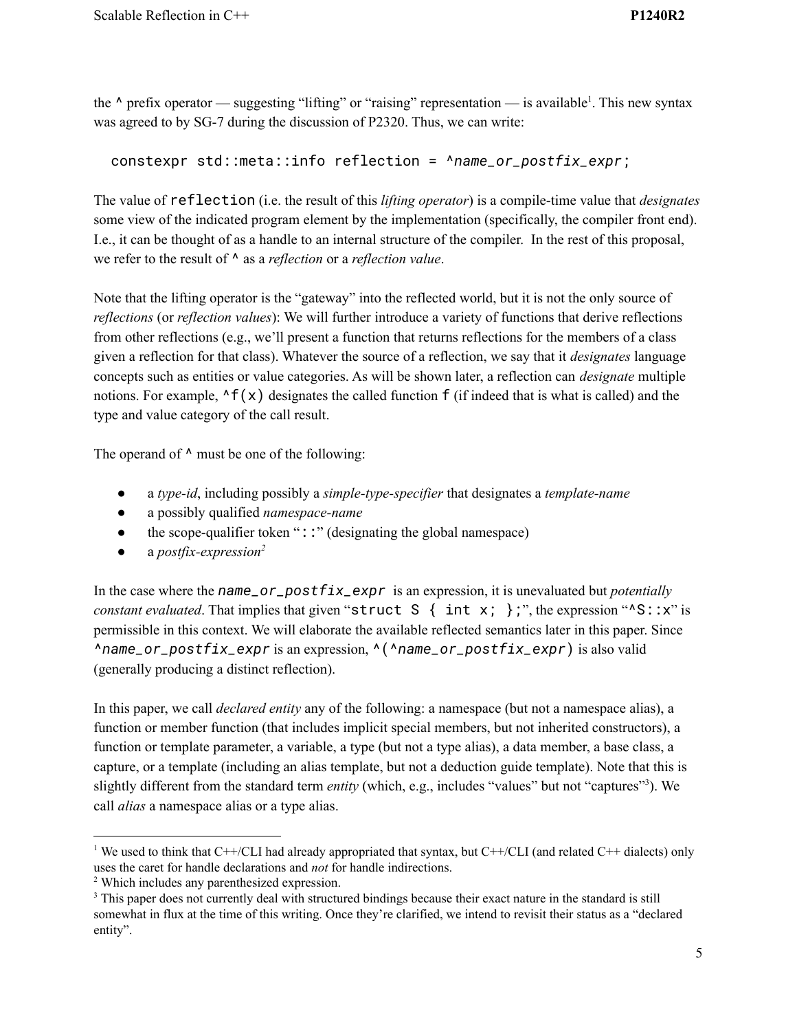the `^` prefix operator — suggesting "lifting" or "raising" representation — is available[1]. This new syntax was agreed to by SG-7 during the discussion of P2320. Thus, we can write:

```
constexpr std::meta::info reflection = ^name_or_postfix_expr;
```

The value of `reflection` (i.e. the result of this *lifting operator*) is a compile-time value that *designates* some view of the indicated program element by the implementation (specifically, the compiler front end). I.e., it can be thought of as a handle to an internal structure of the compiler. In the rest of this proposal, we refer to the result of `^` as a *reflection* or a *reflection value*.

Note that the lifting operator is the "gateway" into the reflected world, but it is not the only source of *reflections* (or *reflection values*): We will further introduce a variety of functions that derive reflections from other reflections (e.g., we'll present a function that returns reflections for the members of a class given a reflection for that class). Whatever the source of a reflection, we say that it *designates* language concepts such as entities or value categories. As will be shown later, a reflection can *designate* multiple notions. For example, `^f(x)` designates the called function `f` (if indeed that is what is called) and the type and value category of the call result.

The operand of `^` must be one of the following:

- a *type-id*, including possibly a *simple-type-specifier* that designates a *template-name*
- a possibly qualified *namespace-name*
- the scope-qualifier token "`::`" (designating the global namespace)
- a *postfix-expression*[2]

In the case where the *`name_or_postfix_expr`* is an expression, it is unevaluated but *potentially constant evaluated*. That implies that given "`struct S { int x; };`", the expression "`^S::x`" is permissible in this context. We will elaborate the available reflected semantics later in this paper. Since `^`*`name_or_postfix_expr`* is an expression, `^(^`*`name_or_postfix_expr`*`)` is also valid (generally producing a distinct reflection).

In this paper, we call *declared entity* any of the following: a namespace (but not a namespace alias), a function or member function (that includes implicit special members, but not inherited constructors), a function or template parameter, a variable, a type (but not a type alias), a data member, a base class, a capture, or a template (including an alias template, but not a deduction guide template). Note that this is slightly different from the standard term *entity* (which, e.g., includes "values" but not "captures"[3]). We call *alias* a namespace alias or a type alias.

---

[1] We used to think that C++/CLI had already appropriated that syntax, but C++/CLI (and related C++ dialects) only uses the caret for handle declarations and *not* for handle indirections.

[2] Which includes any parenthesized expression.

[3] This paper does not currently deal with structured bindings because their exact nature in the standard is still somewhat in flux at the time of this writing. Once they're clarified, we intend to revisit their status as a "declared entity".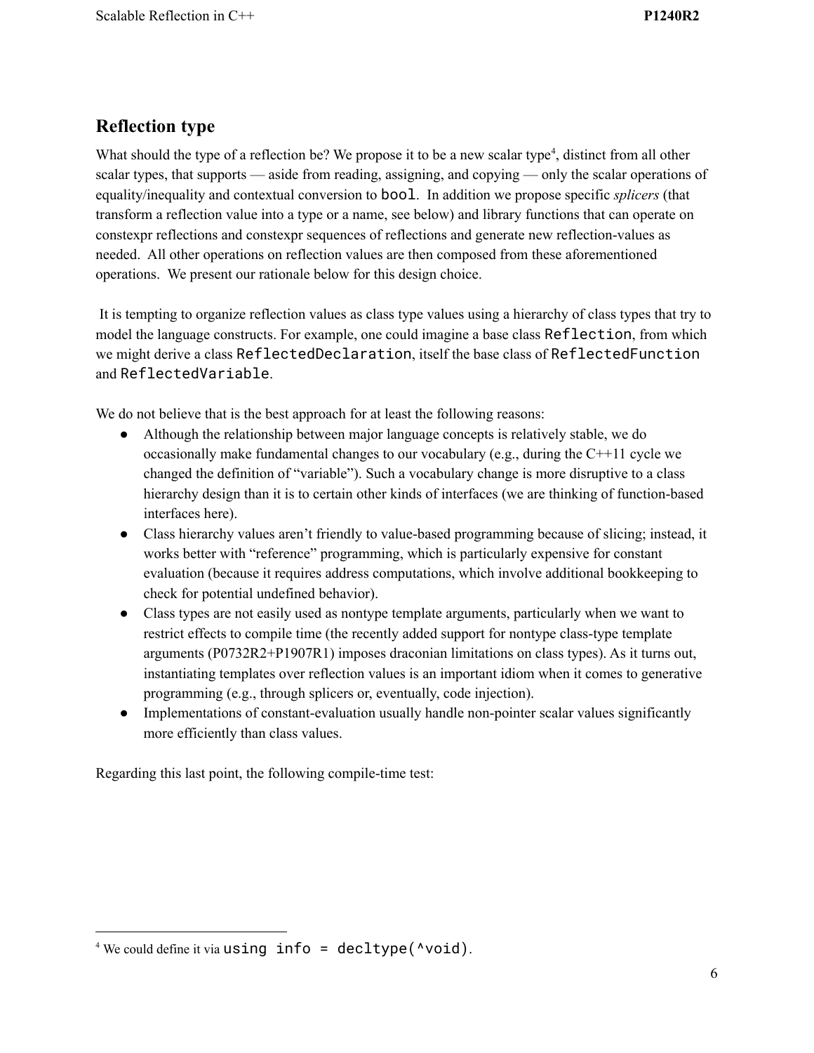## Reflection type

What should the type of a reflection be? We propose it to be a new scalar type[4], distinct from all other scalar types, that supports — aside from reading, assigning, and copying — only the scalar operations of equality/inequality and contextual conversion to `bool`. In addition we propose specific *splicers* (that transform a reflection value into a type or a name, see below) and library functions that can operate on constexpr reflections and constexpr sequences of reflections and generate new reflection-values as needed. All other operations on reflection values are then composed from these aforementioned operations. We present our rationale below for this design choice.

It is tempting to organize reflection values as class type values using a hierarchy of class types that try to model the language constructs. For example, one could imagine a base class `Reflection`, from which we might derive a class `ReflectedDeclaration`, itself the base class of `ReflectedFunction` and `ReflectedVariable`.

We do not believe that is the best approach for at least the following reasons:

- Although the relationship between major language concepts is relatively stable, we do occasionally make fundamental changes to our vocabulary (e.g., during the C++11 cycle we changed the definition of "variable"). Such a vocabulary change is more disruptive to a class hierarchy design than it is to certain other kinds of interfaces (we are thinking of function-based interfaces here).
- Class hierarchy values aren't friendly to value-based programming because of slicing; instead, it works better with "reference" programming, which is particularly expensive for constant evaluation (because it requires address computations, which involve additional bookkeeping to check for potential undefined behavior).
- Class types are not easily used as nontype template arguments, particularly when we want to restrict effects to compile time (the recently added support for nontype class-type template arguments (P0732R2+P1907R1) imposes draconian limitations on class types). As it turns out, instantiating templates over reflection values is an important idiom when it comes to generative programming (e.g., through splicers or, eventually, code injection).
- Implementations of constant-evaluation usually handle non-pointer scalar values significantly more efficiently than class values.

Regarding this last point, the following compile-time test:

---

[4] We could define it via `using info = decltype(^void)`.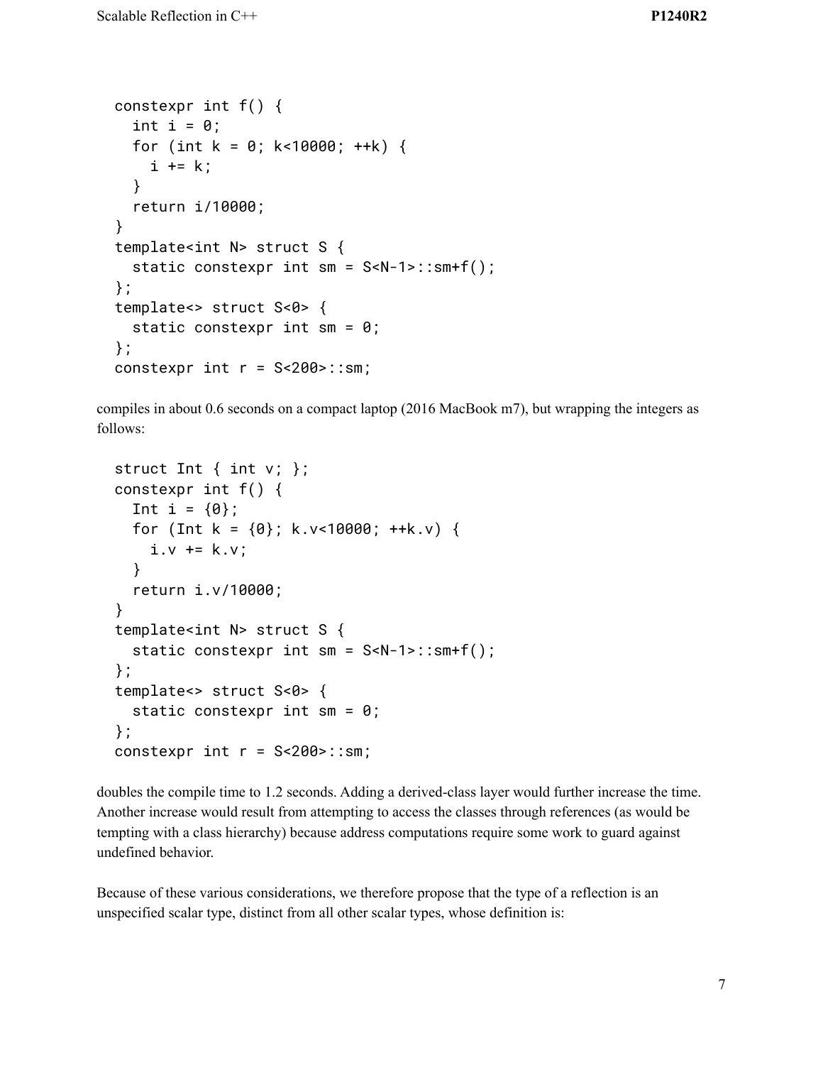```
constexpr int f() {
  int i = 0;
  for (int k = 0; k<10000; ++k) {
    i += k;
  }
  return i/10000;
}
template<int N> struct S {
  static constexpr int sm = S<N-1>::sm+f();
};
template<> struct S<0> {
  static constexpr int sm = 0;
};
constexpr int r = S<200>::sm;
```

compiles in about 0.6 seconds on a compact laptop (2016 MacBook m7), but wrapping the integers as follows:

```
struct Int { int v; };
constexpr int f() {
  Int i = {0};
  for (Int k = {0}; k.v<10000; ++k.v) {
    i.v += k.v;
  }
  return i.v/10000;
}
template<int N> struct S {
  static constexpr int sm = S<N-1>::sm+f();
};
template<> struct S<0> {
  static constexpr int sm = 0;
};
constexpr int r = S<200>::sm;
```

doubles the compile time to 1.2 seconds. Adding a derived-class layer would further increase the time. Another increase would result from attempting to access the classes through references (as would be tempting with a class hierarchy) because address computations require some work to guard against undefined behavior.

Because of these various considerations, we therefore propose that the type of a reflection is an unspecified scalar type, distinct from all other scalar types, whose definition is: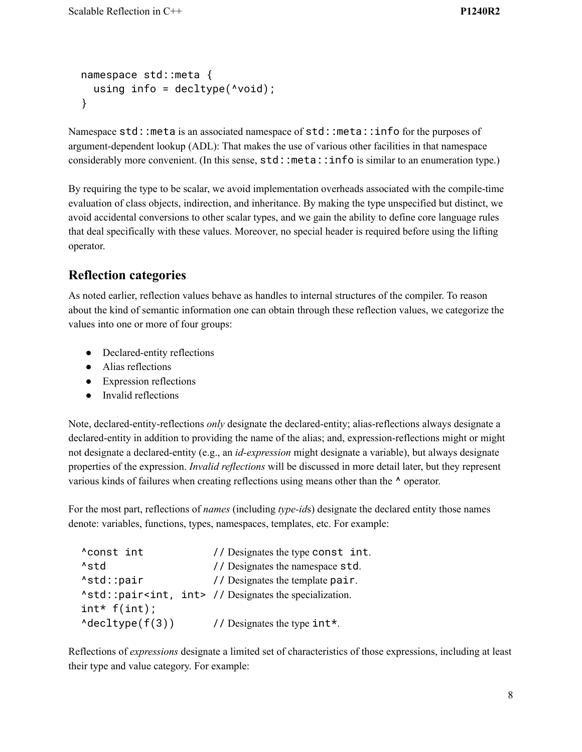```
namespace std::meta {
  using info = decltype(^void);
}
```

Namespace `std::meta` is an associated namespace of `std::meta::info` for the purposes of argument-dependent lookup (ADL): That makes the use of various other facilities in that namespace considerably more convenient. (In this sense, `std::meta::info` is similar to an enumeration type.)

By requiring the type to be scalar, we avoid implementation overheads associated with the compile-time evaluation of class objects, indirection, and inheritance. By making the type unspecified but distinct, we avoid accidental conversions to other scalar types, and we gain the ability to define core language rules that deal specifically with these values. Moreover, no special header is required before using the lifting operator.

## Reflection categories

As noted earlier, reflection values behave as handles to internal structures of the compiler. To reason about the kind of semantic information one can obtain through these reflection values, we categorize the values into one or more of four groups:

- Declared-entity reflections
- Alias reflections
- Expression reflections
- Invalid reflections

Note, declared-entity-reflections *only* designate the declared-entity; alias-reflections always designate a declared-entity in addition to providing the name of the alias; and, expression-reflections might or might not designate a declared-entity (e.g., an *id-expression* might designate a variable), but always designate properties of the expression. *Invalid reflections* will be discussed in more detail later, but they represent various kinds of failures when creating reflections using means other than the `^` operator.

For the most part, reflections of *names* (including *type-id*s) designate the declared entity those names denote: variables, functions, types, namespaces, templates, etc. For example:

```
^const int            // Designates the type const int.
^std                  // Designates the namespace std.
^std::pair            // Designates the template pair.
^std::pair<int, int>  // Designates the specialization.
int* f(int);
^decltype(f(3))       // Designates the type int*.
```

Reflections of *expressions* designate a limited set of characteristics of those expressions, including at least their type and value category. For example: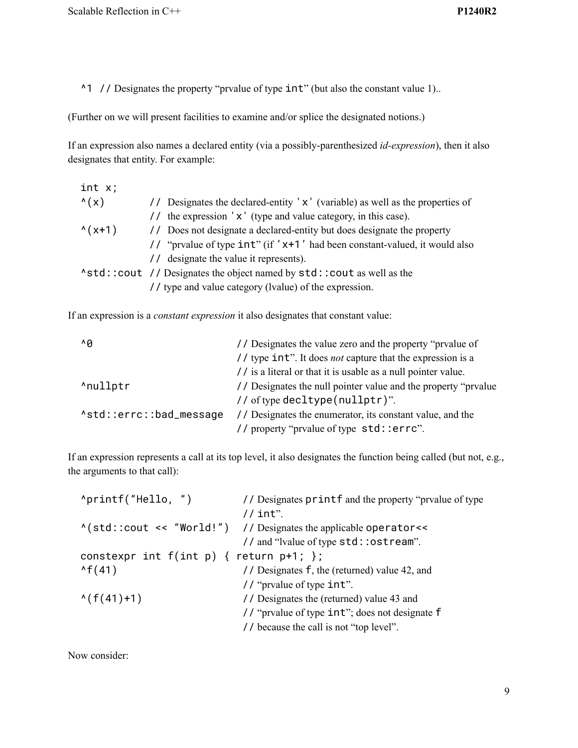```
^1 // Designates the property "prvalue of type int" (but also the constant value 1)..
```

(Further on we will present facilities to examine and/or splice the designated notions.)

If an expression also names a declared entity (via a possibly-parenthesized *id-expression*), then it also designates that entity. For example:

```
int x;
^(x)        // Designates the declared-entity 'x' (variable) as well as the properties of
            // the expression 'x' (type and value category, in this case).
^(x+1)      // Does not designate a declared-entity but does designate the property
            // "prvalue of type int" (if 'x+1' had been constant-valued, it would also
            // designate the value it represents).
^std::cout  // Designates the object named by std::cout as well as the
            // type and value category (lvalue) of the expression.
```

If an expression is a *constant expression* it also designates that constant value:

```
^0                      // Designates the value zero and the property "prvalue of
                        // type int". It does not capture that the expression is a
                        // is a literal or that it is usable as a null pointer value.
^nullptr                // Designates the null pointer value and the property "prvalue
                        // of type decltype(nullptr)".
^std::errc::bad_message // Designates the enumerator, its constant value, and the
                        // property "prvalue of type std::errc".
```

If an expression represents a call at its top level, it also designates the function being called (but not, e.g., the arguments to that call):

```
^printf("Hello, ")          // Designates printf and the property "prvalue of type
                            // int".
^(std::cout << "World!")    // Designates the applicable operator<<
                            // and "lvalue of type std::ostream".
constexpr int f(int p) { return p+1; };
^f(41)                      // Designates f, the (returned) value 42, and
                            // "prvalue of type int".
^(f(41)+1)                  // Designates the (returned) value 43 and
                            // "prvalue of type int"; does not designate f
                            // because the call is not "top level".
```

Now consider: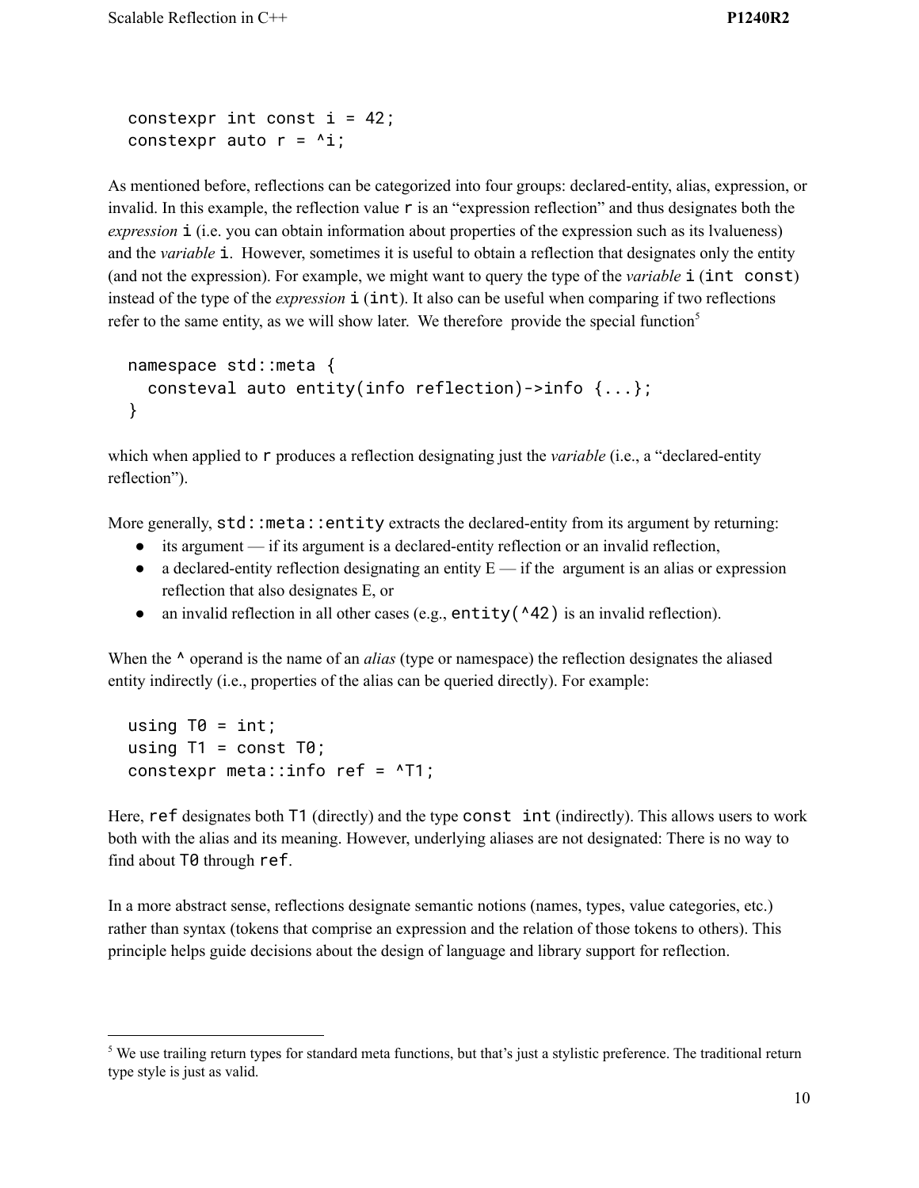```
constexpr int const i = 42;
constexpr auto r = ^i;
```

As mentioned before, reflections can be categorized into four groups: declared-entity, alias, expression, or invalid. In this example, the reflection value `r` is an "expression reflection" and thus designates both the *expression* `i` (i.e. you can obtain information about properties of the expression such as its lvalueness) and the *variable* `i`. However, sometimes it is useful to obtain a reflection that designates only the entity (and not the expression). For example, we might want to query the type of the *variable* `i` (`int const`) instead of the type of the *expression* `i` (`int`). It also can be useful when comparing if two reflections refer to the same entity, as we will show later. We therefore provide the special function[5]

```
namespace std::meta {
  consteval auto entity(info reflection)->info {...};
}
```

which when applied to `r` produces a reflection designating just the *variable* (i.e., a "declared-entity reflection").

More generally, `std::meta::entity` extracts the declared-entity from its argument by returning:

- its argument — if its argument is a declared-entity reflection or an invalid reflection,
- a declared-entity reflection designating an entity E — if the argument is an alias or expression reflection that also designates E, or
- an invalid reflection in all other cases (e.g., `entity(^42)` is an invalid reflection).

When the `^` operand is the name of an *alias* (type or namespace) the reflection designates the aliased entity indirectly (i.e., properties of the alias can be queried directly). For example:

```
using T0 = int;
using T1 = const T0;
constexpr meta::info ref = ^T1;
```

Here, `ref` designates both `T1` (directly) and the type `const int` (indirectly). This allows users to work both with the alias and its meaning. However, underlying aliases are not designated: There is no way to find about `T0` through `ref`.

In a more abstract sense, reflections designate semantic notions (names, types, value categories, etc.) rather than syntax (tokens that comprise an expression and the relation of those tokens to others). This principle helps guide decisions about the design of language and library support for reflection.

---

[5] We use trailing return types for standard meta functions, but that's just a stylistic preference. The traditional return type style is just as valid.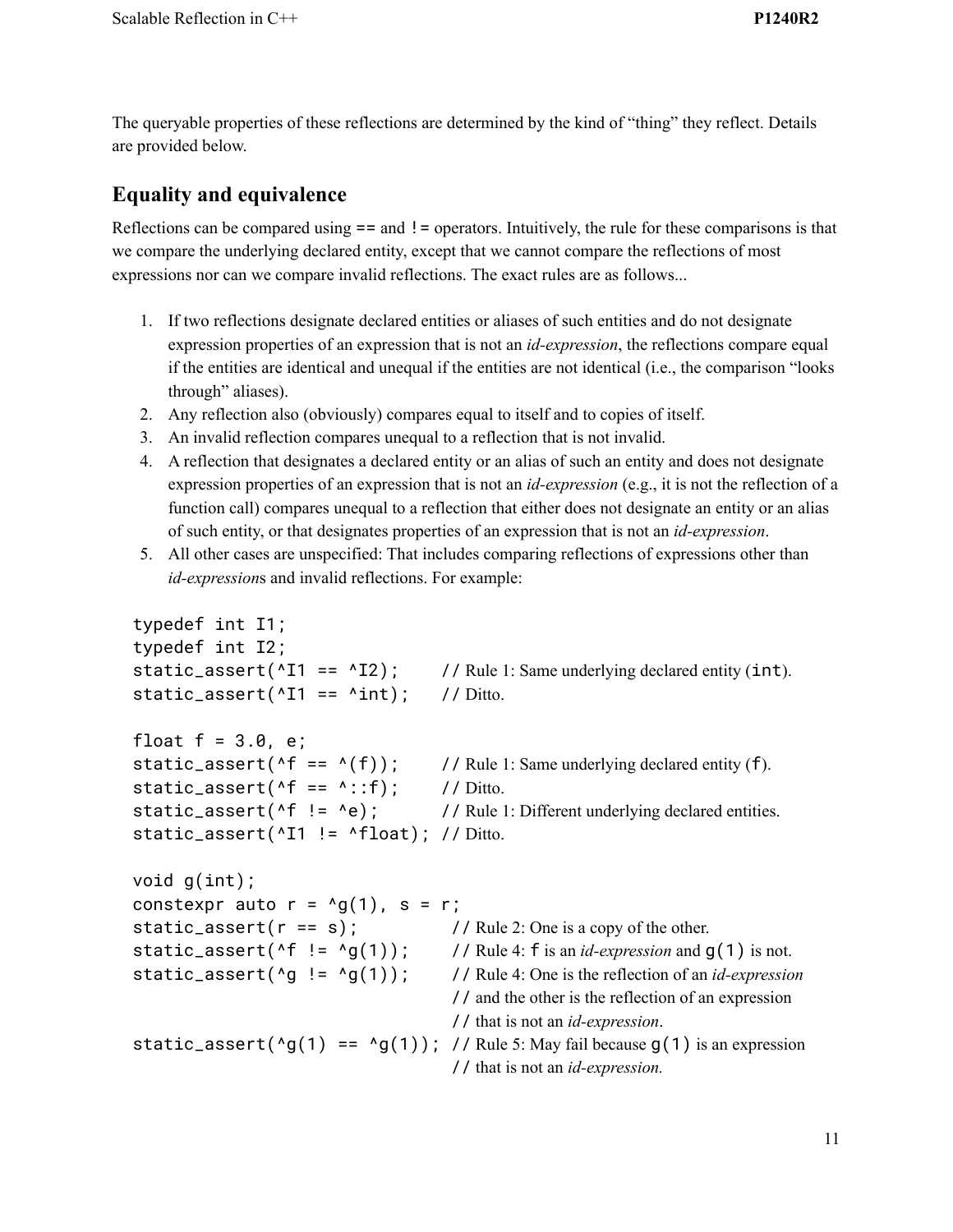The queryable properties of these reflections are determined by the kind of "thing" they reflect. Details are provided below.

## Equality and equivalence

Reflections can be compared using `==` and `!=` operators. Intuitively, the rule for these comparisons is that we compare the underlying declared entity, except that we cannot compare the reflections of most expressions nor can we compare invalid reflections. The exact rules are as follows...

1. If two reflections designate declared entities or aliases of such entities and do not designate expression properties of an expression that is not an *id-expression*, the reflections compare equal if the entities are identical and unequal if the entities are not identical (i.e., the comparison "looks through" aliases).
2. Any reflection also (obviously) compares equal to itself and to copies of itself.
3. An invalid reflection compares unequal to a reflection that is not invalid.
4. A reflection that designates a declared entity or an alias of such an entity and does not designate expression properties of an expression that is not an *id-expression* (e.g., it is not the reflection of a function call) compares unequal to a reflection that either does not designate an entity or an alias of such entity, or that designates properties of an expression that is not an *id-expression*.
5. All other cases are unspecified: That includes comparing reflections of expressions other than *id-expression*s and invalid reflections. For example:

```
typedef int I1;
typedef int I2;
static_assert(^I1 == ^I2);     // Rule 1: Same underlying declared entity (int).
static_assert(^I1 == ^int);    // Ditto.

float f = 3.0, e;
static_assert(^f == ^(f));     // Rule 1: Same underlying declared entity (f).
static_assert(^f == ^::f);     // Ditto.
static_assert(^f != ^e);       // Rule 1: Different underlying declared entities.
static_assert(^I1 != ^float);  // Ditto.

void g(int);
constexpr auto r = ^g(1), s = r;
static_assert(r == s);           // Rule 2: One is a copy of the other.
static_assert(^f != ^g(1));      // Rule 4: f is an id-expression and g(1) is not.
static_assert(^g != ^g(1));      // Rule 4: One is the reflection of an id-expression
                                 // and the other is the reflection of an expression
                                 // that is not an id-expression.
static_assert(^g(1) == ^g(1));   // Rule 5: May fail because g(1) is an expression
                                 // that is not an id-expression.
```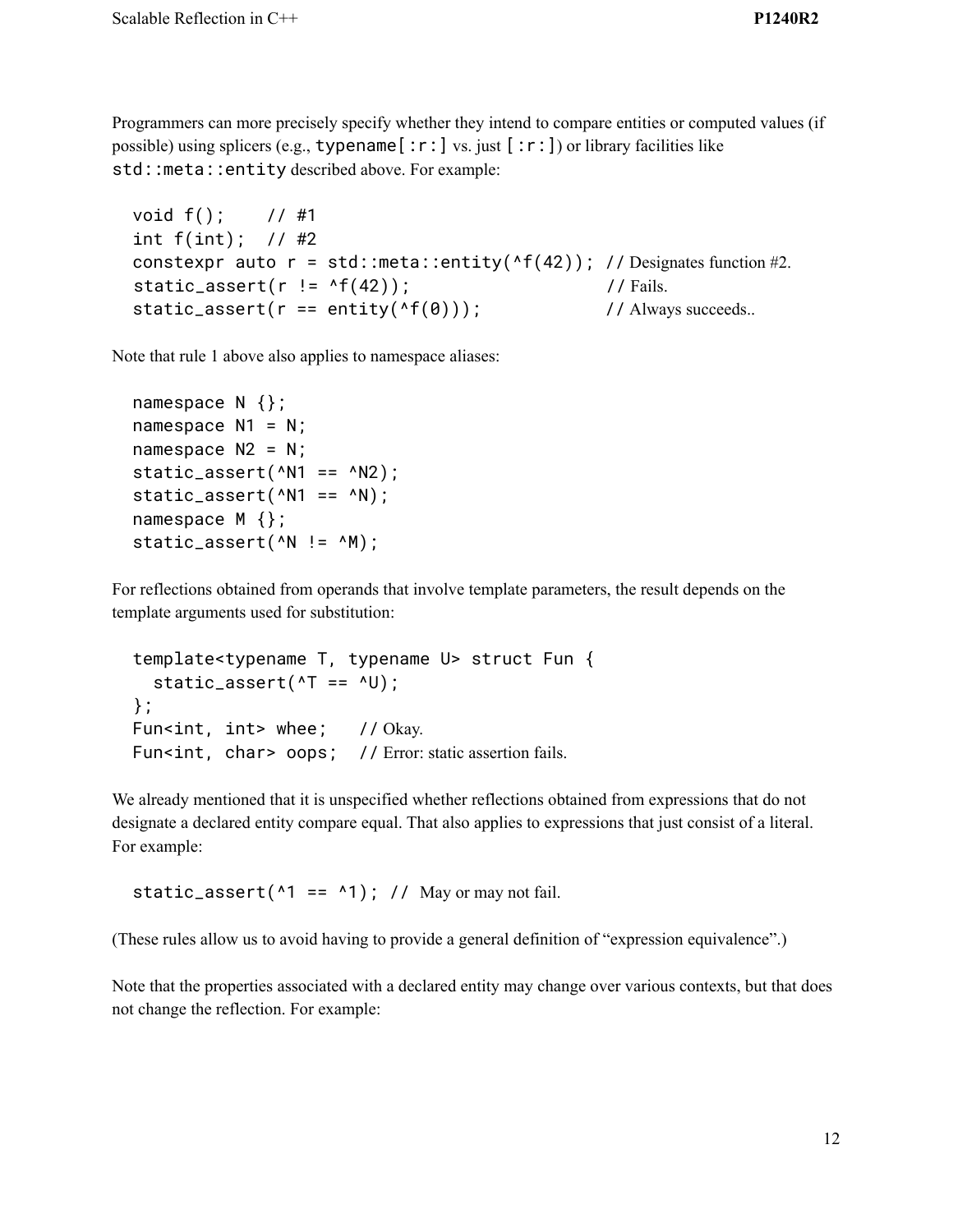Programmers can more precisely specify whether they intend to compare entities or computed values (if possible) using splicers (e.g., `typename[:r:]` vs. just `[:r:]`) or library facilities like `std::meta::entity` described above. For example:

```
void f();    // #1
int f(int);  // #2
constexpr auto r = std::meta::entity(^f(42)); // Designates function #2.
static_assert(r != ^f(42));                   // Fails.
static_assert(r == entity(^f(0)));            // Always succeeds..
```

Note that rule 1 above also applies to namespace aliases:

```
namespace N {};
namespace N1 = N;
namespace N2 = N;
static_assert(^N1 == ^N2);
static_assert(^N1 == ^N);
namespace M {};
static_assert(^N != ^M);
```

For reflections obtained from operands that involve template parameters, the result depends on the template arguments used for substitution:

```
template<typename T, typename U> struct Fun {
  static_assert(^T == ^U);
};
Fun<int, int> whee;   // Okay.
Fun<int, char> oops;  // Error: static assertion fails.
```

We already mentioned that it is unspecified whether reflections obtained from expressions that do not designate a declared entity compare equal. That also applies to expressions that just consist of a literal. For example:

```
static_assert(^1 == ^1); // May or may not fail.
```

(These rules allow us to avoid having to provide a general definition of "expression equivalence".)

Note that the properties associated with a declared entity may change over various contexts, but that does not change the reflection. For example: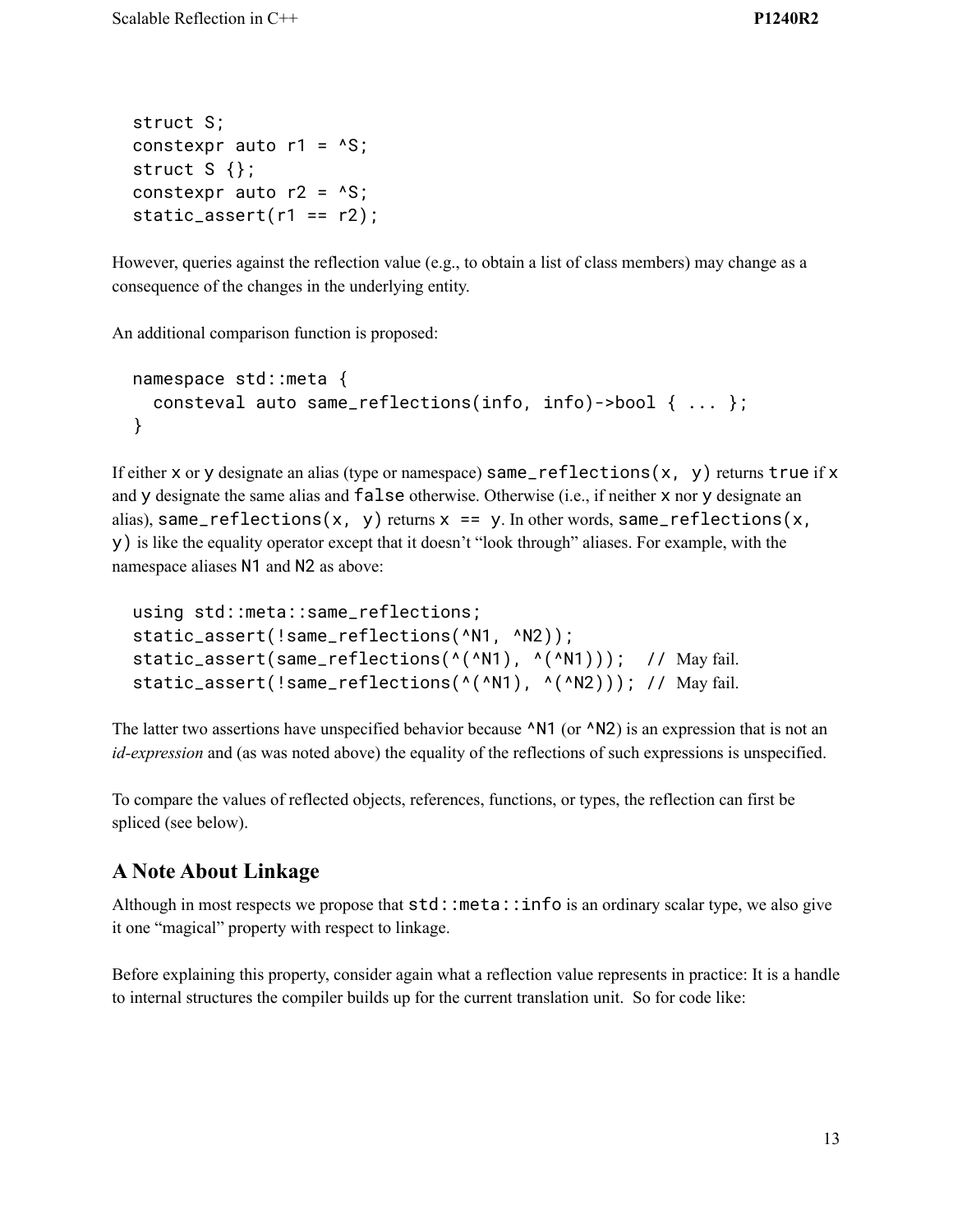```
struct S;
constexpr auto r1 = ^S;
struct S {};
constexpr auto r2 = ^S;
static_assert(r1 == r2);
```

However, queries against the reflection value (e.g., to obtain a list of class members) may change as a consequence of the changes in the underlying entity.

An additional comparison function is proposed:

```
namespace std::meta {
  consteval auto same_reflections(info, info)->bool { ... };
}
```

If either `x` or `y` designate an alias (type or namespace) `same_reflections(x, y)` returns `true` if `x` and `y` designate the same alias and `false` otherwise. Otherwise (i.e., if neither `x` nor `y` designate an alias), `same_reflections(x, y)` returns `x == y`. In other words, `same_reflections(x, y)` is like the equality operator except that it doesn't "look through" aliases. For example, with the namespace aliases `N1` and `N2` as above:

```
using std::meta::same_reflections;
static_assert(!same_reflections(^N1, ^N2));
static_assert(same_reflections(^(^N1), ^(^N1)));  // May fail.
static_assert(!same_reflections(^(^N1), ^(^N2))); // May fail.
```

The latter two assertions have unspecified behavior because `^N1` (or `^N2`) is an expression that is not an *id-expression* and (as was noted above) the equality of the reflections of such expressions is unspecified.

To compare the values of reflected objects, references, functions, or types, the reflection can first be spliced (see below).

## A Note About Linkage

Although in most respects we propose that `std::meta::info` is an ordinary scalar type, we also give it one "magical" property with respect to linkage.

Before explaining this property, consider again what a reflection value represents in practice: It is a handle to internal structures the compiler builds up for the current translation unit. So for code like: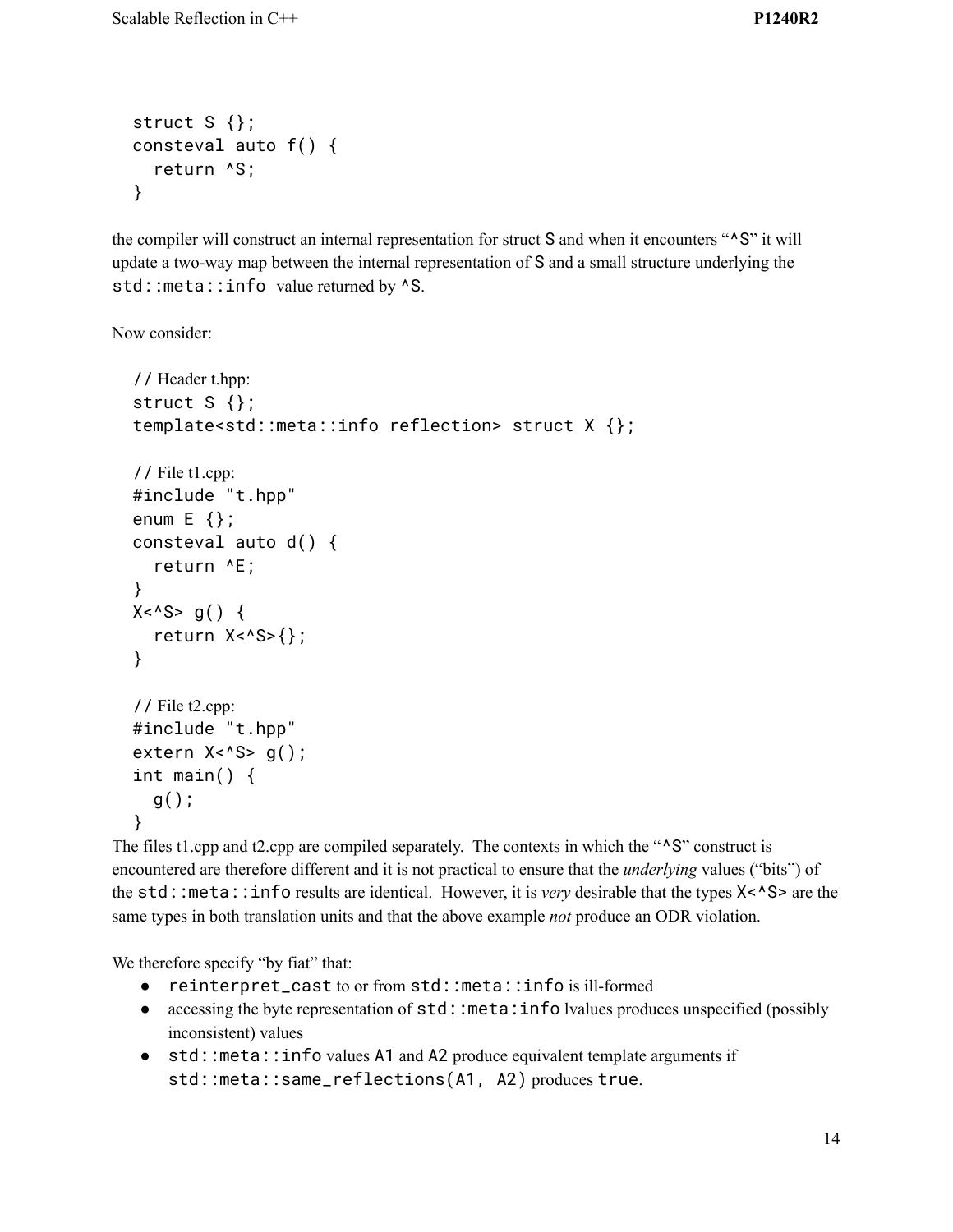```
struct S {};
consteval auto f() {
  return ^S;
}
```

the compiler will construct an internal representation for struct `S` and when it encounters "`^S`" it will update a two-way map between the internal representation of `S` and a small structure underlying the `std::meta::info` value returned by `^S`.

Now consider:

```
// Header t.hpp:
struct S {};
template<std::meta::info reflection> struct X {};

// File t1.cpp:
#include "t.hpp"
enum E {};
consteval auto d() {
  return ^E;
}
X<^S> g() {
  return X<^S>{};
}

// File t2.cpp:
#include "t.hpp"
extern X<^S> g();
int main() {
  g();
}
```

The files t1.cpp and t2.cpp are compiled separately. The contexts in which the "`^S`" construct is encountered are therefore different and it is not practical to ensure that the *underlying* values ("bits") of the `std::meta::info` results are identical. However, it is *very* desirable that the types `X<^S>` are the same types in both translation units and that the above example *not* produce an ODR violation.

We therefore specify "by fiat" that:

- `reinterpret_cast` to or from `std::meta::info` is ill-formed
- accessing the byte representation of `std::meta:info` lvalues produces unspecified (possibly inconsistent) values
- `std::meta::info` values `A1` and `A2` produce equivalent template arguments if `std::meta::same_reflections(A1, A2)` produces `true`.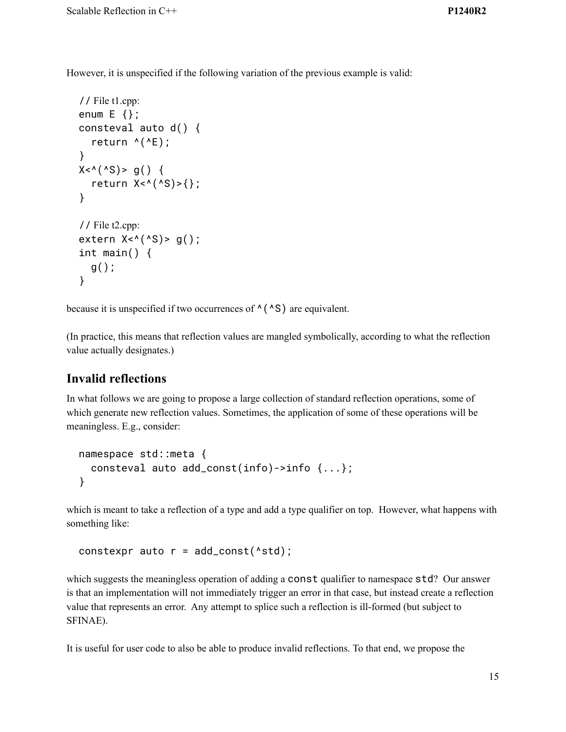However, it is unspecified if the following variation of the previous example is valid:

```
// File t1.cpp:
enum E {};
consteval auto d() {
  return ^(^E);
}
X<^(^S)> g() {
  return X<^(^S)>{};
}

// File t2.cpp:
extern X<^(^S)> g();
int main() {
  g();
}
```

because it is unspecified if two occurrences of `^(^S)` are equivalent.

(In practice, this means that reflection values are mangled symbolically, according to what the reflection value actually designates.)

## Invalid reflections

In what follows we are going to propose a large collection of standard reflection operations, some of which generate new reflection values. Sometimes, the application of some of these operations will be meaningless. E.g., consider:

```
namespace std::meta {
  consteval auto add_const(info)->info {...};
}
```

which is meant to take a reflection of a type and add a type qualifier on top. However, what happens with something like:

```
constexpr auto r = add_const(^std);
```

which suggests the meaningless operation of adding a `const` qualifier to namespace `std`? Our answer is that an implementation will not immediately trigger an error in that case, but instead create a reflection value that represents an error. Any attempt to splice such a reflection is ill-formed (but subject to SFINAE).

It is useful for user code to also be able to produce invalid reflections. To that end, we propose the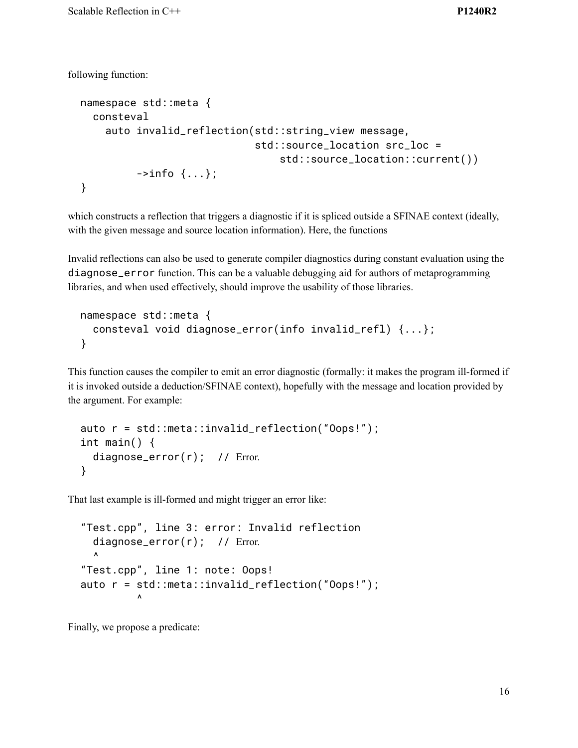following function:

```
namespace std::meta {
  consteval
    auto invalid_reflection(std::string_view message,
                            std::source_location src_loc =
                                std::source_location::current())
         ->info {...};
}
```

which constructs a reflection that triggers a diagnostic if it is spliced outside a SFINAE context (ideally, with the given message and source location information). Here, the functions

Invalid reflections can also be used to generate compiler diagnostics during constant evaluation using the `diagnose_error` function. This can be a valuable debugging aid for authors of metaprogramming libraries, and when used effectively, should improve the usability of those libraries.

```
namespace std::meta {
  consteval void diagnose_error(info invalid_refl) {...};
}
```

This function causes the compiler to emit an error diagnostic (formally: it makes the program ill-formed if it is invoked outside a deduction/SFINAE context), hopefully with the message and location provided by the argument. For example:

```
auto r = std::meta::invalid_reflection("Oops!");
int main() {
  diagnose_error(r);  // Error.
}
```

That last example is ill-formed and might trigger an error like:

```
"Test.cpp", line 3: error: Invalid reflection
  diagnose_error(r);  // Error.
  ^
"Test.cpp", line 1: note: Oops!
auto r = std::meta::invalid_reflection("Oops!");
         ^
```

Finally, we propose a predicate: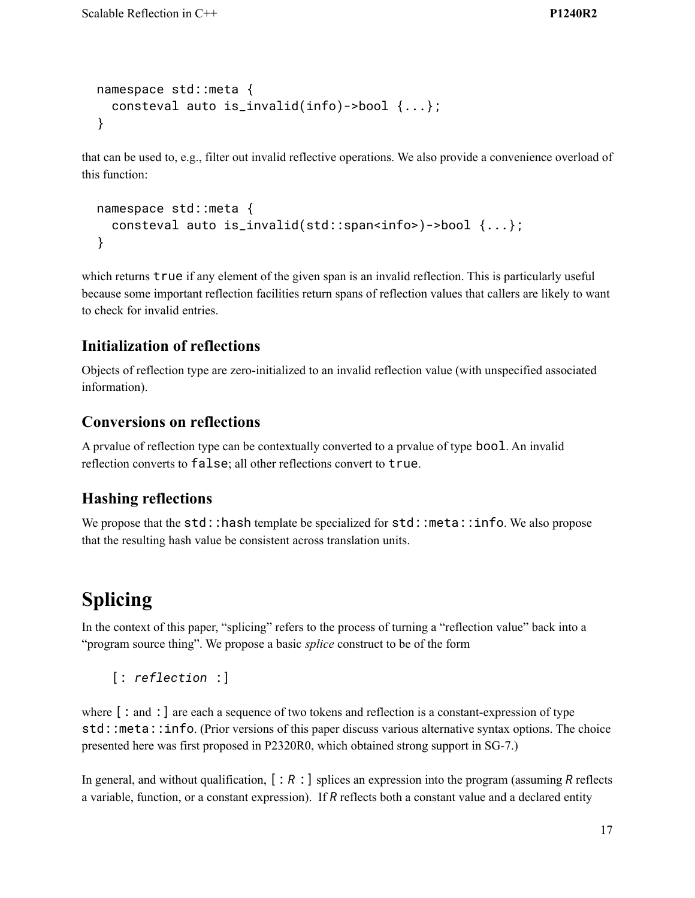```
namespace std::meta {
  consteval auto is_invalid(info)->bool {...};
}
```

that can be used to, e.g., filter out invalid reflective operations. We also provide a convenience overload of this function:

```
namespace std::meta {
  consteval auto is_invalid(std::span<info>)->bool {...};
}
```

which returns `true` if any element of the given span is an invalid reflection. This is particularly useful because some important reflection facilities return spans of reflection values that callers are likely to want to check for invalid entries.

### Initialization of reflections

Objects of reflection type are zero-initialized to an invalid reflection value (with unspecified associated information).

### Conversions on reflections

A prvalue of reflection type can be contextually converted to a prvalue of type `bool`. An invalid reflection converts to `false`; all other reflections convert to `true`.

### Hashing reflections

We propose that the `std::hash` template be specialized for `std::meta::info`. We also propose that the resulting hash value be consistent across translation units.

## Splicing

In the context of this paper, "splicing" refers to the process of turning a "reflection value" back into a "program source thing". We propose a basic *splice* construct to be of the form

```
[: reflection :]
```

where `[:` and `:]` are each a sequence of two tokens and reflection is a constant-expression of type `std::meta::info`. (Prior versions of this paper discuss various alternative syntax options. The choice presented here was first proposed in P2320R0, which obtained strong support in SG-7.)

In general, and without qualification, `[: R :]` splices an expression into the program (assuming *R* reflects a variable, function, or a constant expression). If *R* reflects both a constant value and a declared entity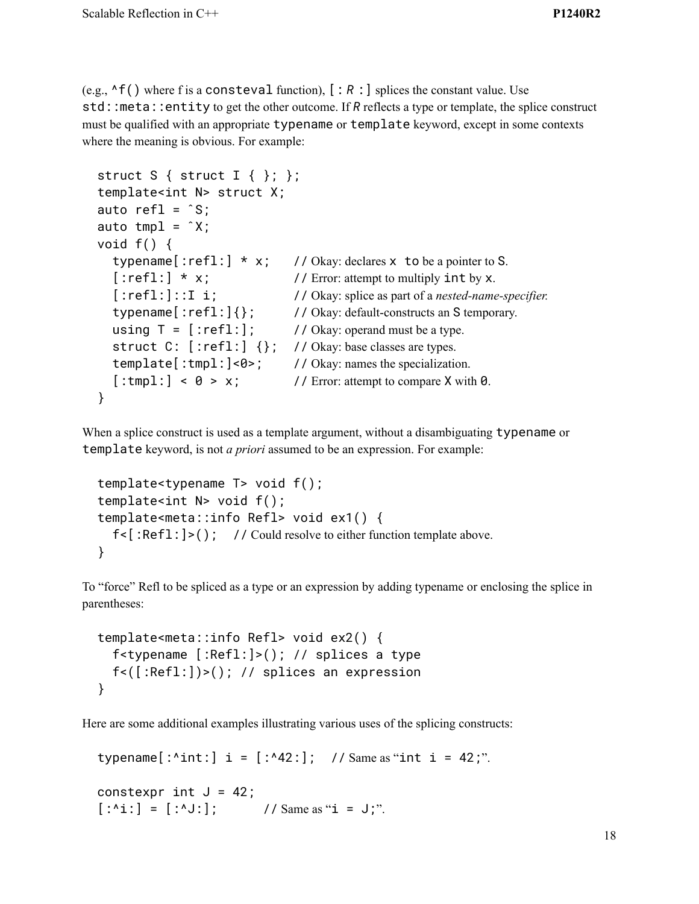(e.g., `^f()` where f is a `consteval` function), `[: R :]` splices the constant value. Use `std::meta::entity` to get the other outcome. If *R* reflects a type or template, the splice construct must be qualified with an appropriate `typename` or `template` keyword, except in some contexts where the meaning is obvious. For example:

```
struct S { struct I { }; };
template<int N> struct X;
auto refl = ˆS;
auto tmpl = ˆX;
void f() {
  typename[:refl:] * x;    // Okay: declares x to be a pointer to S.
  [:refl:] * x;            // Error: attempt to multiply int by x.
  [:refl:]::I i;           // Okay: splice as part of a nested-name-specifier.
  typename[:refl:]{};      // Okay: default-constructs an S temporary.
  using T = [:refl:];      // Okay: operand must be a type.
  struct C: [:refl:] {};   // Okay: base classes are types.
  template[:tmpl:]<0>;     // Okay: names the specialization.
  [:tmpl:] < 0 > x;        // Error: attempt to compare X with 0.
}
```

When a splice construct is used as a template argument, without a disambiguating `typename` or `template` keyword, is not *a priori* assumed to be an expression. For example:

```
template<typename T> void f();
template<int N> void f();
template<meta::info Refl> void ex1() {
  f<[:Refl:]>();  // Could resolve to either function template above.
}
```

To "force" Refl to be spliced as a type or an expression by adding typename or enclosing the splice in parentheses:

```
template<meta::info Refl> void ex2() {
  f<typename [:Refl:]>(); // splices a type
  f<([:Refl:])>(); // splices an expression
}
```

Here are some additional examples illustrating various uses of the splicing constructs:

```
typename[:^int:] i = [:^42:];  // Same as "int i = 42;".

constexpr int J = 42;
[:^i:] = [:^J:];       // Same as "i = J;".
```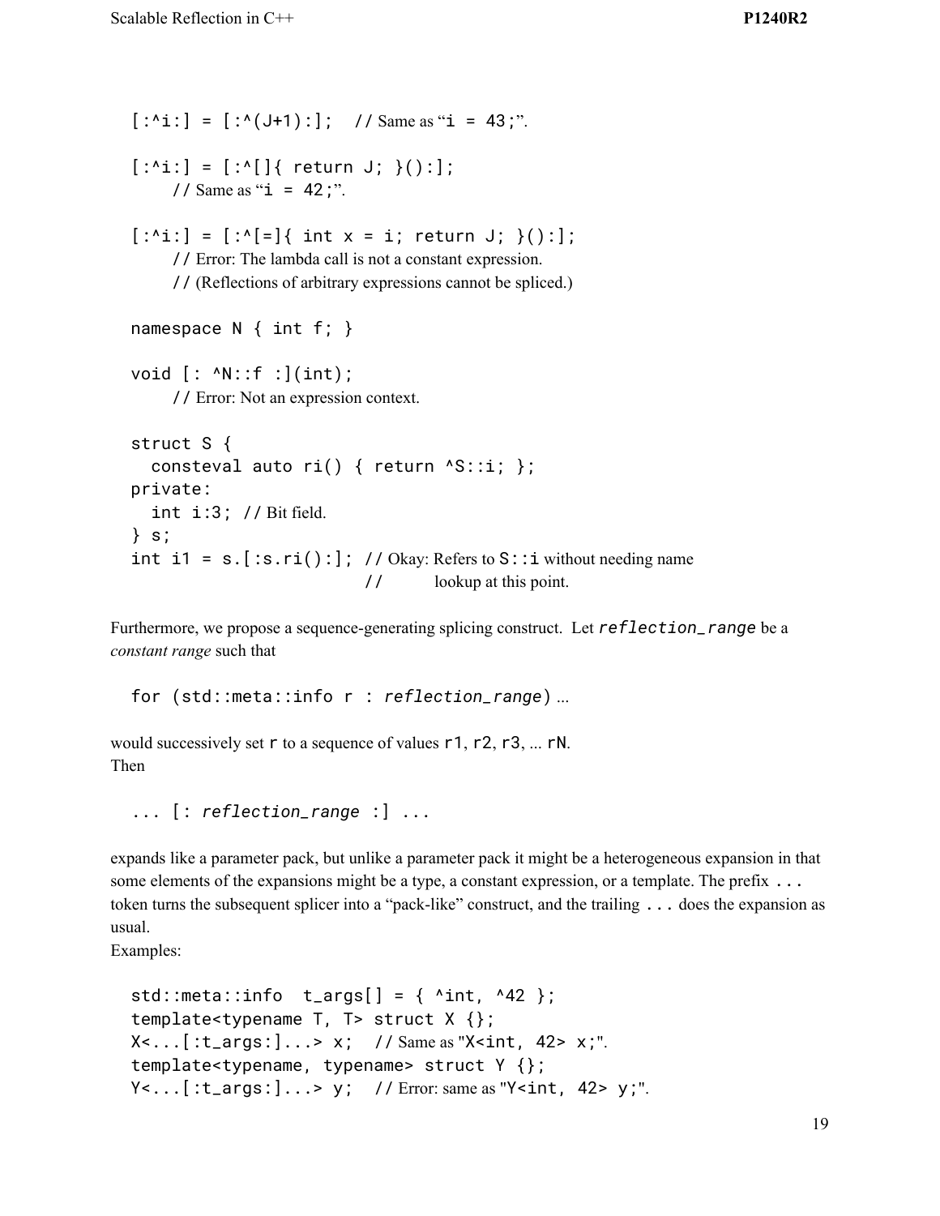```
[:^i:] = [:^(J+1):];  // Same as "i = 43;".

[:^i:] = [:^[]{ return J; }():];
    // Same as "i = 42;".

[:^i:] = [:^[=]{ int x = i; return J; }():];
    // Error: The lambda call is not a constant expression.
    // (Reflections of arbitrary expressions cannot be spliced.)

namespace N { int f; }

void [: ^N::f :](int);
    // Error: Not an expression context.

struct S {
  consteval auto ri() { return ^S::i; };
private:
  int i:3; // Bit field.
} s;
int i1 = s.[:s.ri():]; // Okay: Refers to S::i without needing name
                       //       lookup at this point.
```

Furthermore, we propose a sequence-generating splicing construct. Let *reflection_range* be a *constant range* such that

```
for (std::meta::info r : reflection_range) ...
```

would successively set `r` to a sequence of values `r1`, `r2`, `r3`, ... `rN`.
Then

```
... [: reflection_range :] ...
```

expands like a parameter pack, but unlike a parameter pack it might be a heterogeneous expansion in that some elements of the expansions might be a type, a constant expression, or a template. The prefix `...` token turns the subsequent splicer into a "pack-like" construct, and the trailing `...` does the expansion as usual.
Examples:

```
std::meta::info  t_args[] = { ^int, ^42 };
template<typename T, T> struct X {};
X<...[:t_args:]...> x;  // Same as "X<int, 42> x;".
template<typename, typename> struct Y {};
Y<...[:t_args:]...> y;  // Error: same as "Y<int, 42> y;".
```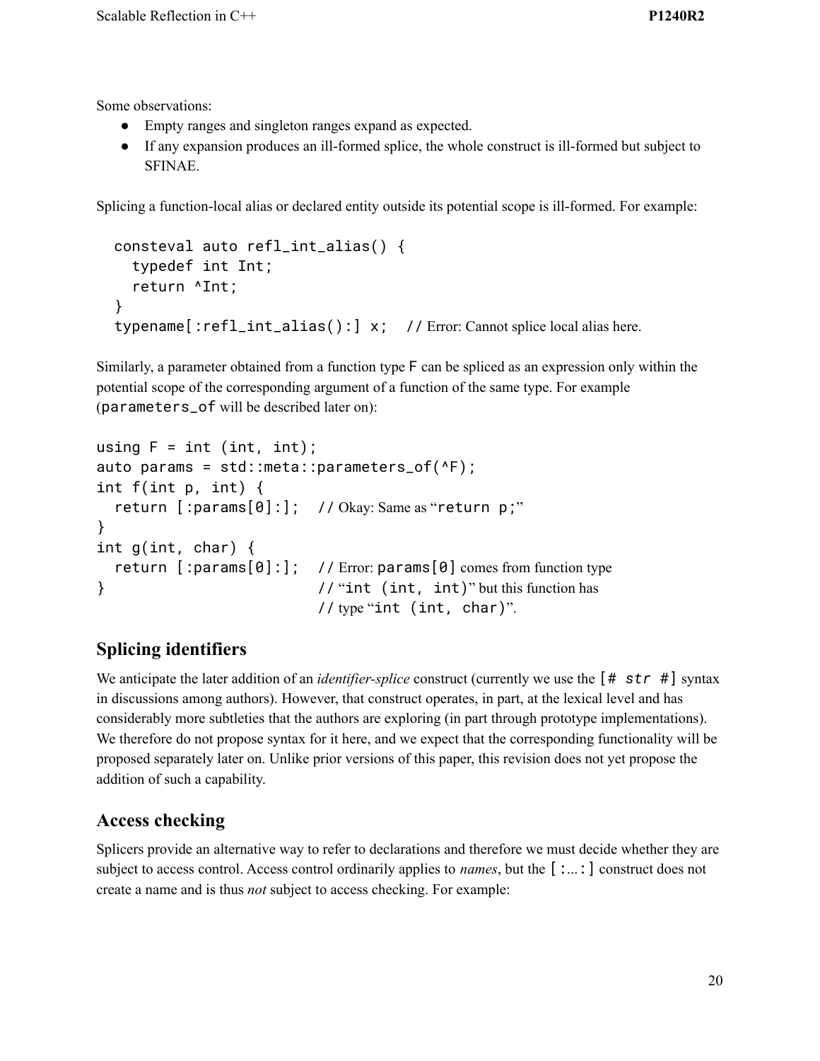Some observations:

- Empty ranges and singleton ranges expand as expected.
- If any expansion produces an ill-formed splice, the whole construct is ill-formed but subject to SFINAE.

Splicing a function-local alias or declared entity outside its potential scope is ill-formed. For example:

```
consteval auto refl_int_alias() {
  typedef int Int;
  return ^Int;
}
typename[:refl_int_alias():] x;  // Error: Cannot splice local alias here.
```

Similarly, a parameter obtained from a function type `F` can be spliced as an expression only within the potential scope of the corresponding argument of a function of the same type. For example (`parameters_of` will be described later on):

```
using F = int (int, int);
auto params = std::meta::parameters_of(^F);
int f(int p, int) {
  return [:params[0]:];  // Okay: Same as "return p;"
}
int g(int, char) {
  return [:params[0]:];  // Error: params[0] comes from function type
}                        // "int (int, int)" but this function has
                         // type "int (int, char)".
```

## Splicing identifiers

We anticipate the later addition of an *identifier-splice* construct (currently we use the `[# str #]` syntax in discussions among authors). However, that construct operates, in part, at the lexical level and has considerably more subtleties that the authors are exploring (in part through prototype implementations). We therefore do not propose syntax for it here, and we expect that the corresponding functionality will be proposed separately later on. Unlike prior versions of this paper, this revision does not yet propose the addition of such a capability.

## Access checking

Splicers provide an alternative way to refer to declarations and therefore we must decide whether they are subject to access control. Access control ordinarily applies to *names*, but the `[:...:]` construct does not create a name and is thus *not* subject to access checking. For example: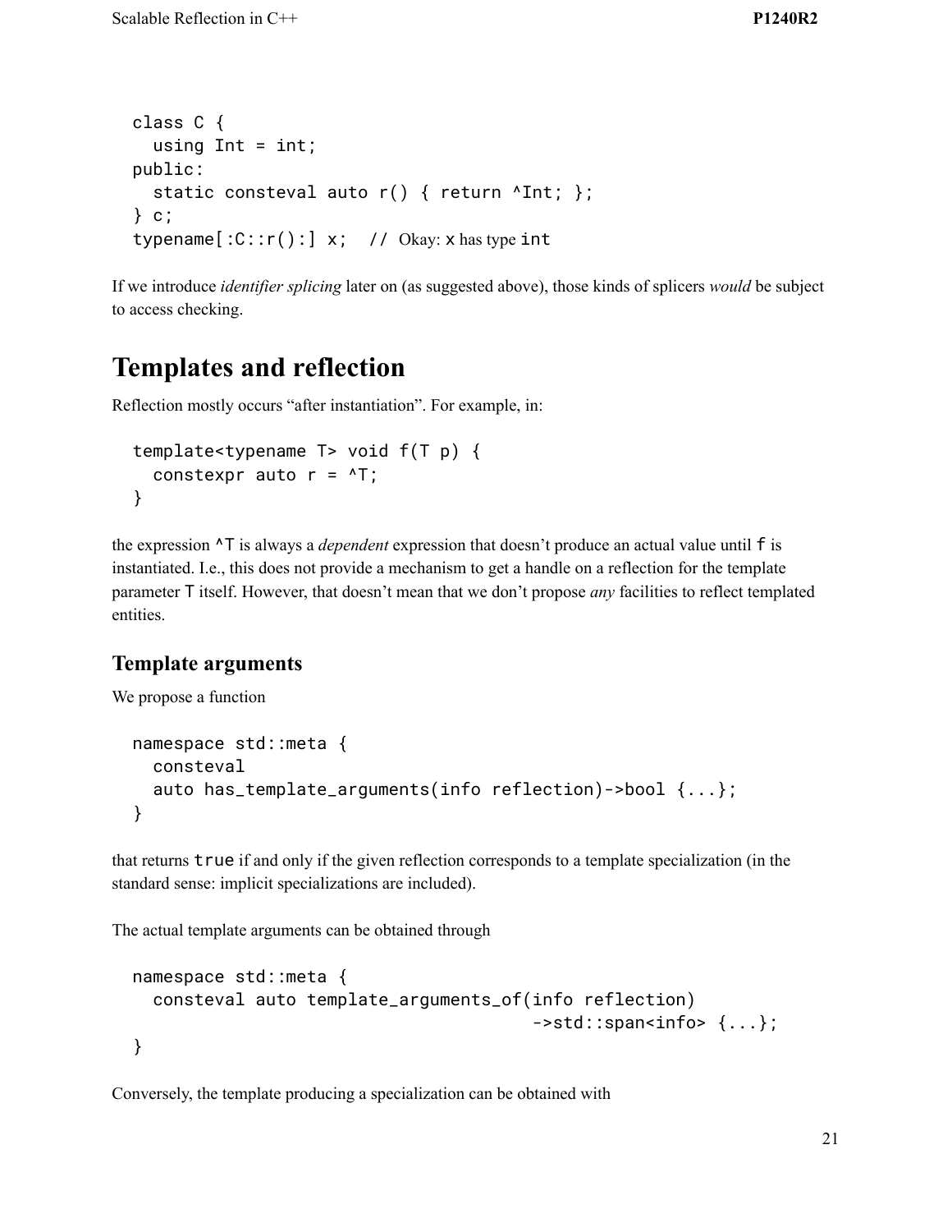```
class C {
  using Int = int;
public:
  static consteval auto r() { return ^Int; };
} c;
typename[:C::r():] x;  // Okay: x has type int
```

If we introduce *identifier splicing* later on (as suggested above), those kinds of splicers *would* be subject to access checking.

# Templates and reflection

Reflection mostly occurs "after instantiation". For example, in:

```
template<typename T> void f(T p) {
  constexpr auto r = ^T;
}
```

the expression `^T` is always a *dependent* expression that doesn't produce an actual value until `f` is instantiated. I.e., this does not provide a mechanism to get a handle on a reflection for the template parameter `T` itself. However, that doesn't mean that we don't propose *any* facilities to reflect templated entities.

## Template arguments

We propose a function

```
namespace std::meta {
  consteval
  auto has_template_arguments(info reflection)->bool {...};
}
```

that returns `true` if and only if the given reflection corresponds to a template specialization (in the standard sense: implicit specializations are included).

The actual template arguments can be obtained through

```
namespace std::meta {
  consteval auto template_arguments_of(info reflection)
                                        ->std::span<info> {...};
}
```

Conversely, the template producing a specialization can be obtained with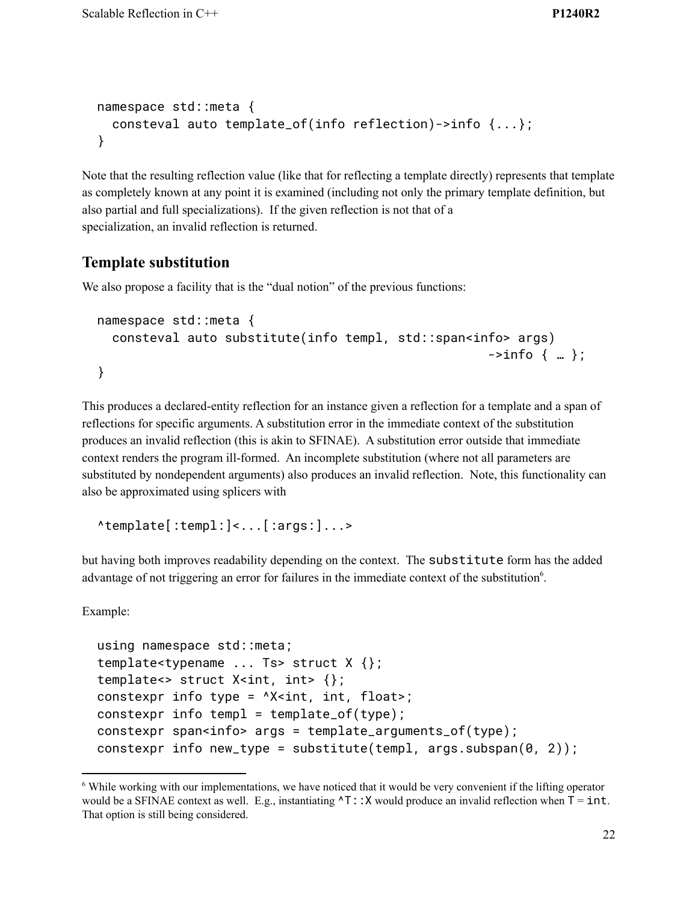```
namespace std::meta {
  consteval auto template_of(info reflection)->info {...};
}
```

Note that the resulting reflection value (like that for reflecting a template directly) represents that template as completely known at any point it is examined (including not only the primary template definition, but also partial and full specializations). If the given reflection is not that of a specialization, an invalid reflection is returned.

## Template substitution

We also propose a facility that is the "dual notion" of the previous functions:

```
namespace std::meta {
  consteval auto substitute(info templ, std::span<info> args)
                                                        ->info { … };
}
```

This produces a declared-entity reflection for an instance given a reflection for a template and a span of reflections for specific arguments. A substitution error in the immediate context of the substitution produces an invalid reflection (this is akin to SFINAE). A substitution error outside that immediate context renders the program ill-formed. An incomplete substitution (where not all parameters are substituted by nondependent arguments) also produces an invalid reflection. Note, this functionality can also be approximated using splicers with

```
^template[:templ:]<...[:args:]...>
```

but having both improves readability depending on the context. The `substitute` form has the added advantage of not triggering an error for failures in the immediate context of the substitution[6].

Example:

```
using namespace std::meta;
template<typename ... Ts> struct X {};
template<> struct X<int, int> {};
constexpr info type = ^X<int, int, float>;
constexpr info templ = template_of(type);
constexpr span<info> args = template_arguments_of(type);
constexpr info new_type = substitute(templ, args.subspan(0, 2));
```

[6] While working with our implementations, we have noticed that it would be very convenient if the lifting operator would be a SFINAE context as well. E.g., instantiating `^T::X` would produce an invalid reflection when `T` = `int`. That option is still being considered.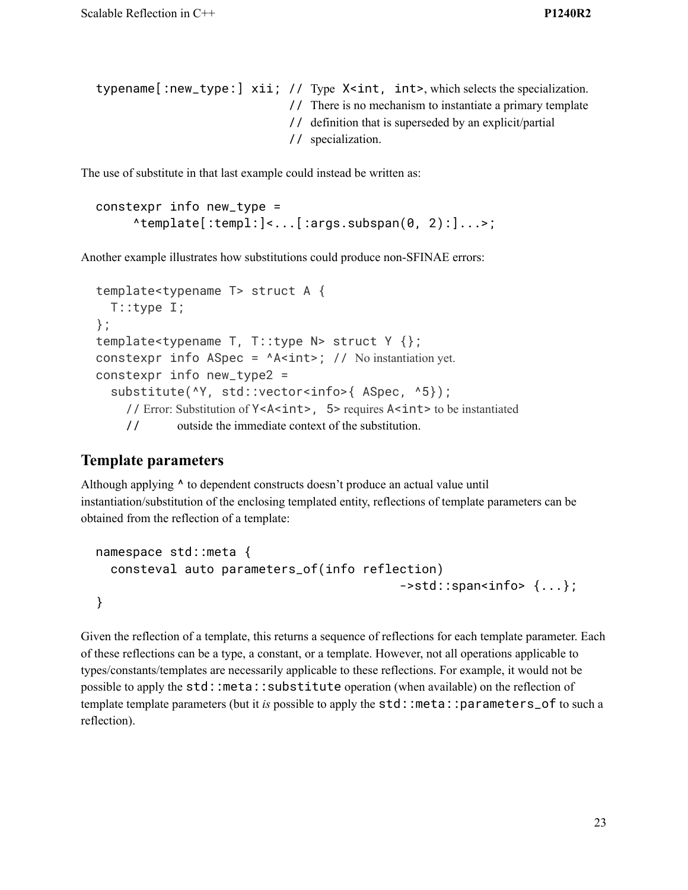```
typename[:new_type:] xii; // Type X<int, int>, which selects the specialization.
                          // There is no mechanism to instantiate a primary template
                          // definition that is superseded by an explicit/partial
                          // specialization.
```

The use of substitute in that last example could instead be written as:

```
constexpr info new_type =
     ^template[:templ:]<...[:args.subspan(0, 2):]...>;
```

Another example illustrates how substitutions could produce non-SFINAE errors:

```
template<typename T> struct A {
  T::type I;
};
template<typename T, T::type N> struct Y {};
constexpr info ASpec = ^A<int>; // No instantiation yet.
constexpr info new_type2 =
  substitute(^Y, std::vector<info>{ ASpec, ^5});
    // Error: Substitution of Y<A<int>, 5> requires A<int> to be instantiated
    //        outside the immediate context of the substitution.
```

## Template parameters

Although applying `^` to dependent constructs doesn't produce an actual value until instantiation/substitution of the enclosing templated entity, reflections of template parameters can be obtained from the reflection of a template:

```
namespace std::meta {
  consteval auto parameters_of(info reflection)
                                         ->std::span<info> {...};
}
```

Given the reflection of a template, this returns a sequence of reflections for each template parameter. Each of these reflections can be a type, a constant, or a template. However, not all operations applicable to types/constants/templates are necessarily applicable to these reflections. For example, it would not be possible to apply the `std::meta::substitute` operation (when available) on the reflection of template template parameters (but it *is* possible to apply the `std::meta::parameters_of` to such a reflection).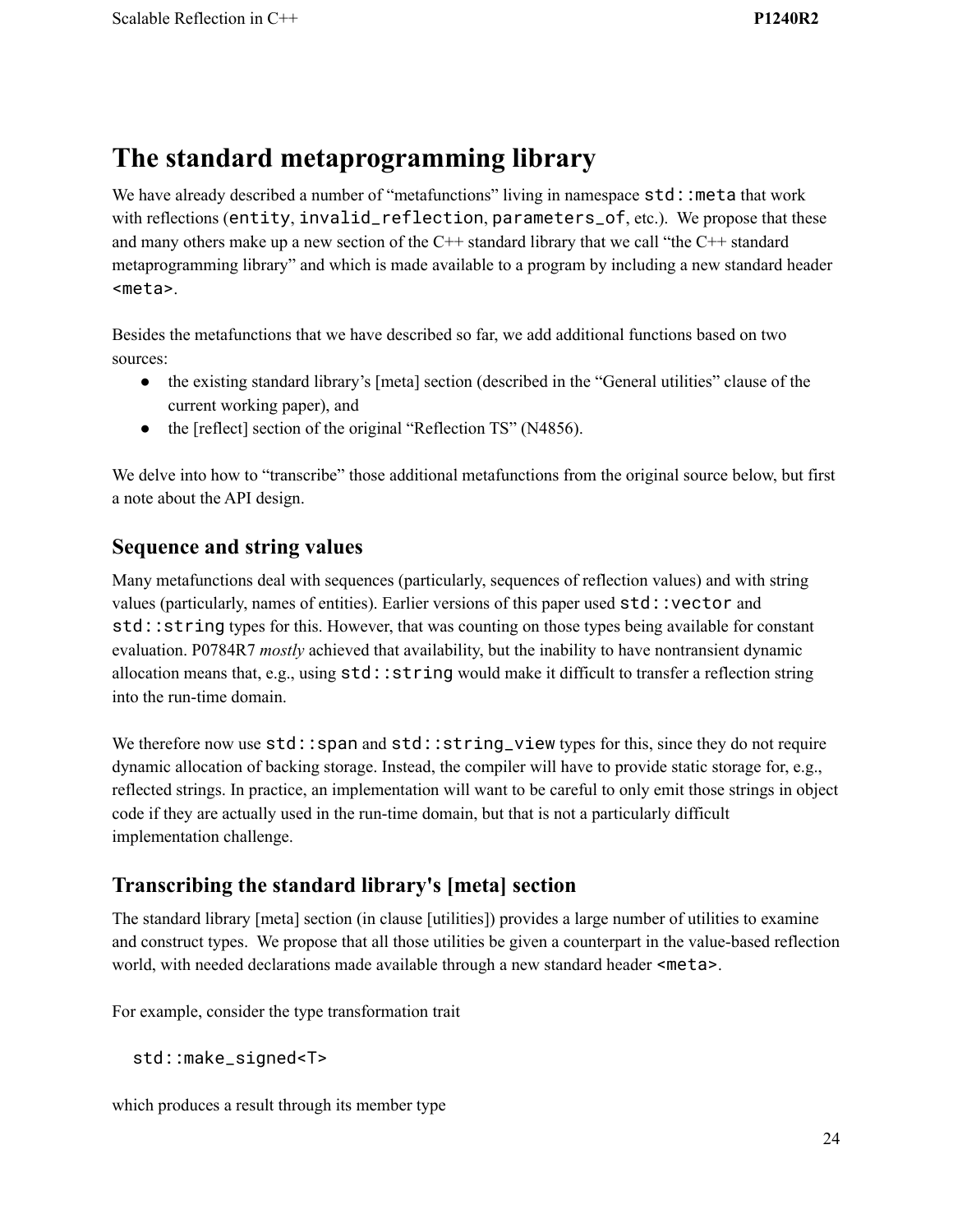# The standard metaprogramming library

We have already described a number of "metafunctions" living in namespace `std::meta` that work with reflections (`entity`, `invalid_reflection`, `parameters_of`, etc.). We propose that these and many others make up a new section of the C++ standard library that we call "the C++ standard metaprogramming library" and which is made available to a program by including a new standard header `<meta>`.

Besides the metafunctions that we have described so far, we add additional functions based on two sources:

- the existing standard library's [meta] section (described in the "General utilities" clause of the current working paper), and
- the [reflect] section of the original "Reflection TS" (N4856).

We delve into how to "transcribe" those additional metafunctions from the original source below, but first a note about the API design.

## Sequence and string values

Many metafunctions deal with sequences (particularly, sequences of reflection values) and with string values (particularly, names of entities). Earlier versions of this paper used `std::vector` and `std::string` types for this. However, that was counting on those types being available for constant evaluation. P0784R7 *mostly* achieved that availability, but the inability to have nontransient dynamic allocation means that, e.g., using `std::string` would make it difficult to transfer a reflection string into the run-time domain.

We therefore now use `std::span` and `std::string_view` types for this, since they do not require dynamic allocation of backing storage. Instead, the compiler will have to provide static storage for, e.g., reflected strings. In practice, an implementation will want to be careful to only emit those strings in object code if they are actually used in the run-time domain, but that is not a particularly difficult implementation challenge.

## Transcribing the standard library's [meta] section

The standard library [meta] section (in clause [utilities]) provides a large number of utilities to examine and construct types. We propose that all those utilities be given a counterpart in the value-based reflection world, with needed declarations made available through a new standard header `<meta>`.

For example, consider the type transformation trait

```
std::make_signed<T>
```

which produces a result through its member type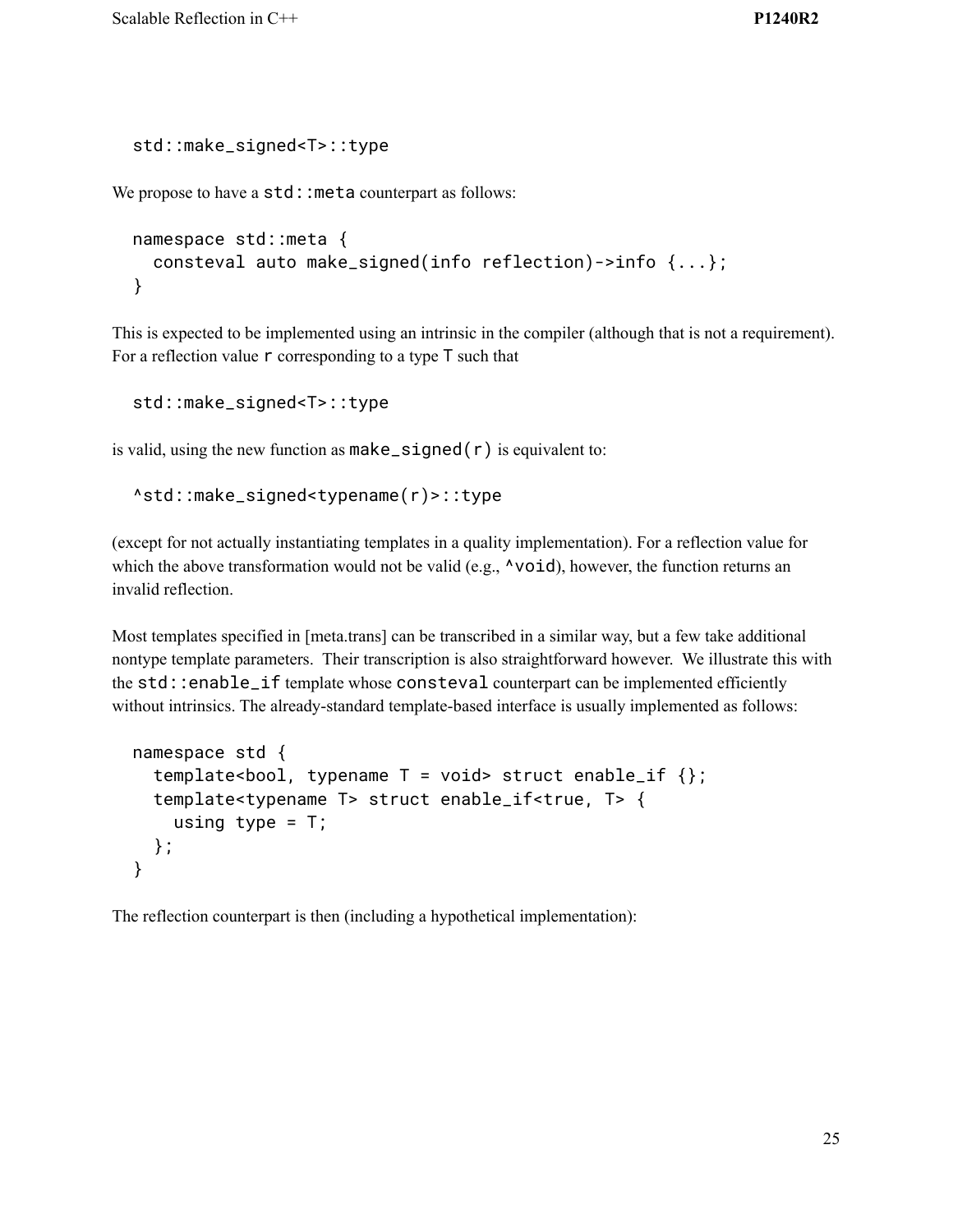```
std::make_signed<T>::type
```

We propose to have a `std::meta` counterpart as follows:

```
namespace std::meta {
  consteval auto make_signed(info reflection)->info {...};
}
```

This is expected to be implemented using an intrinsic in the compiler (although that is not a requirement). For a reflection value `r` corresponding to a type `T` such that

```
std::make_signed<T>::type
```

is valid, using the new function as `make_signed(r)` is equivalent to:

```
^std::make_signed<typename(r)>::type
```

(except for not actually instantiating templates in a quality implementation). For a reflection value for which the above transformation would not be valid (e.g., `^void`), however, the function returns an invalid reflection.

Most templates specified in [meta.trans] can be transcribed in a similar way, but a few take additional nontype template parameters. Their transcription is also straightforward however. We illustrate this with the `std::enable_if` template whose `consteval` counterpart can be implemented efficiently without intrinsics. The already-standard template-based interface is usually implemented as follows:

```
namespace std {
  template<bool, typename T = void> struct enable_if {};
  template<typename T> struct enable_if<true, T> {
    using type = T;
  };
}
```

The reflection counterpart is then (including a hypothetical implementation):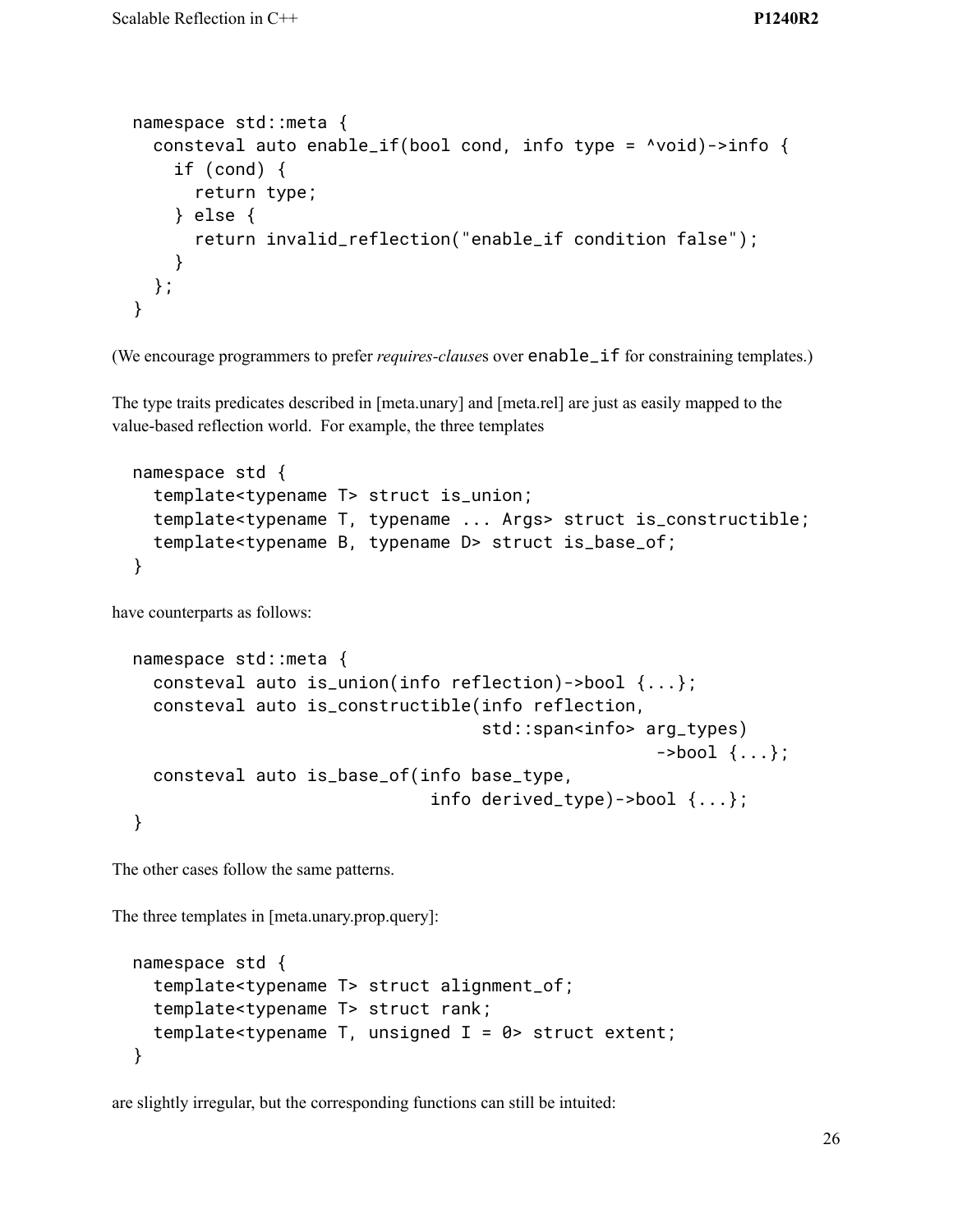```
namespace std::meta {
  consteval auto enable_if(bool cond, info type = ^void)->info {
    if (cond) {
      return type;
    } else {
      return invalid_reflection("enable_if condition false");
    }
  };
}
```

(We encourage programmers to prefer *requires-clause*s over `enable_if` for constraining templates.)

The type traits predicates described in [meta.unary] and [meta.rel] are just as easily mapped to the value-based reflection world. For example, the three templates

```
namespace std {
  template<typename T> struct is_union;
  template<typename T, typename ... Args> struct is_constructible;
  template<typename B, typename D> struct is_base_of;
}
```

have counterparts as follows:

```
namespace std::meta {
  consteval auto is_union(info reflection)->bool {...};
  consteval auto is_constructible(info reflection,
                                  std::span<info> arg_types)
                                                  ->bool {...};
  consteval auto is_base_of(info base_type,
                            info derived_type)->bool {...};
}
```

The other cases follow the same patterns.

The three templates in [meta.unary.prop.query]:

```
namespace std {
  template<typename T> struct alignment_of;
  template<typename T> struct rank;
  template<typename T, unsigned I = 0> struct extent;
}
```

are slightly irregular, but the corresponding functions can still be intuited: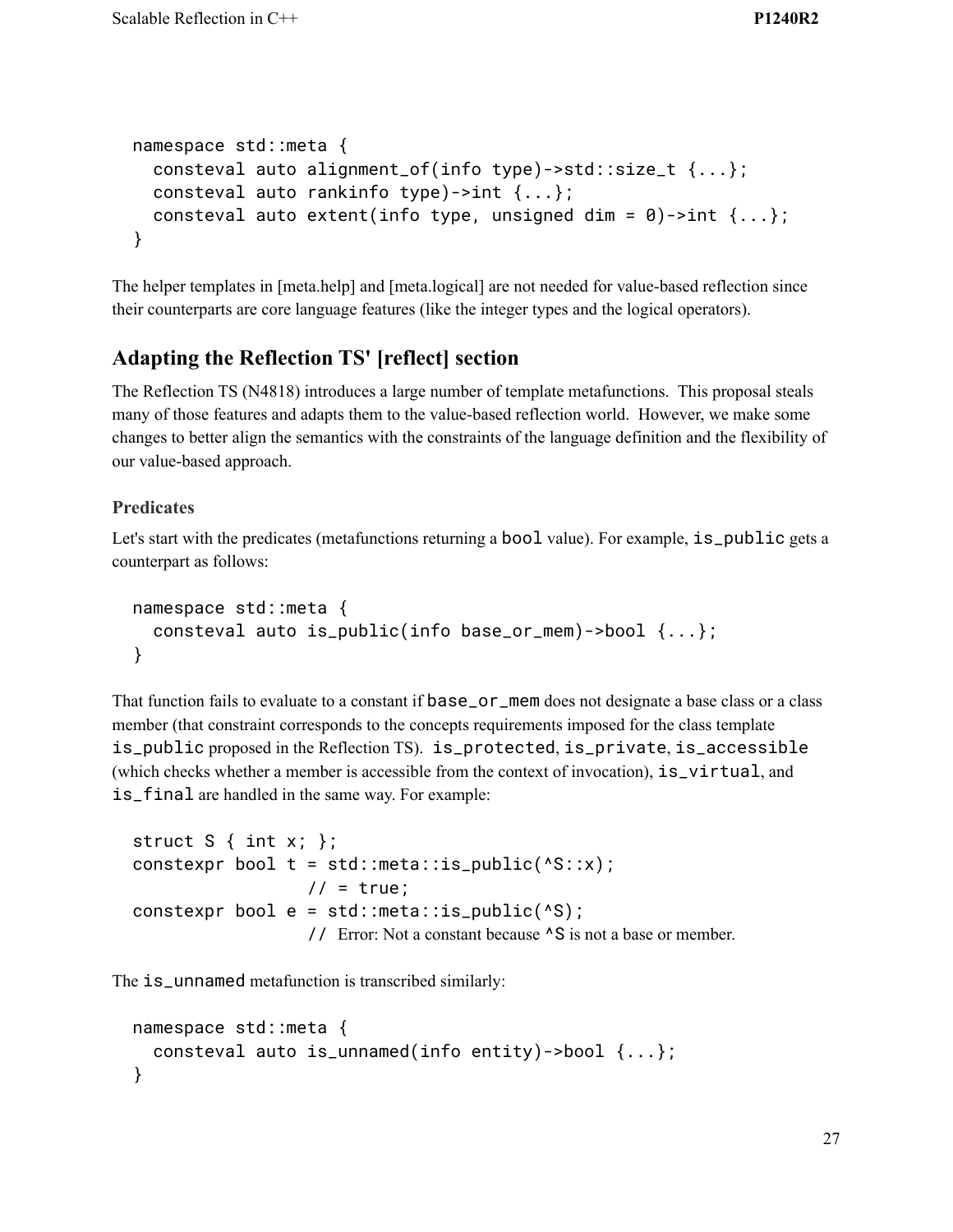```
namespace std::meta {
  consteval auto alignment_of(info type)->std::size_t {...};
  consteval auto rankinfo type)->int {...};
  consteval auto extent(info type, unsigned dim = 0)->int {...};
}
```

The helper templates in [meta.help] and [meta.logical] are not needed for value-based reflection since their counterparts are core language features (like the integer types and the logical operators).

## Adapting the Reflection TS' [reflect] section

The Reflection TS (N4818) introduces a large number of template metafunctions. This proposal steals many of those features and adapts them to the value-based reflection world. However, we make some changes to better align the semantics with the constraints of the language definition and the flexibility of our value-based approach.

### Predicates

Let's start with the predicates (metafunctions returning a `bool` value). For example, `is_public` gets a counterpart as follows:

```
namespace std::meta {
  consteval auto is_public(info base_or_mem)->bool {...};
}
```

That function fails to evaluate to a constant if `base_or_mem` does not designate a base class or a class member (that constraint corresponds to the concepts requirements imposed for the class template `is_public` proposed in the Reflection TS). `is_protected`, `is_private`, `is_accessible` (which checks whether a member is accessible from the context of invocation), `is_virtual`, and `is_final` are handled in the same way. For example:

```
struct S { int x; };
constexpr bool t = std::meta::is_public(^S::x);
                 // = true;
constexpr bool e = std::meta::is_public(^S);
                 // Error: Not a constant because ^S is not a base or member.
```

The `is_unnamed` metafunction is transcribed similarly:

```
namespace std::meta {
  consteval auto is_unnamed(info entity)->bool {...};
}
```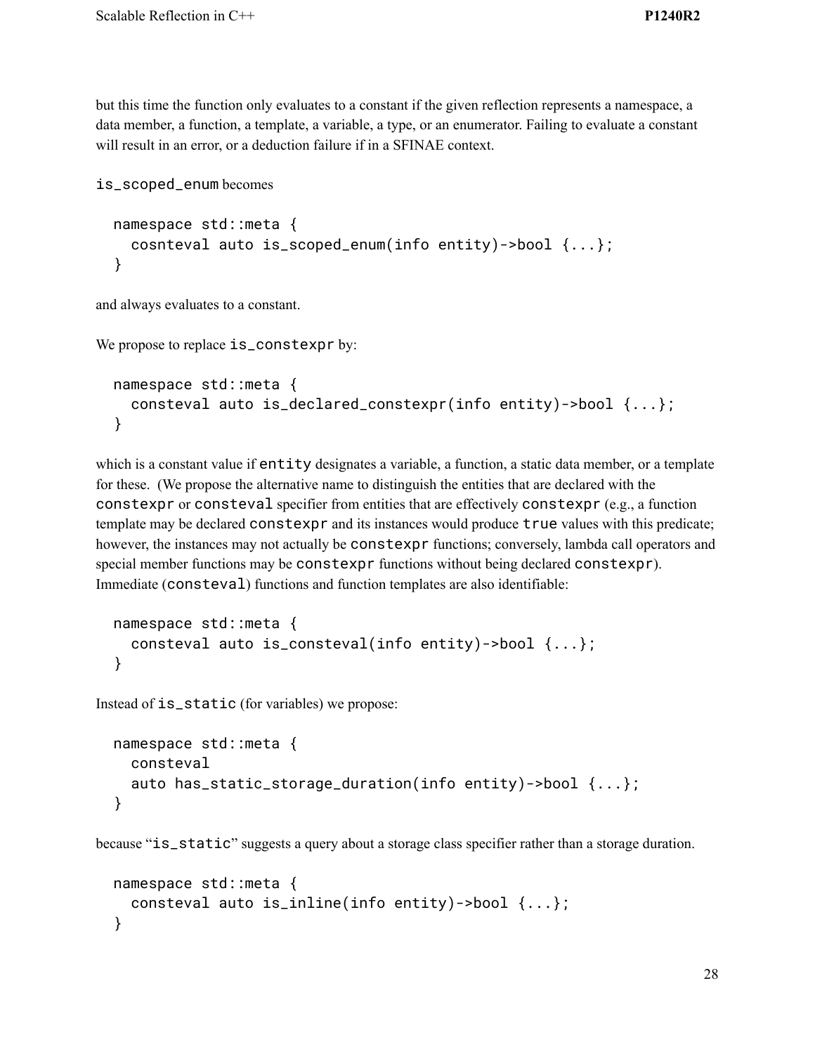but this time the function only evaluates to a constant if the given reflection represents a namespace, a data member, a function, a template, a variable, a type, or an enumerator. Failing to evaluate a constant will result in an error, or a deduction failure if in a SFINAE context.

`is_scoped_enum` becomes

```
namespace std::meta {
  cosnteval auto is_scoped_enum(info entity)->bool {...};
}
```

and always evaluates to a constant.

We propose to replace `is_constexpr` by:

```
namespace std::meta {
  consteval auto is_declared_constexpr(info entity)->bool {...};
}
```

which is a constant value if `entity` designates a variable, a function, a static data member, or a template for these. (We propose the alternative name to distinguish the entities that are declared with the `constexpr` or `consteval` specifier from entities that are effectively `constexpr` (e.g., a function template may be declared `constexpr` and its instances would produce `true` values with this predicate; however, the instances may not actually be `constexpr` functions; conversely, lambda call operators and special member functions may be `constexpr` functions without being declared `constexpr`). Immediate (`consteval`) functions and function templates are also identifiable:

```
namespace std::meta {
  consteval auto is_consteval(info entity)->bool {...};
}
```

Instead of `is_static` (for variables) we propose:

```
namespace std::meta {
  consteval
  auto has_static_storage_duration(info entity)->bool {...};
}
```

because "`is_static`" suggests a query about a storage class specifier rather than a storage duration.

```
namespace std::meta {
  consteval auto is_inline(info entity)->bool {...};
}
```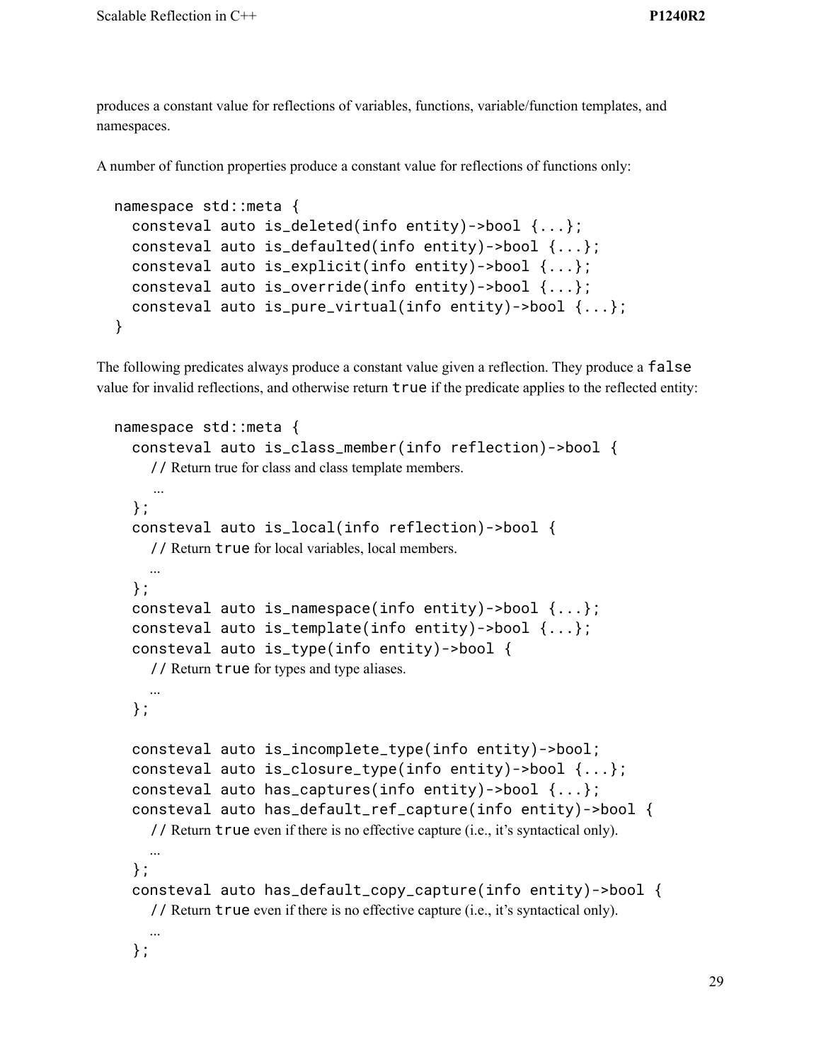produces a constant value for reflections of variables, functions, variable/function templates, and namespaces.

A number of function properties produce a constant value for reflections of functions only:

```
namespace std::meta {
  consteval auto is_deleted(info entity)->bool {...};
  consteval auto is_defaulted(info entity)->bool {...};
  consteval auto is_explicit(info entity)->bool {...};
  consteval auto is_override(info entity)->bool {...};
  consteval auto is_pure_virtual(info entity)->bool {...};
}
```

The following predicates always produce a constant value given a reflection. They produce a `false` value for invalid reflections, and otherwise return `true` if the predicate applies to the reflected entity:

```
namespace std::meta {
  consteval auto is_class_member(info reflection)->bool {
    // Return true for class and class template members.
    ...
  };
  consteval auto is_local(info reflection)->bool {
    // Return true for local variables, local members.
    ...
  };
  consteval auto is_namespace(info entity)->bool {...};
  consteval auto is_template(info entity)->bool {...};
  consteval auto is_type(info entity)->bool {
    // Return true for types and type aliases.
    ...
  };

  consteval auto is_incomplete_type(info entity)->bool;
  consteval auto is_closure_type(info entity)->bool {...};
  consteval auto has_captures(info entity)->bool {...};
  consteval auto has_default_ref_capture(info entity)->bool {
    // Return true even if there is no effective capture (i.e., it's syntactical only).
    ...
  };
  consteval auto has_default_copy_capture(info entity)->bool {
    // Return true even if there is no effective capture (i.e., it's syntactical only).
    ...
  };
```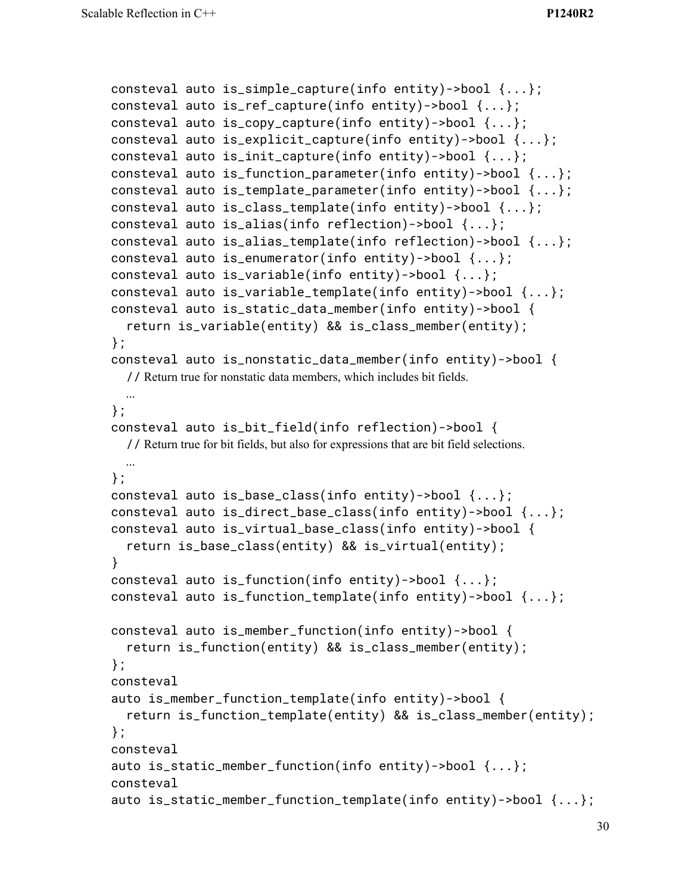```
consteval auto is_simple_capture(info entity)->bool {...};
consteval auto is_ref_capture(info entity)->bool {...};
consteval auto is_copy_capture(info entity)->bool {...};
consteval auto is_explicit_capture(info entity)->bool {...};
consteval auto is_init_capture(info entity)->bool {...};
consteval auto is_function_parameter(info entity)->bool {...};
consteval auto is_template_parameter(info entity)->bool {...};
consteval auto is_class_template(info entity)->bool {...};
consteval auto is_alias(info reflection)->bool {...};
consteval auto is_alias_template(info reflection)->bool {...};
consteval auto is_enumerator(info entity)->bool {...};
consteval auto is_variable(info entity)->bool {...};
consteval auto is_variable_template(info entity)->bool {...};
consteval auto is_static_data_member(info entity)->bool {
  return is_variable(entity) && is_class_member(entity);
};
consteval auto is_nonstatic_data_member(info entity)->bool {
  // Return true for nonstatic data members, which includes bit fields.
  ...
};
consteval auto is_bit_field(info reflection)->bool {
  // Return true for bit fields, but also for expressions that are bit field selections.
  ...
};
consteval auto is_base_class(info entity)->bool {...};
consteval auto is_direct_base_class(info entity)->bool {...};
consteval auto is_virtual_base_class(info entity)->bool {
  return is_base_class(entity) && is_virtual(entity);
}
consteval auto is_function(info entity)->bool {...};
consteval auto is_function_template(info entity)->bool {...};

consteval auto is_member_function(info entity)->bool {
  return is_function(entity) && is_class_member(entity);
};
consteval
auto is_member_function_template(info entity)->bool {
  return is_function_template(entity) && is_class_member(entity);
};
consteval
auto is_static_member_function(info entity)->bool {...};
consteval
auto is_static_member_function_template(info entity)->bool {...};
```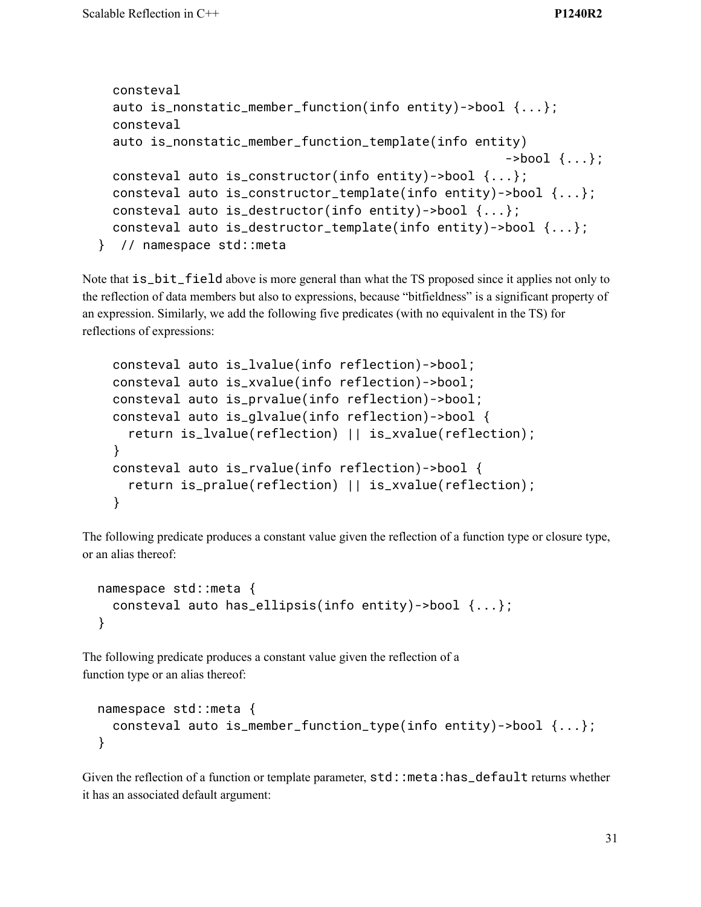```
  consteval
  auto is_nonstatic_member_function(info entity)->bool {...};
  consteval
  auto is_nonstatic_member_function_template(info entity)
                                                    ->bool {...};
  consteval auto is_constructor(info entity)->bool {...};
  consteval auto is_constructor_template(info entity)->bool {...};
  consteval auto is_destructor(info entity)->bool {...};
  consteval auto is_destructor_template(info entity)->bool {...};
} // namespace std::meta
```

Note that `is_bit_field` above is more general than what the TS proposed since it applies not only to the reflection of data members but also to expressions, because "bitfieldness" is a significant property of an expression. Similarly, we add the following five predicates (with no equivalent in the TS) for reflections of expressions:

```
  consteval auto is_lvalue(info reflection)->bool;
  consteval auto is_xvalue(info reflection)->bool;
  consteval auto is_prvalue(info reflection)->bool;
  consteval auto is_glvalue(info reflection)->bool {
    return is_lvalue(reflection) || is_xvalue(reflection);
  }
  consteval auto is_rvalue(info reflection)->bool {
    return is_pralue(reflection) || is_xvalue(reflection);
  }
```

The following predicate produces a constant value given the reflection of a function type or closure type, or an alias thereof:

```
namespace std::meta {
  consteval auto has_ellipsis(info entity)->bool {...};
}
```

The following predicate produces a constant value given the reflection of a function type or an alias thereof:

```
namespace std::meta {
  consteval auto is_member_function_type(info entity)->bool {...};
}
```

Given the reflection of a function or template parameter, `std::meta:has_default` returns whether it has an associated default argument: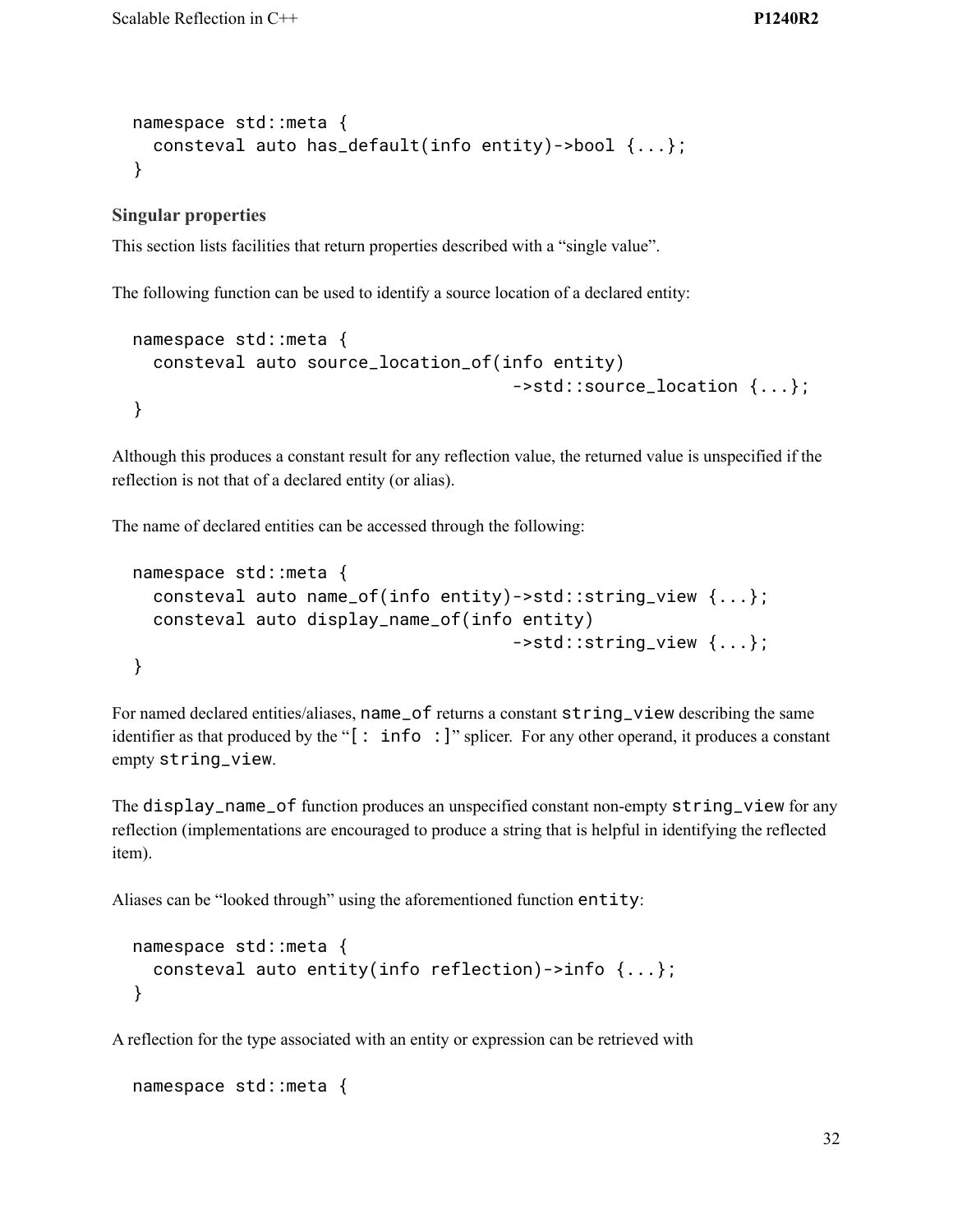```
namespace std::meta {
  consteval auto has_default(info entity)->bool {...};
}
```

### Singular properties

This section lists facilities that return properties described with a "single value".

The following function can be used to identify a source location of a declared entity:

```
namespace std::meta {
  consteval auto source_location_of(info entity)
                                    ->std::source_location {...};
}
```

Although this produces a constant result for any reflection value, the returned value is unspecified if the reflection is not that of a declared entity (or alias).

The name of declared entities can be accessed through the following:

```
namespace std::meta {
  consteval auto name_of(info entity)->std::string_view {...};
  consteval auto display_name_of(info entity)
                                    ->std::string_view {...};
}
```

For named declared entities/aliases, `name_of` returns a constant `string_view` describing the same identifier as that produced by the "`[: info :]`" splicer. For any other operand, it produces a constant empty `string_view`.

The `display_name_of` function produces an unspecified constant non-empty `string_view` for any reflection (implementations are encouraged to produce a string that is helpful in identifying the reflected item).

Aliases can be "looked through" using the aforementioned function `entity`:

```
namespace std::meta {
  consteval auto entity(info reflection)->info {...};
}
```

A reflection for the type associated with an entity or expression can be retrieved with

```
namespace std::meta {
```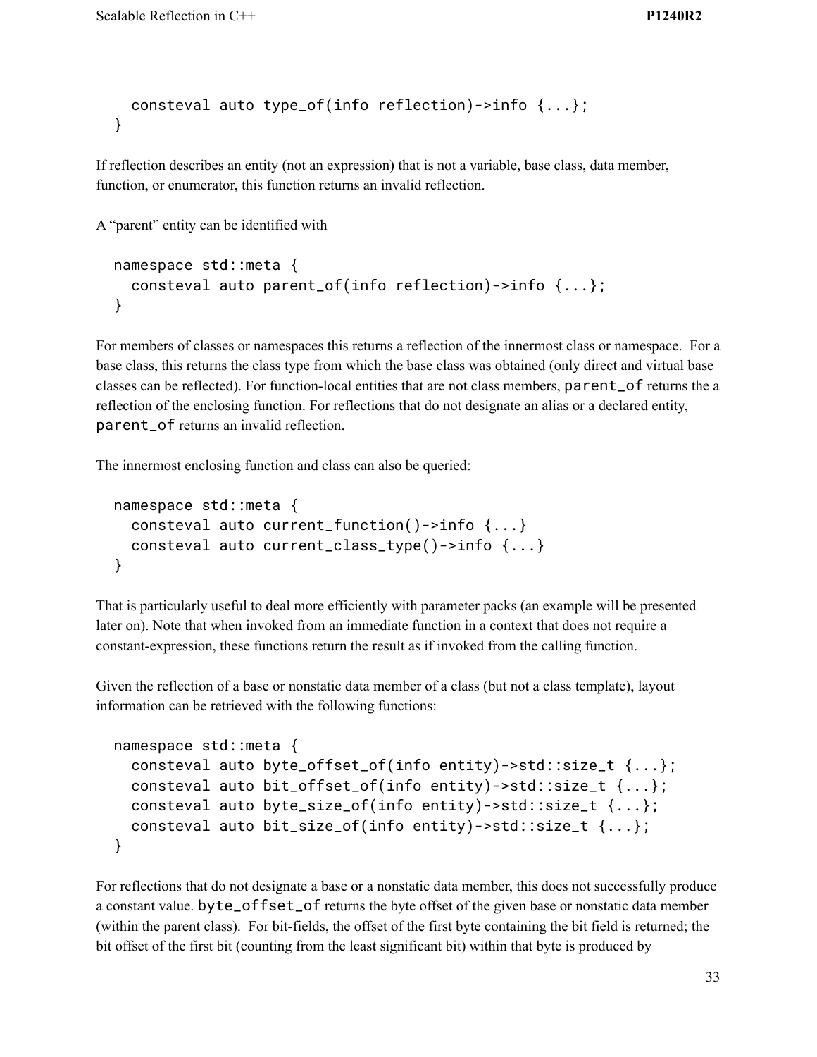```
  consteval auto type_of(info reflection)->info {...};
}
```

If reflection describes an entity (not an expression) that is not a variable, base class, data member, function, or enumerator, this function returns an invalid reflection.

A "parent" entity can be identified with

```
namespace std::meta {
  consteval auto parent_of(info reflection)->info {...};
}
```

For members of classes or namespaces this returns a reflection of the innermost class or namespace. For a base class, this returns the class type from which the base class was obtained (only direct and virtual base classes can be reflected). For function-local entities that are not class members, `parent_of` returns the a reflection of the enclosing function. For reflections that do not designate an alias or a declared entity, `parent_of` returns an invalid reflection.

The innermost enclosing function and class can also be queried:

```
namespace std::meta {
  consteval auto current_function()->info {...}
  consteval auto current_class_type()->info {...}
}
```

That is particularly useful to deal more efficiently with parameter packs (an example will be presented later on). Note that when invoked from an immediate function in a context that does not require a constant-expression, these functions return the result as if invoked from the calling function.

Given the reflection of a base or nonstatic data member of a class (but not a class template), layout information can be retrieved with the following functions:

```
namespace std::meta {
  consteval auto byte_offset_of(info entity)->std::size_t {...};
  consteval auto bit_offset_of(info entity)->std::size_t {...};
  consteval auto byte_size_of(info entity)->std::size_t {...};
  consteval auto bit_size_of(info entity)->std::size_t {...};
}
```

For reflections that do not designate a base or a nonstatic data member, this does not successfully produce a constant value. `byte_offset_of` returns the byte offset of the given base or nonstatic data member (within the parent class). For bit-fields, the offset of the first byte containing the bit field is returned; the bit offset of the first bit (counting from the least significant bit) within that byte is produced by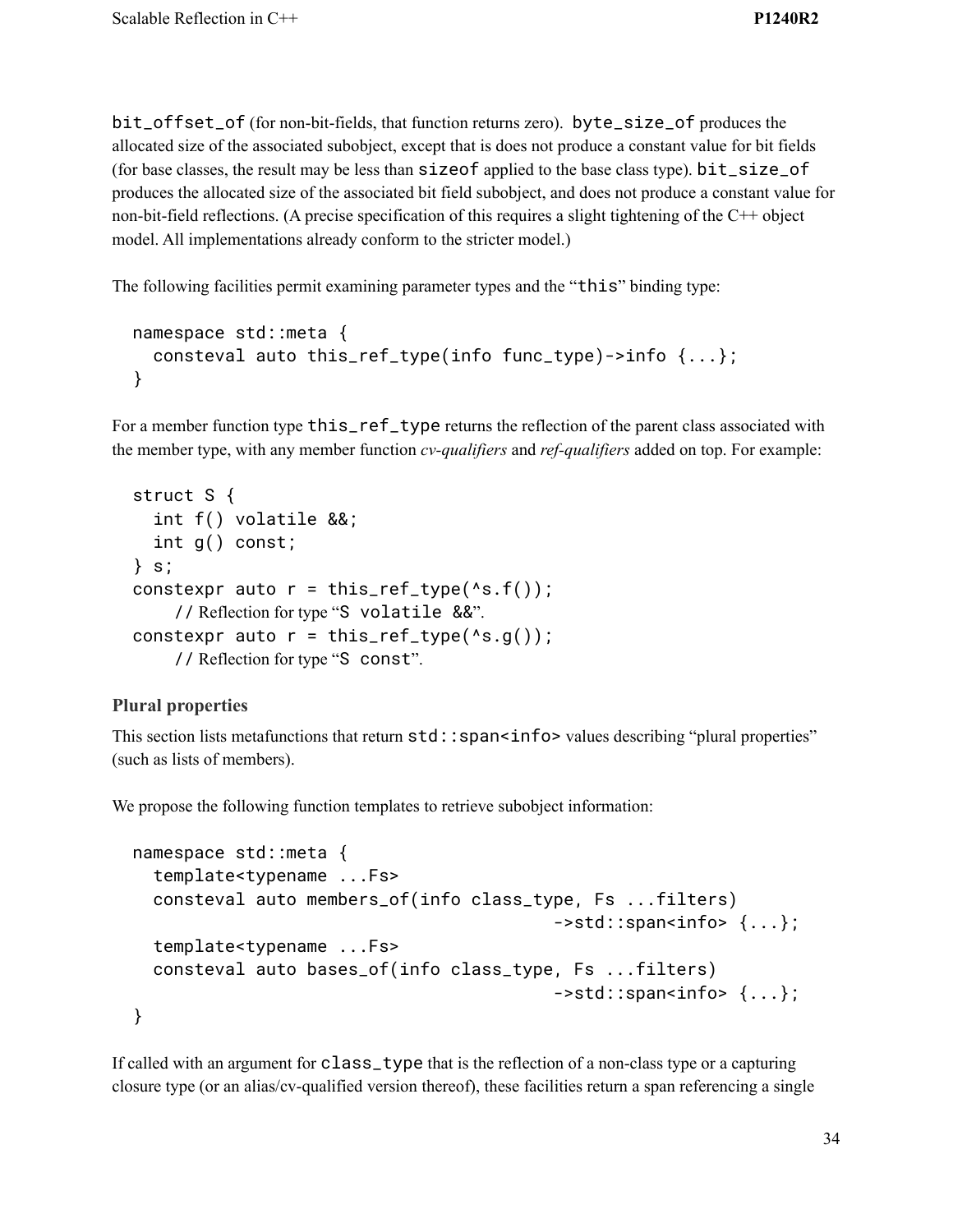`bit_offset_of` (for non-bit-fields, that function returns zero). `byte_size_of` produces the allocated size of the associated subobject, except that is does not produce a constant value for bit fields (for base classes, the result may be less than `sizeof` applied to the base class type). `bit_size_of` produces the allocated size of the associated bit field subobject, and does not produce a constant value for non-bit-field reflections. (A precise specification of this requires a slight tightening of the C++ object model. All implementations already conform to the stricter model.)

The following facilities permit examining parameter types and the "`this`" binding type:

```
namespace std::meta {
  consteval auto this_ref_type(info func_type)->info {...};
}
```

For a member function type `this_ref_type` returns the reflection of the parent class associated with the member type, with any member function *cv-qualifiers* and *ref-qualifiers* added on top. For example:

```
struct S {
  int f() volatile &&;
  int g() const;
} s;
constexpr auto r = this_ref_type(^s.f());
    // Reflection for type "S volatile &&".
constexpr auto r = this_ref_type(^s.g());
    // Reflection for type "S const".
```

### Plural properties

This section lists metafunctions that return `std::span<info>` values describing "plural properties" (such as lists of members).

We propose the following function templates to retrieve subobject information:

```
namespace std::meta {
  template<typename ...Fs>
  consteval auto members_of(info class_type, Fs ...filters)
                                         ->std::span<info> {...};
  template<typename ...Fs>
  consteval auto bases_of(info class_type, Fs ...filters)
                                         ->std::span<info> {...};
}
```

If called with an argument for `class_type` that is the reflection of a non-class type or a capturing closure type (or an alias/cv-qualified version thereof), these facilities return a span referencing a single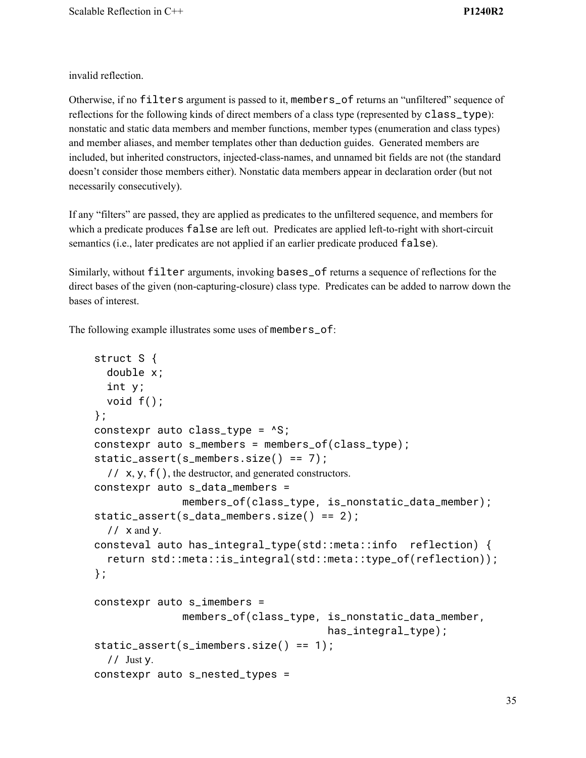invalid reflection.

Otherwise, if no `filters` argument is passed to it, `members_of` returns an "unfiltered" sequence of reflections for the following kinds of direct members of a class type (represented by `class_type`): nonstatic and static data members and member functions, member types (enumeration and class types) and member aliases, and member templates other than deduction guides. Generated members are included, but inherited constructors, injected-class-names, and unnamed bit fields are not (the standard doesn't consider those members either). Nonstatic data members appear in declaration order (but not necessarily consecutively).

If any "filters" are passed, they are applied as predicates to the unfiltered sequence, and members for which a predicate produces `false` are left out. Predicates are applied left-to-right with short-circuit semantics (i.e., later predicates are not applied if an earlier predicate produced `false`).

Similarly, without `filter` arguments, invoking `bases_of` returns a sequence of reflections for the direct bases of the given (non-capturing-closure) class type. Predicates can be added to narrow down the bases of interest.

The following example illustrates some uses of `members_of`:

```
struct S {
  double x;
  int y;
  void f();
};
constexpr auto class_type = ^S;
constexpr auto s_members = members_of(class_type);
static_assert(s_members.size() == 7);
  // x, y, f(), the destructor, and generated constructors.
constexpr auto s_data_members =
              members_of(class_type, is_nonstatic_data_member);
static_assert(s_data_members.size() == 2);
  // x and y.
consteval auto has_integral_type(std::meta::info  reflection) {
  return std::meta::is_integral(std::meta::type_of(reflection));
};

constexpr auto s_imembers =
              members_of(class_type, is_nonstatic_data_member,
                                     has_integral_type);
static_assert(s_imembers.size() == 1);
  // Just y.
constexpr auto s_nested_types =
```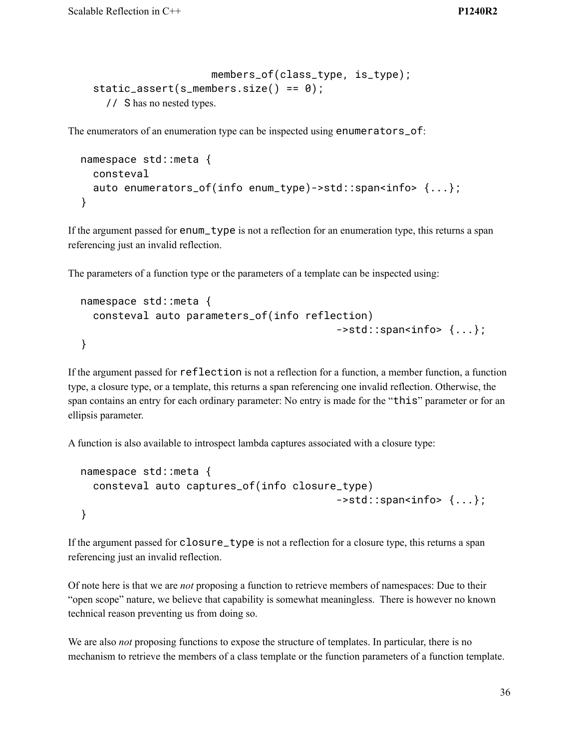```
                      members_of(class_type, is_type);
  static_assert(s_members.size() == 0);
    // S has no nested types.
```

The enumerators of an enumeration type can be inspected using `enumerators_of`:

```
namespace std::meta {
  consteval
  auto enumerators_of(info enum_type)->std::span<info> {...};
}
```

If the argument passed for `enum_type` is not a reflection for an enumeration type, this returns a span referencing just an invalid reflection.

The parameters of a function type or the parameters of a template can be inspected using:

```
namespace std::meta {
  consteval auto parameters_of(info reflection)
                                          ->std::span<info> {...};
}
```

If the argument passed for `reflection` is not a reflection for a function, a member function, a function type, a closure type, or a template, this returns a span referencing one invalid reflection. Otherwise, the span contains an entry for each ordinary parameter: No entry is made for the "`this`" parameter or for an ellipsis parameter.

A function is also available to introspect lambda captures associated with a closure type:

```
namespace std::meta {
  consteval auto captures_of(info closure_type)
                                          ->std::span<info> {...};
}
```

If the argument passed for `closure_type` is not a reflection for a closure type, this returns a span referencing just an invalid reflection.

Of note here is that we are *not* proposing a function to retrieve members of namespaces: Due to their "open scope" nature, we believe that capability is somewhat meaningless. There is however no known technical reason preventing us from doing so.

We are also *not* proposing functions to expose the structure of templates. In particular, there is no mechanism to retrieve the members of a class template or the function parameters of a function template.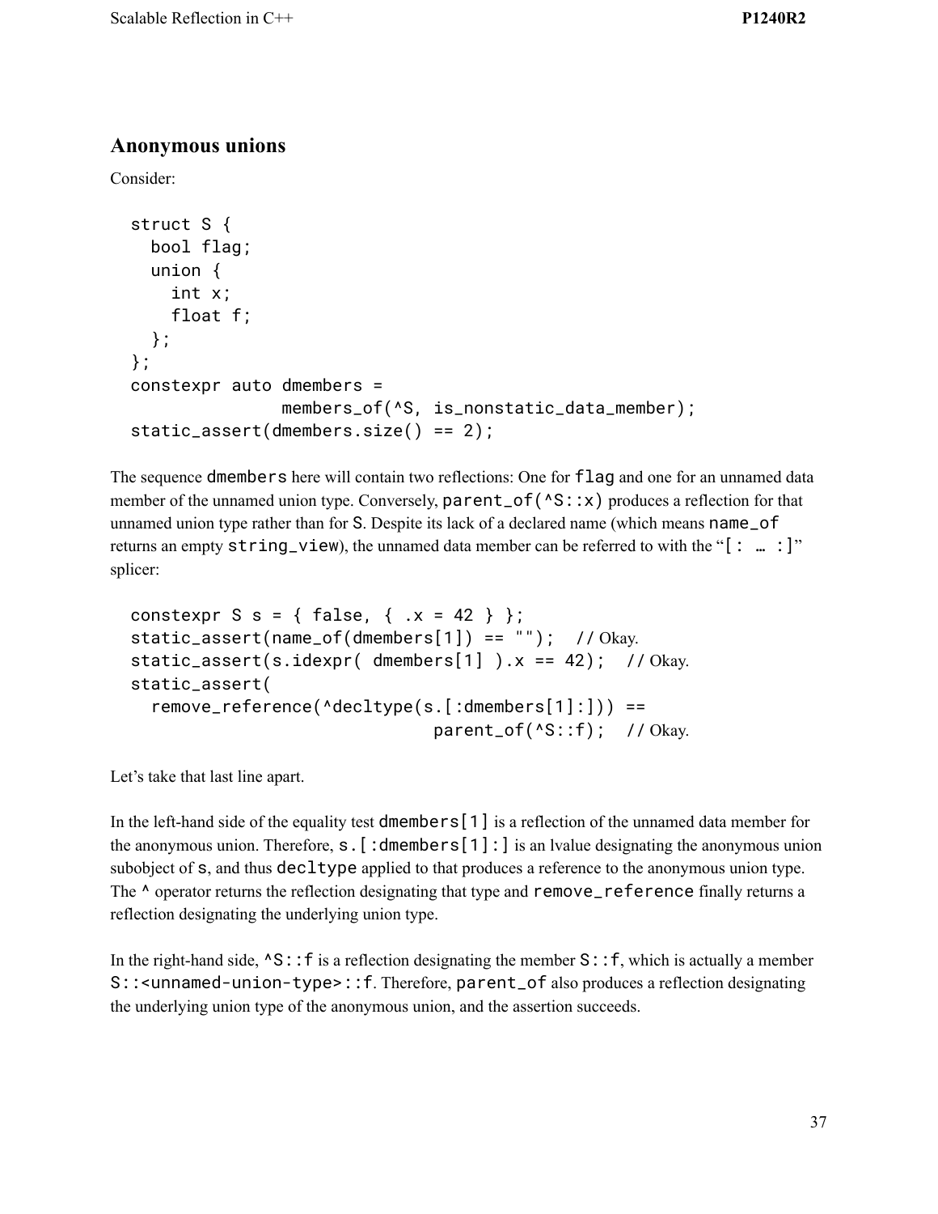## Anonymous unions

Consider:

```
struct S {
  bool flag;
  union {
    int x;
    float f;
  };
};
constexpr auto dmembers =
               members_of(^S, is_nonstatic_data_member);
static_assert(dmembers.size() == 2);
```

The sequence `dmembers` here will contain two reflections: One for `flag` and one for an unnamed data member of the unnamed union type. Conversely, `parent_of(^S::x)` produces a reflection for that unnamed union type rather than for `S`. Despite its lack of a declared name (which means `name_of` returns an empty `string_view`), the unnamed data member can be referred to with the "`[: … :]`" splicer:

```
constexpr S s = { false, { .x = 42 } };
static_assert(name_of(dmembers[1]) == "");  // Okay.
static_assert(s.idexpr( dmembers[1] ).x == 42);  // Okay.
static_assert(
  remove_reference(^decltype(s.[:dmembers[1]:])) ==
                            parent_of(^S::f);  // Okay.
```

Let's take that last line apart.

In the left-hand side of the equality test `dmembers[1]` is a reflection of the unnamed data member for the anonymous union. Therefore, `s.[:dmembers[1]:]` is an lvalue designating the anonymous union subobject of `s`, and thus `decltype` applied to that produces a reference to the anonymous union type. The `^` operator returns the reflection designating that type and `remove_reference` finally returns a reflection designating the underlying union type.

In the right-hand side, `^S::f` is a reflection designating the member `S::f`, which is actually a member `S::<unnamed-union-type>::f`. Therefore, `parent_of` also produces a reflection designating the underlying union type of the anonymous union, and the assertion succeeds.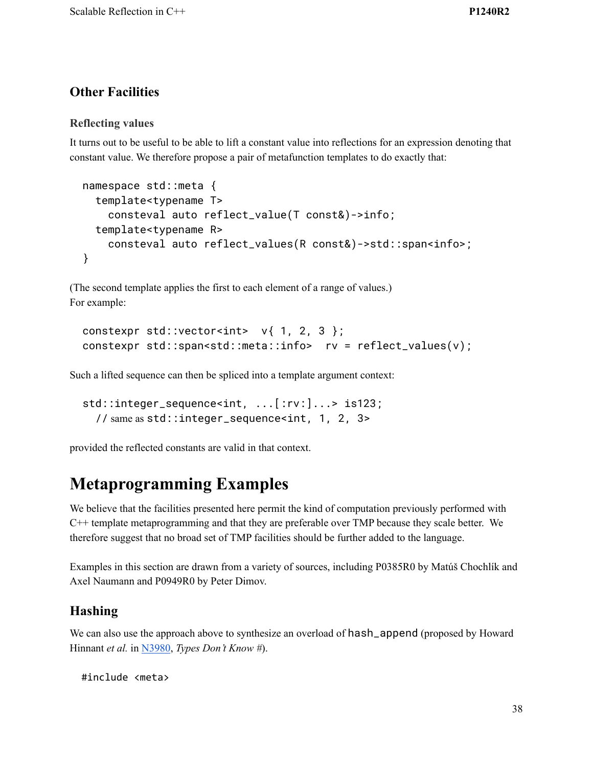### Other Facilities

#### Reflecting values

It turns out to be useful to be able to lift a constant value into reflections for an expression denoting that constant value. We therefore propose a pair of metafunction templates to do exactly that:

```
namespace std::meta {
  template<typename T>
    consteval auto reflect_value(T const&)->info;
  template<typename R>
    consteval auto reflect_values(R const&)->std::span<info>;
}
```

(The second template applies the first to each element of a range of values.)
For example:

```
constexpr std::vector<int>  v{ 1, 2, 3 };
constexpr std::span<std::meta::info>  rv = reflect_values(v);
```

Such a lifted sequence can then be spliced into a template argument context:

```
std::integer_sequence<int, ...[:rv:]...> is123;
  // same as std::integer_sequence<int, 1, 2, 3>
```

provided the reflected constants are valid in that context.

# Metaprogramming Examples

We believe that the facilities presented here permit the kind of computation previously performed with C++ template metaprogramming and that they are preferable over TMP because they scale better. We therefore suggest that no broad set of TMP facilities should be further added to the language.

Examples in this section are drawn from a variety of sources, including P0385R0 by Matúš Chochlík and Axel Naumann and P0949R0 by Peter Dimov.

## Hashing

We can also use the approach above to synthesize an overload of `hash_append` (proposed by Howard Hinnant *et al.* in N3980, *Types Don't Know #*).

```
#include <meta>
```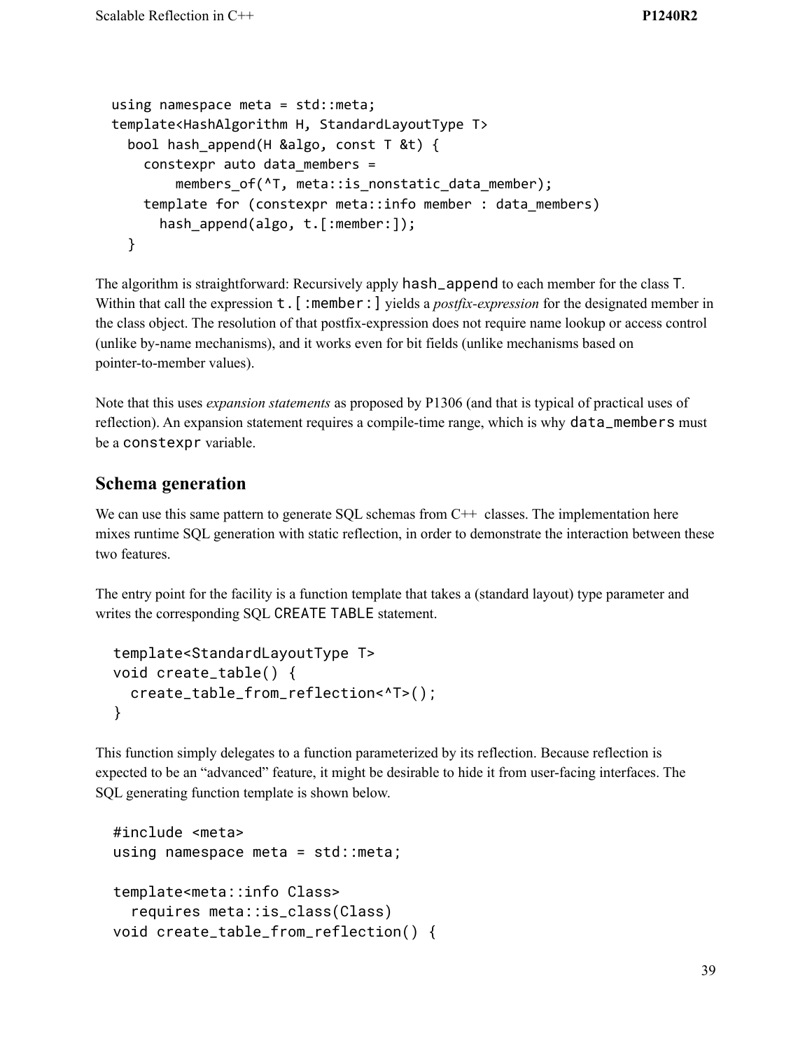```
using namespace meta = std::meta;
template<HashAlgorithm H, StandardLayoutType T>
  bool hash_append(H &algo, const T &t) {
    constexpr auto data_members =
        members_of(^T, meta::is_nonstatic_data_member);
    template for (constexpr meta::info member : data_members)
      hash_append(algo, t.[:member:]);
  }
```

The algorithm is straightforward: Recursively apply `hash_append` to each member for the class `T`. Within that call the expression `t.[:member:]` yields a *postfix-expression* for the designated member in the class object. The resolution of that postfix-expression does not require name lookup or access control (unlike by-name mechanisms), and it works even for bit fields (unlike mechanisms based on pointer-to-member values).

Note that this uses *expansion statements* as proposed by P1306 (and that is typical of practical uses of reflection). An expansion statement requires a compile-time range, which is why `data_members` must be a `constexpr` variable.

## Schema generation

We can use this same pattern to generate SQL schemas from C++ classes. The implementation here mixes runtime SQL generation with static reflection, in order to demonstrate the interaction between these two features.

The entry point for the facility is a function template that takes a (standard layout) type parameter and writes the corresponding SQL `CREATE TABLE` statement.

```
template<StandardLayoutType T>
void create_table() {
  create_table_from_reflection<^T>();
}
```

This function simply delegates to a function parameterized by its reflection. Because reflection is expected to be an "advanced" feature, it might be desirable to hide it from user-facing interfaces. The SQL generating function template is shown below.

```
#include <meta>
using namespace meta = std::meta;

template<meta::info Class>
  requires meta::is_class(Class)
void create_table_from_reflection() {
```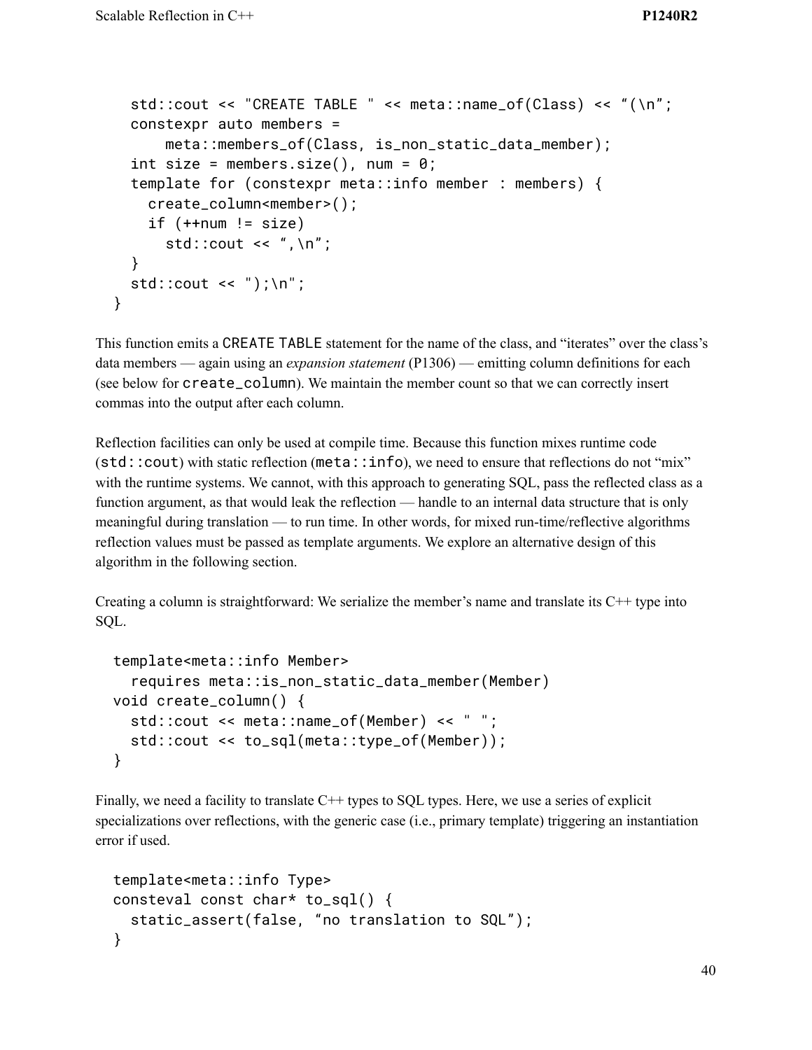```
  std::cout << "CREATE TABLE " << meta::name_of(Class) << "(\n";
  constexpr auto members =
      meta::members_of(Class, is_non_static_data_member);
  int size = members.size(), num = 0;
  template for (constexpr meta::info member : members) {
    create_column<member>();
    if (++num != size)
      std::cout << ",\n";
  }
  std::cout << ");\n";
}
```

This function emits a CREATE TABLE statement for the name of the class, and "iterates" over the class's data members — again using an *expansion statement* (P1306) — emitting column definitions for each (see below for create_column). We maintain the member count so that we can correctly insert commas into the output after each column.

Reflection facilities can only be used at compile time. Because this function mixes runtime code (std::cout) with static reflection (meta::info), we need to ensure that reflections do not "mix" with the runtime systems. We cannot, with this approach to generating SQL, pass the reflected class as a function argument, as that would leak the reflection — handle to an internal data structure that is only meaningful during translation — to run time. In other words, for mixed run-time/reflective algorithms reflection values must be passed as template arguments. We explore an alternative design of this algorithm in the following section.

Creating a column is straightforward: We serialize the member's name and translate its C++ type into SQL.

```
template<meta::info Member>
  requires meta::is_non_static_data_member(Member)
void create_column() {
  std::cout << meta::name_of(Member) << " ";
  std::cout << to_sql(meta::type_of(Member));
}
```

Finally, we need a facility to translate C++ types to SQL types. Here, we use a series of explicit specializations over reflections, with the generic case (i.e., primary template) triggering an instantiation error if used.

```
template<meta::info Type>
consteval const char* to_sql() {
  static_assert(false, "no translation to SQL");
}
```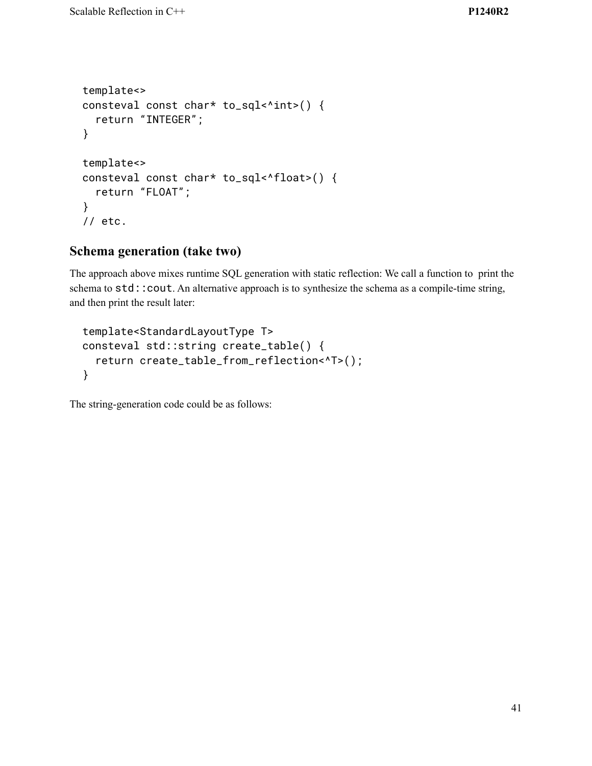```
template<>
consteval const char* to_sql<^int>() {
  return “INTEGER”;
}

template<>
consteval const char* to_sql<^float>() {
  return “FLOAT”;
}
// etc.
```

## Schema generation (take two)

The approach above mixes runtime SQL generation with static reflection: We call a function to print the schema to `std::cout`. An alternative approach is to synthesize the schema as a compile-time string, and then print the result later:

```
template<StandardLayoutType T>
consteval std::string create_table() {
  return create_table_from_reflection<^T>();
}
```

The string-generation code could be as follows: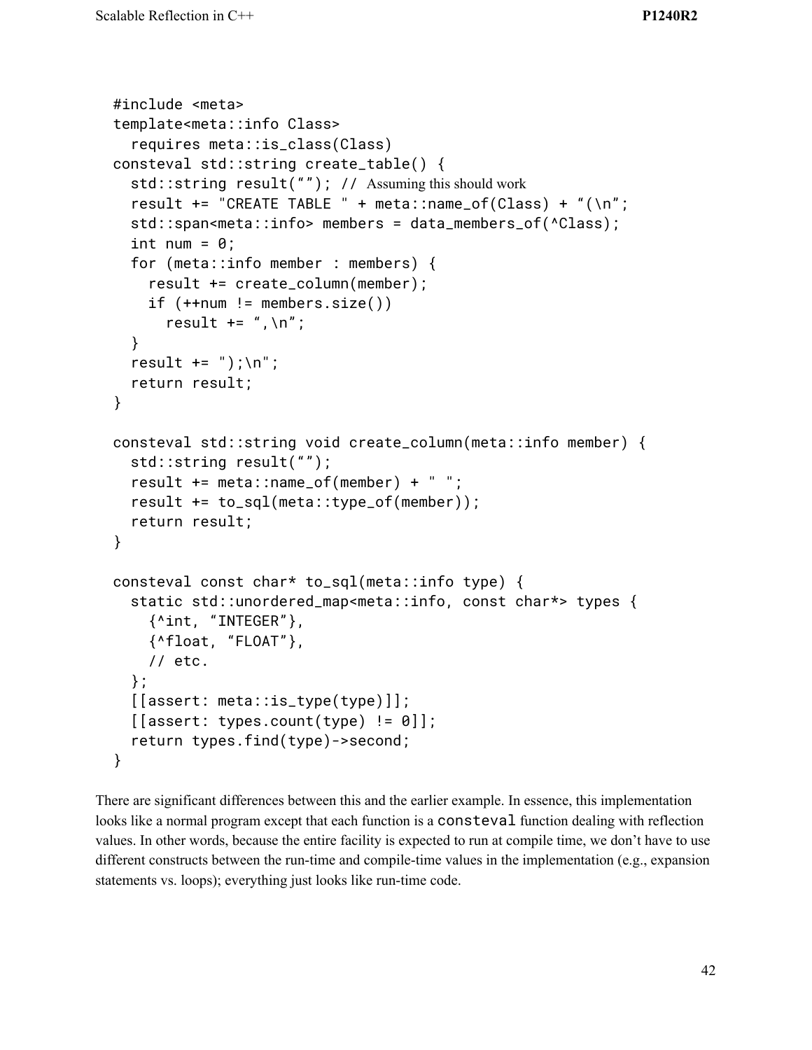```
#include <meta>
template<meta::info Class>
  requires meta::is_class(Class)
consteval std::string create_table() {
  std::string result(“”); // Assuming this should work
  result += "CREATE TABLE " + meta::name_of(Class) + “(\n”;
  std::span<meta::info> members = data_members_of(^Class);
  int num = 0;
  for (meta::info member : members) {
    result += create_column(member);
    if (++num != members.size())
      result += “,\n”;
  }
  result += ");\n";
  return result;
}

consteval std::string void create_column(meta::info member) {
  std::string result(“”);
  result += meta::name_of(member) + " ";
  result += to_sql(meta::type_of(member));
  return result;
}

consteval const char* to_sql(meta::info type) {
  static std::unordered_map<meta::info, const char*> types {
    {^int, “INTEGER”},
    {^float, “FLOAT”},
    // etc.
  };
  [[assert: meta::is_type(type)]];
  [[assert: types.count(type) != 0]];
  return types.find(type)->second;
}
```

There are significant differences between this and the earlier example. In essence, this implementation looks like a normal program except that each function is a `consteval` function dealing with reflection values. In other words, because the entire facility is expected to run at compile time, we don't have to use different constructs between the run-time and compile-time values in the implementation (e.g., expansion statements vs. loops); everything just looks like run-time code.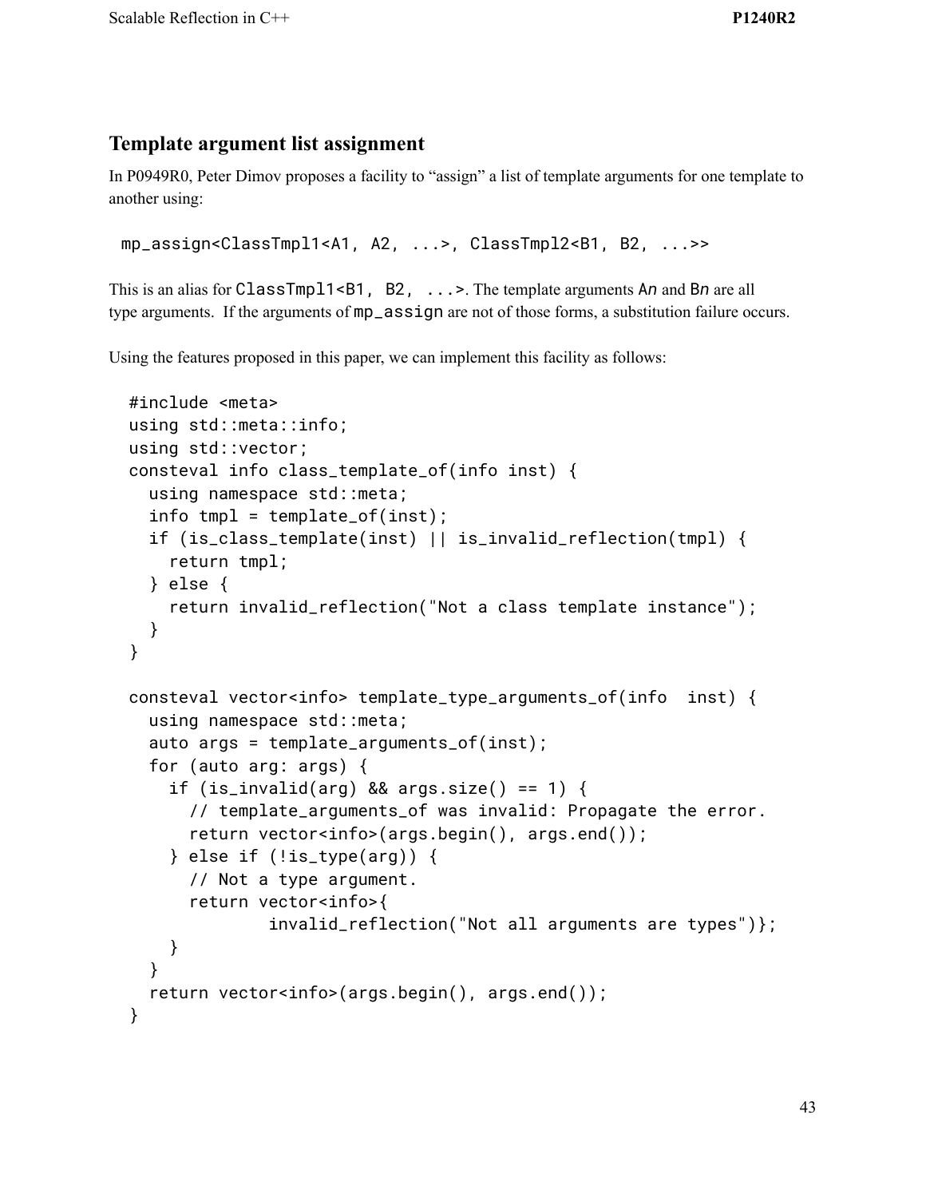## Template argument list assignment

In P0949R0, Peter Dimov proposes a facility to "assign" a list of template arguments for one template to another using:

```
mp_assign<ClassTmpl1<A1, A2, ...>, ClassTmpl2<B1, B2, ...>>
```

This is an alias for `ClassTmpl1<B1, B2, ...>`. The template arguments A*n* and B*n* are all type arguments. If the arguments of `mp_assign` are not of those forms, a substitution failure occurs.

Using the features proposed in this paper, we can implement this facility as follows:

```
#include <meta>
using std::meta::info;
using std::vector;
consteval info class_template_of(info inst) {
  using namespace std::meta;
  info tmpl = template_of(inst);
  if (is_class_template(inst) || is_invalid_reflection(tmpl) {
    return tmpl;
  } else {
    return invalid_reflection("Not a class template instance");
  }
}

consteval vector<info> template_type_arguments_of(info  inst) {
  using namespace std::meta;
  auto args = template_arguments_of(inst);
  for (auto arg: args) {
    if (is_invalid(arg) && args.size() == 1) {
      // template_arguments_of was invalid: Propagate the error.
      return vector<info>(args.begin(), args.end());
    } else if (!is_type(arg)) {
      // Not a type argument.
      return vector<info>{
              invalid_reflection("Not all arguments are types")};
    }
  }
  return vector<info>(args.begin(), args.end());
}
```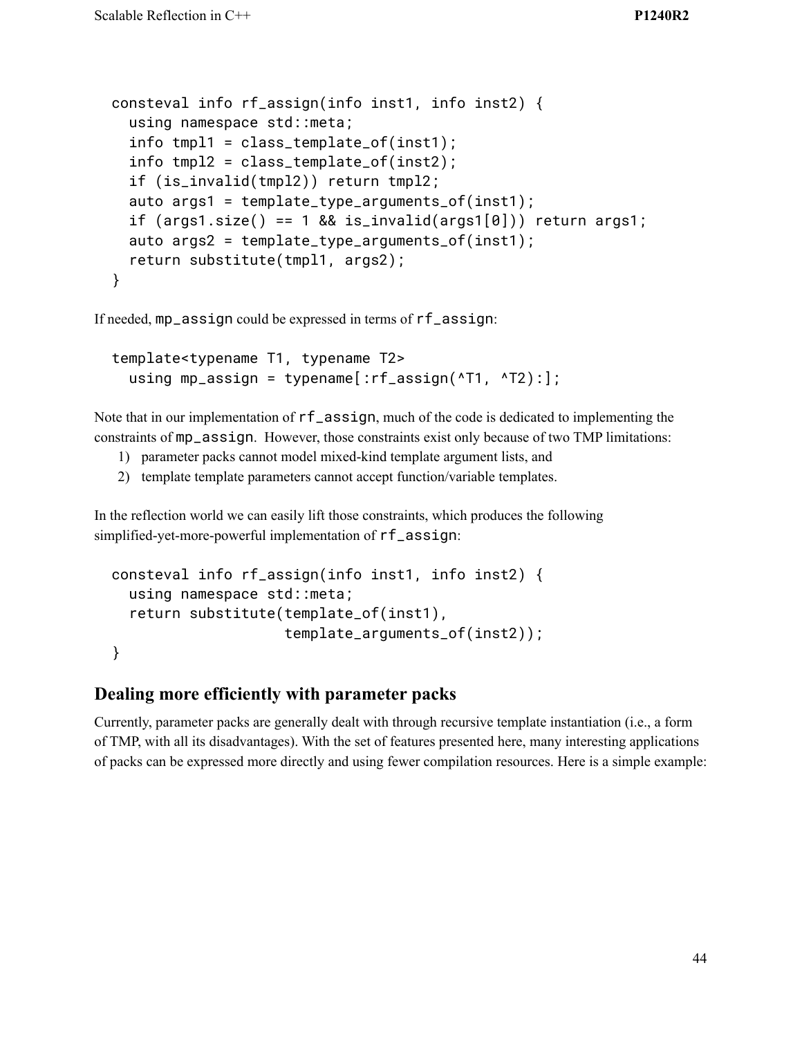```
consteval info rf_assign(info inst1, info inst2) {
  using namespace std::meta;
  info tmpl1 = class_template_of(inst1);
  info tmpl2 = class_template_of(inst2);
  if (is_invalid(tmpl2)) return tmpl2;
  auto args1 = template_type_arguments_of(inst1);
  if (args1.size() == 1 && is_invalid(args1[0])) return args1;
  auto args2 = template_type_arguments_of(inst1);
  return substitute(tmpl1, args2);
}
```

If needed, `mp_assign` could be expressed in terms of `rf_assign`:

```
template<typename T1, typename T2>
  using mp_assign = typename[:rf_assign(^T1, ^T2):];
```

Note that in our implementation of `rf_assign`, much of the code is dedicated to implementing the constraints of `mp_assign`. However, those constraints exist only because of two TMP limitations:

1) parameter packs cannot model mixed-kind template argument lists, and
2) template template parameters cannot accept function/variable templates.

In the reflection world we can easily lift those constraints, which produces the following simplified-yet-more-powerful implementation of `rf_assign`:

```
consteval info rf_assign(info inst1, info inst2) {
  using namespace std::meta;
  return substitute(template_of(inst1),
                    template_arguments_of(inst2));
}
```

## Dealing more efficiently with parameter packs

Currently, parameter packs are generally dealt with through recursive template instantiation (i.e., a form of TMP, with all its disadvantages). With the set of features presented here, many interesting applications of packs can be expressed more directly and using fewer compilation resources. Here is a simple example: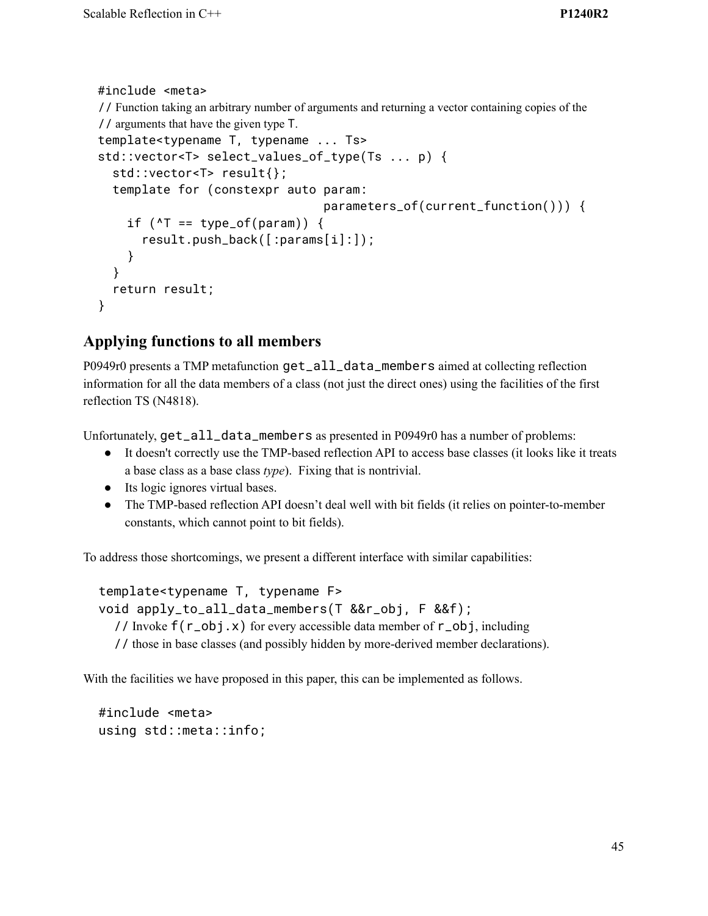```
#include <meta>
// Function taking an arbitrary number of arguments and returning a vector containing copies of the
// arguments that have the given type T.
template<typename T, typename ... Ts>
std::vector<T> select_values_of_type(Ts ... p) {
  std::vector<T> result{};
  template for (constexpr auto param:
                            parameters_of(current_function())) {
    if (^T == type_of(param)) {
      result.push_back([:params[i]:]);
    }
  }
  return result;
}
```

## Applying functions to all members

P0949r0 presents a TMP metafunction `get_all_data_members` aimed at collecting reflection information for all the data members of a class (not just the direct ones) using the facilities of the first reflection TS (N4818).

Unfortunately, `get_all_data_members` as presented in P0949r0 has a number of problems:

- It doesn't correctly use the TMP-based reflection API to access base classes (it looks like it treats a base class as a base class *type*). Fixing that is nontrivial.
- Its logic ignores virtual bases.
- The TMP-based reflection API doesn't deal well with bit fields (it relies on pointer-to-member constants, which cannot point to bit fields).

To address those shortcomings, we present a different interface with similar capabilities:

```
template<typename T, typename F>
void apply_to_all_data_members(T &&r_obj, F &&f);
  // Invoke f(r_obj.x) for every accessible data member of r_obj, including
  // those in base classes (and possibly hidden by more-derived member declarations).
```

With the facilities we have proposed in this paper, this can be implemented as follows.

```
#include <meta>
using std::meta::info;
```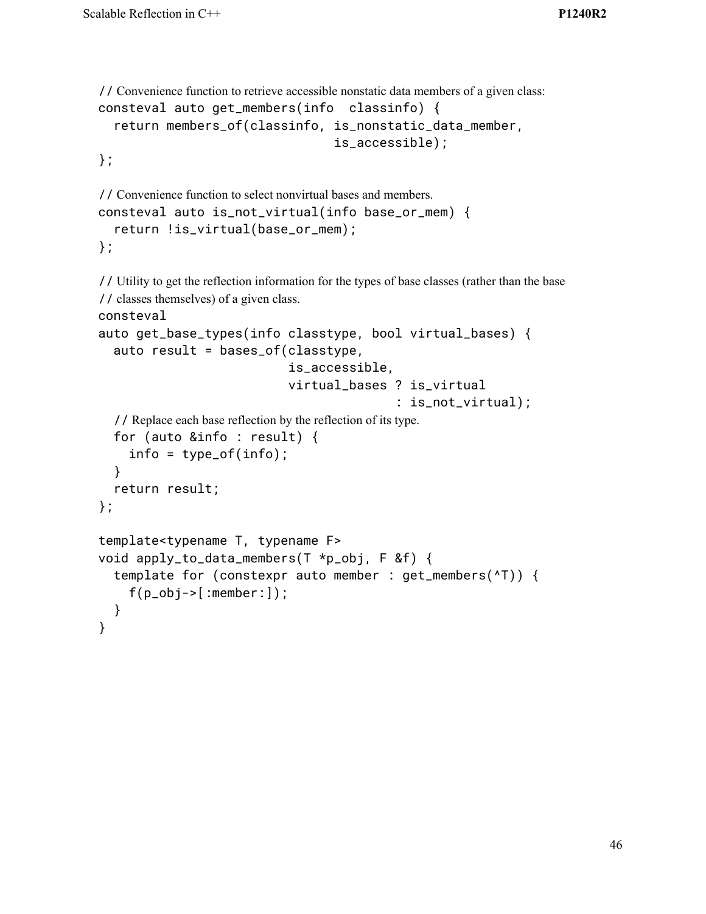```
// Convenience function to retrieve accessible nonstatic data members of a given class:
consteval auto get_members(info  classinfo) {
  return members_of(classinfo, is_nonstatic_data_member,
                               is_accessible);
};

// Convenience function to select nonvirtual bases and members.
consteval auto is_not_virtual(info base_or_mem) {
  return !is_virtual(base_or_mem);
};

// Utility to get the reflection information for the types of base classes (rather than the base
// classes themselves) of a given class.
consteval
auto get_base_types(info classtype, bool virtual_bases) {
  auto result = bases_of(classtype,
                         is_accessible,
                         virtual_bases ? is_virtual
                                       : is_not_virtual);
  // Replace each base reflection by the reflection of its type.
  for (auto &info : result) {
    info = type_of(info);
  }
  return result;
};

template<typename T, typename F>
void apply_to_data_members(T *p_obj, F &f) {
  template for (constexpr auto member : get_members(^T)) {
    f(p_obj->[:member:]);
  }
}
```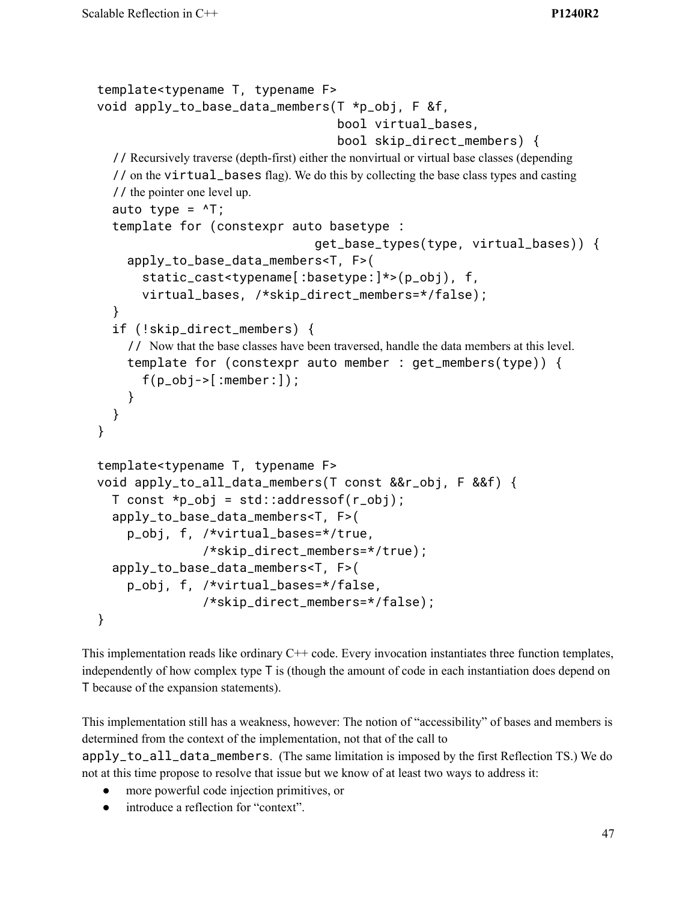```
template<typename T, typename F>
void apply_to_base_data_members(T *p_obj, F &f,
                                bool virtual_bases,
                                bool skip_direct_members) {
  // Recursively traverse (depth-first) either the nonvirtual or virtual base classes (depending
  // on the virtual_bases flag). We do this by collecting the base class types and casting
  // the pointer one level up.
  auto type = ^T;
  template for (constexpr auto basetype :
                           get_base_types(type, virtual_bases)) {
    apply_to_base_data_members<T, F>(
      static_cast<typename[:basetype:]*>(p_obj), f,
      virtual_bases, /*skip_direct_members=*/false);
  }
  if (!skip_direct_members) {
    // Now that the base classes have been traversed, handle the data members at this level.
    template for (constexpr auto member : get_members(type)) {
      f(p_obj->[:member:]);
    }
  }
}

template<typename T, typename F>
void apply_to_all_data_members(T const &&r_obj, F &&f) {
  T const *p_obj = std::addressof(r_obj);
  apply_to_base_data_members<T, F>(
    p_obj, f, /*virtual_bases=*/true,
              /*skip_direct_members=*/true);
  apply_to_base_data_members<T, F>(
    p_obj, f, /*virtual_bases=*/false,
              /*skip_direct_members=*/false);
}
```

This implementation reads like ordinary C++ code. Every invocation instantiates three function templates, independently of how complex type `T` is (though the amount of code in each instantiation does depend on `T` because of the expansion statements).

This implementation still has a weakness, however: The notion of "accessibility" of bases and members is determined from the context of the implementation, not that of the call to `apply_to_all_data_members`. (The same limitation is imposed by the first Reflection TS.) We do not at this time propose to resolve that issue but we know of at least two ways to address it:

- more powerful code injection primitives, or
- introduce a reflection for "context".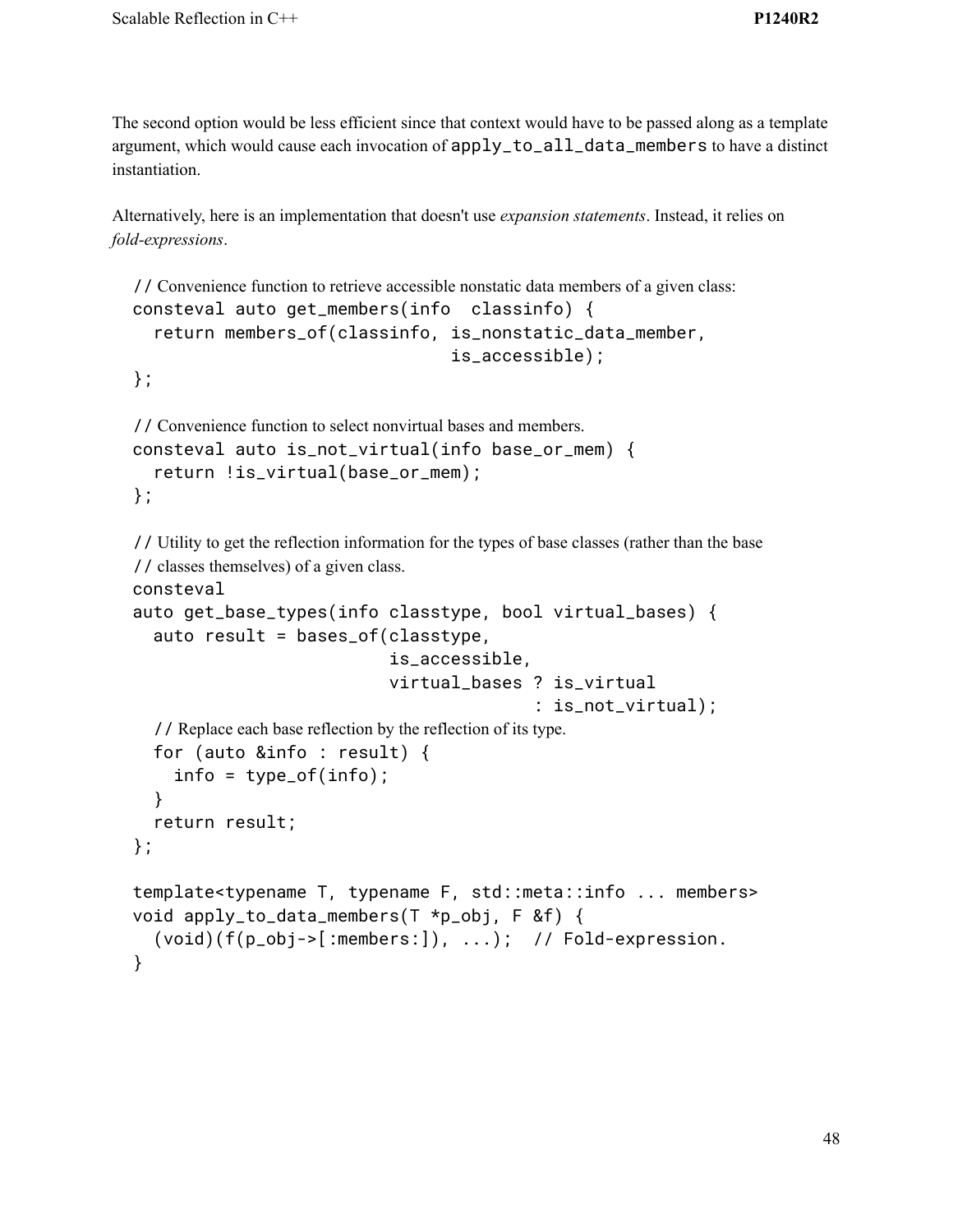The second option would be less efficient since that context would have to be passed along as a template argument, which would cause each invocation of `apply_to_all_data_members` to have a distinct instantiation.

Alternatively, here is an implementation that doesn't use *expansion statements*. Instead, it relies on *fold-expressions*.

```
// Convenience function to retrieve accessible nonstatic data members of a given class:
consteval auto get_members(info  classinfo) {
  return members_of(classinfo, is_nonstatic_data_member,
                               is_accessible);
};

// Convenience function to select nonvirtual bases and members.
consteval auto is_not_virtual(info base_or_mem) {
  return !is_virtual(base_or_mem);
};

// Utility to get the reflection information for the types of base classes (rather than the base
// classes themselves) of a given class.
consteval
auto get_base_types(info classtype, bool virtual_bases) {
  auto result = bases_of(classtype,
                         is_accessible,
                         virtual_bases ? is_virtual
                                       : is_not_virtual);
  // Replace each base reflection by the reflection of its type.
  for (auto &info : result) {
    info = type_of(info);
  }
  return result;
};

template<typename T, typename F, std::meta::info ... members>
void apply_to_data_members(T *p_obj, F &f) {
  (void)(f(p_obj->[:members:]), ...);  // Fold-expression.
}
```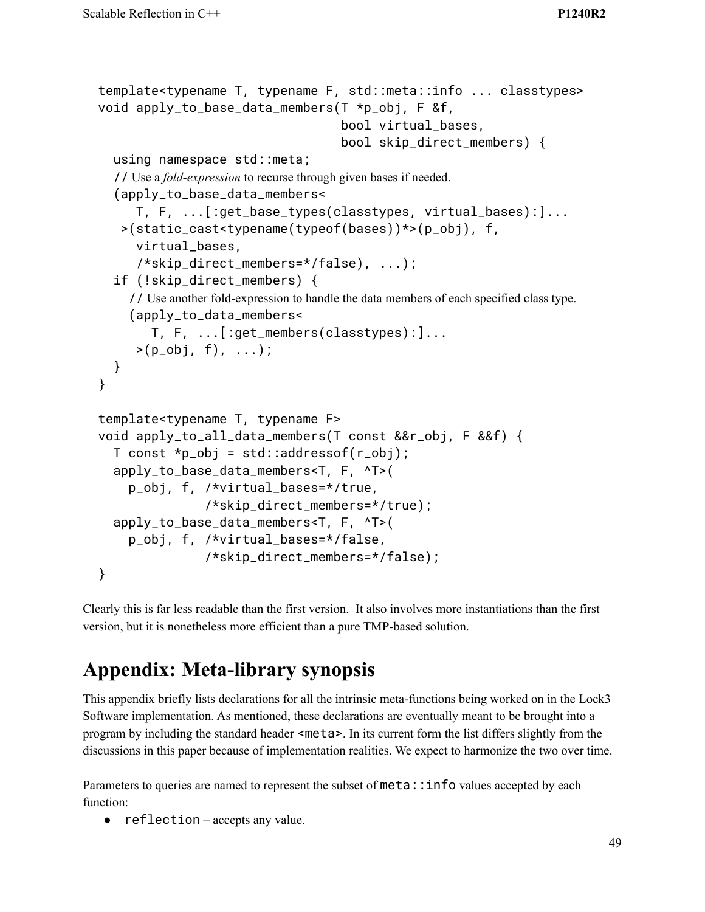```
template<typename T, typename F, std::meta::info ... classtypes>
void apply_to_base_data_members(T *p_obj, F &f,
                                bool virtual_bases,
                                bool skip_direct_members) {
  using namespace std::meta;
  // Use a fold-expression to recurse through given bases if needed.
  (apply_to_base_data_members<
     T, F, ...[:get_base_types(classtypes, virtual_bases):]...
   >(static_cast<typename(typeof(bases))*>(p_obj), f,
     virtual_bases,
     /*skip_direct_members=*/false), ...);
  if (!skip_direct_members) {
    // Use another fold-expression to handle the data members of each specified class type.
    (apply_to_data_members<
       T, F, ...[:get_members(classtypes):]...
     >(p_obj, f), ...);
  }
}

template<typename T, typename F>
void apply_to_all_data_members(T const &&r_obj, F &&f) {
  T const *p_obj = std::addressof(r_obj);
  apply_to_base_data_members<T, F, ^T>(
    p_obj, f, /*virtual_bases=*/true,
              /*skip_direct_members=*/true);
  apply_to_base_data_members<T, F, ^T>(
    p_obj, f, /*virtual_bases=*/false,
              /*skip_direct_members=*/false);
}
```

Clearly this is far less readable than the first version. It also involves more instantiations than the first version, but it is nonetheless more efficient than a pure TMP-based solution.

# Appendix: Meta-library synopsis

This appendix briefly lists declarations for all the intrinsic meta-functions being worked on in the Lock3 Software implementation. As mentioned, these declarations are eventually meant to be brought into a program by including the standard header `<meta>`. In its current form the list differs slightly from the discussions in this paper because of implementation realities. We expect to harmonize the two over time.

Parameters to queries are named to represent the subset of `meta::info` values accepted by each function:

- `reflection` – accepts any value.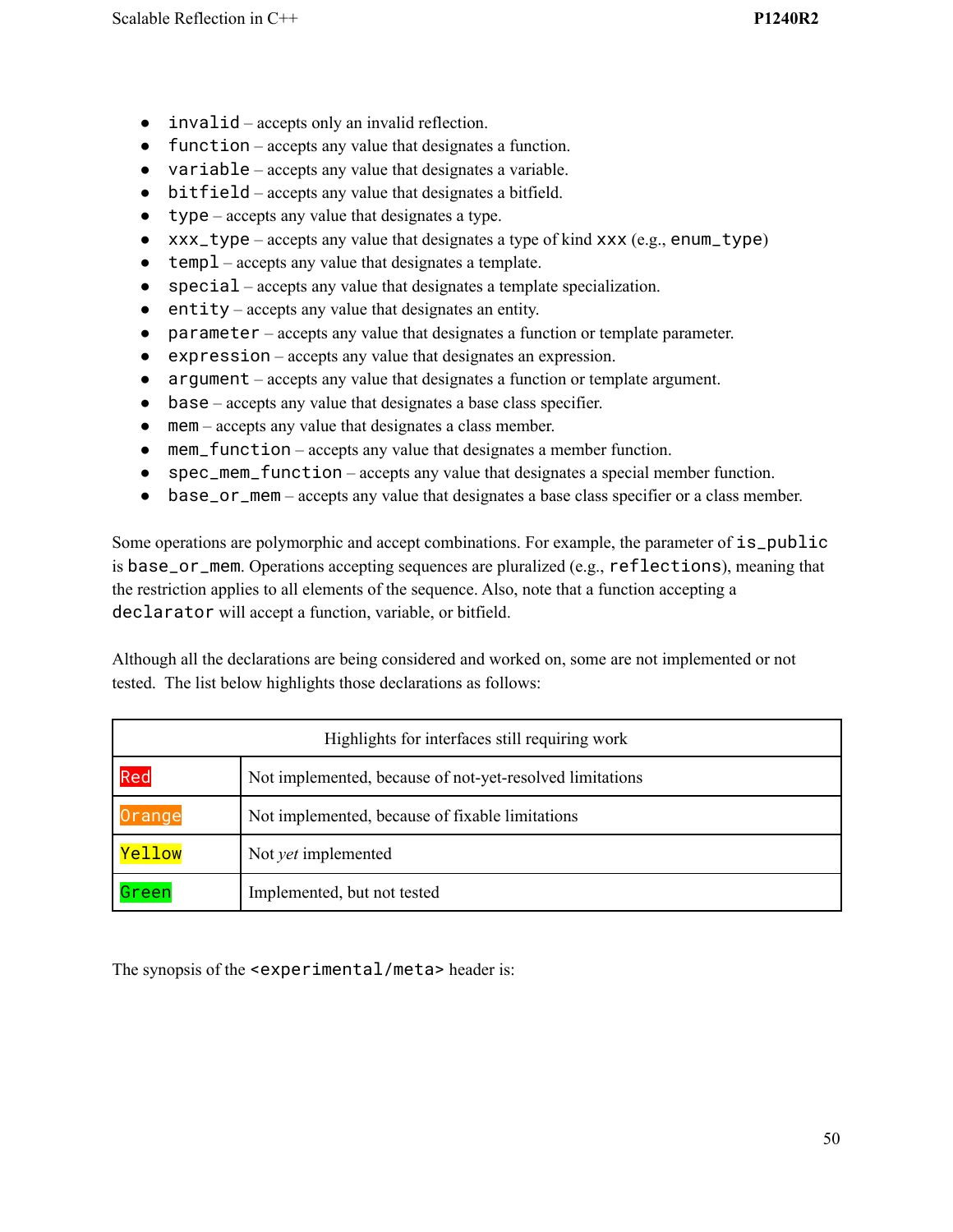- `invalid` – accepts only an invalid reflection.
- `function` – accepts any value that designates a function.
- `variable` – accepts any value that designates a variable.
- `bitfield` – accepts any value that designates a bitfield.
- `type` – accepts any value that designates a type.
- `xxx_type` – accepts any value that designates a type of kind `xxx` (e.g., `enum_type`)
- `templ` – accepts any value that designates a template.
- `special` – accepts any value that designates a template specialization.
- `entity` – accepts any value that designates an entity.
- `parameter` – accepts any value that designates a function or template parameter.
- `expression` – accepts any value that designates an expression.
- `argument` – accepts any value that designates a function or template argument.
- `base` – accepts any value that designates a base class specifier.
- `mem` – accepts any value that designates a class member.
- `mem_function` – accepts any value that designates a member function.
- `spec_mem_function` – accepts any value that designates a special member function.
- `base_or_mem` – accepts any value that designates a base class specifier or a class member.

Some operations are polymorphic and accept combinations. For example, the parameter of `is_public` is `base_or_mem`. Operations accepting sequences are pluralized (e.g., `reflections`), meaning that the restriction applies to all elements of the sequence. Also, note that a function accepting a `declarator` will accept a function, variable, or bitfield.

Although all the declarations are being considered and worked on, some are not implemented or not tested. The list below highlights those declarations as follows:

| Highlights for interfaces still requiring work | |
|---|---|
| `Red` | Not implemented, because of not-yet-resolved limitations |
| `Orange` | Not implemented, because of fixable limitations |
| `Yellow` | Not *yet* implemented |
| `Green` | Implemented, but not tested |

The synopsis of the `<experimental/meta>` header is: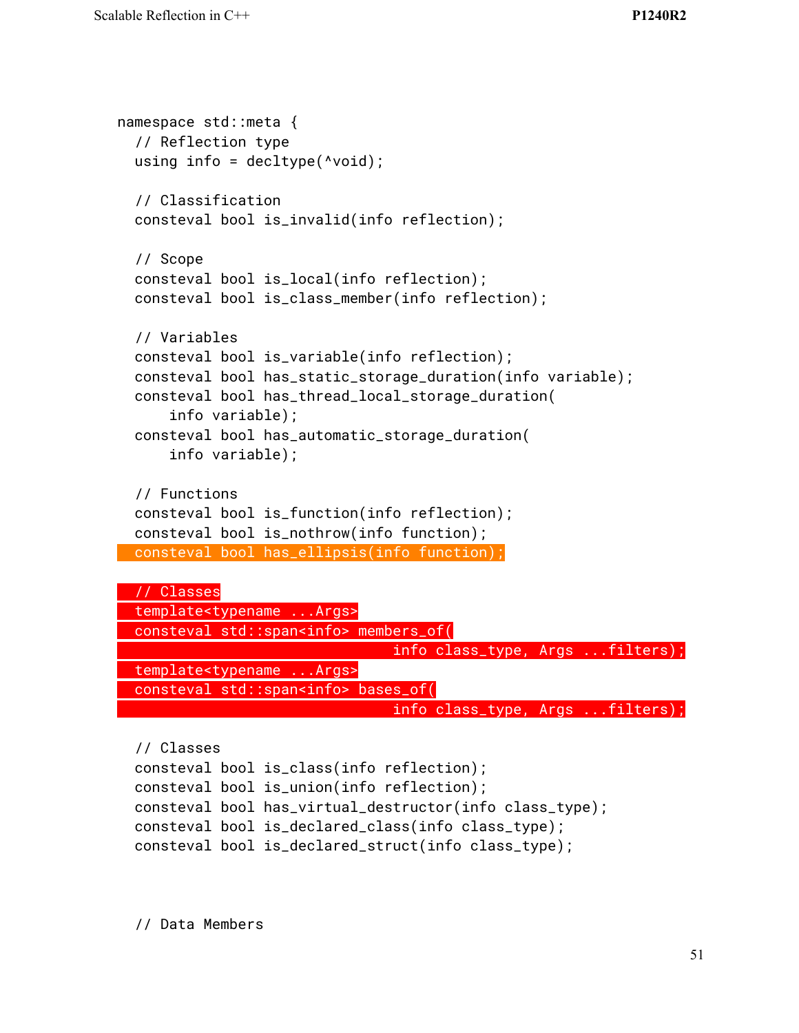```
namespace std::meta {
  // Reflection type
  using info = decltype(^void);

  // Classification
  consteval bool is_invalid(info reflection);

  // Scope
  consteval bool is_local(info reflection);
  consteval bool is_class_member(info reflection);

  // Variables
  consteval bool is_variable(info reflection);
  consteval bool has_static_storage_duration(info variable);
  consteval bool has_thread_local_storage_duration(
      info variable);
  consteval bool has_automatic_storage_duration(
      info variable);

  // Functions
  consteval bool is_function(info reflection);
  consteval bool is_nothrow(info function);
  consteval bool has_ellipsis(info function);

  // Classes
  template<typename ...Args>
  consteval std::span<info> members_of(
                                info class_type, Args ...filters);
  template<typename ...Args>
  consteval std::span<info> bases_of(
                                info class_type, Args ...filters);

  // Classes
  consteval bool is_class(info reflection);
  consteval bool is_union(info reflection);
  consteval bool has_virtual_destructor(info class_type);
  consteval bool is_declared_class(info class_type);
  consteval bool is_declared_struct(info class_type);



  // Data Members
```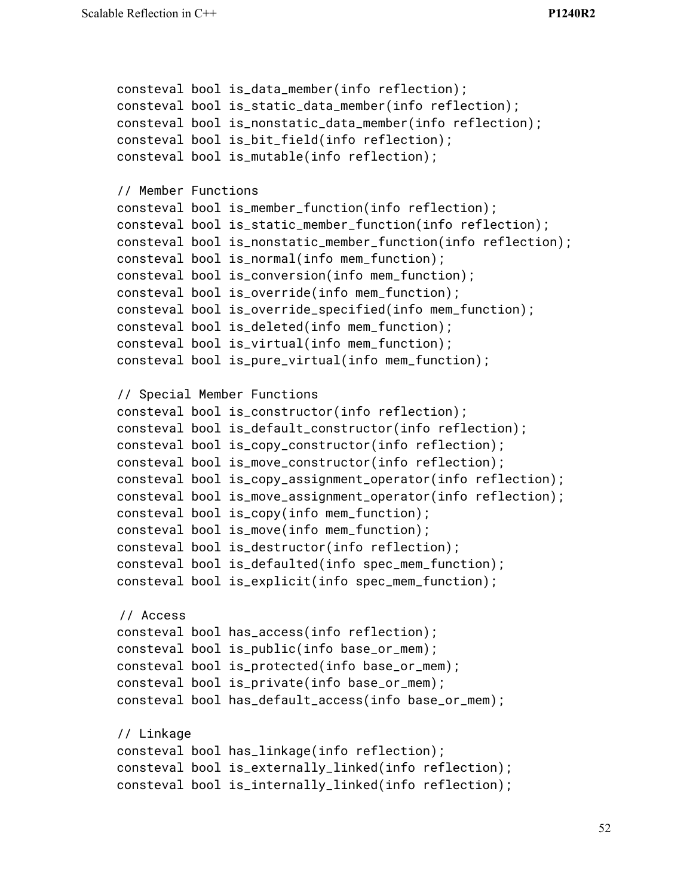```
consteval bool is_data_member(info reflection);
consteval bool is_static_data_member(info reflection);
consteval bool is_nonstatic_data_member(info reflection);
consteval bool is_bit_field(info reflection);
consteval bool is_mutable(info reflection);

// Member Functions
consteval bool is_member_function(info reflection);
consteval bool is_static_member_function(info reflection);
consteval bool is_nonstatic_member_function(info reflection);
consteval bool is_normal(info mem_function);
consteval bool is_conversion(info mem_function);
consteval bool is_override(info mem_function);
consteval bool is_override_specified(info mem_function);
consteval bool is_deleted(info mem_function);
consteval bool is_virtual(info mem_function);
consteval bool is_pure_virtual(info mem_function);

// Special Member Functions
consteval bool is_constructor(info reflection);
consteval bool is_default_constructor(info reflection);
consteval bool is_copy_constructor(info reflection);
consteval bool is_move_constructor(info reflection);
consteval bool is_copy_assignment_operator(info reflection);
consteval bool is_move_assignment_operator(info reflection);
consteval bool is_copy(info mem_function);
consteval bool is_move(info mem_function);
consteval bool is_destructor(info reflection);
consteval bool is_defaulted(info spec_mem_function);
consteval bool is_explicit(info spec_mem_function);

// Access
consteval bool has_access(info reflection);
consteval bool is_public(info base_or_mem);
consteval bool is_protected(info base_or_mem);
consteval bool is_private(info base_or_mem);
consteval bool has_default_access(info base_or_mem);

// Linkage
consteval bool has_linkage(info reflection);
consteval bool is_externally_linked(info reflection);
consteval bool is_internally_linked(info reflection);
```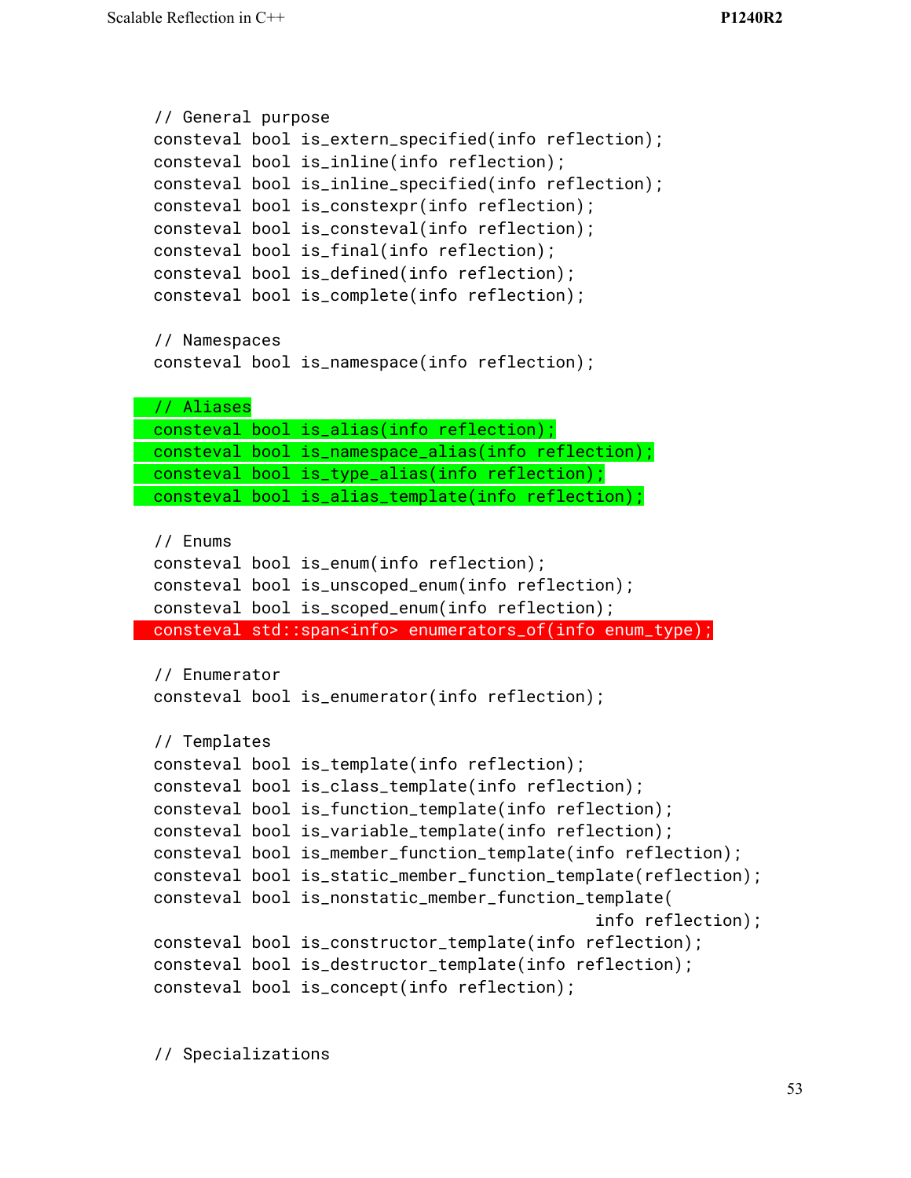```
// General purpose
consteval bool is_extern_specified(info reflection);
consteval bool is_inline(info reflection);
consteval bool is_inline_specified(info reflection);
consteval bool is_constexpr(info reflection);
consteval bool is_consteval(info reflection);
consteval bool is_final(info reflection);
consteval bool is_defined(info reflection);
consteval bool is_complete(info reflection);

// Namespaces
consteval bool is_namespace(info reflection);

// Aliases
consteval bool is_alias(info reflection);
consteval bool is_namespace_alias(info reflection);
consteval bool is_type_alias(info reflection);
consteval bool is_alias_template(info reflection);

// Enums
consteval bool is_enum(info reflection);
consteval bool is_unscoped_enum(info reflection);
consteval bool is_scoped_enum(info reflection);
consteval std::span<info> enumerators_of(info enum_type);

// Enumerator
consteval bool is_enumerator(info reflection);

// Templates
consteval bool is_template(info reflection);
consteval bool is_class_template(info reflection);
consteval bool is_function_template(info reflection);
consteval bool is_variable_template(info reflection);
consteval bool is_member_function_template(info reflection);
consteval bool is_static_member_function_template(reflection);
consteval bool is_nonstatic_member_function_template(
                                             info reflection);
consteval bool is_constructor_template(info reflection);
consteval bool is_destructor_template(info reflection);
consteval bool is_concept(info reflection);


// Specializations
```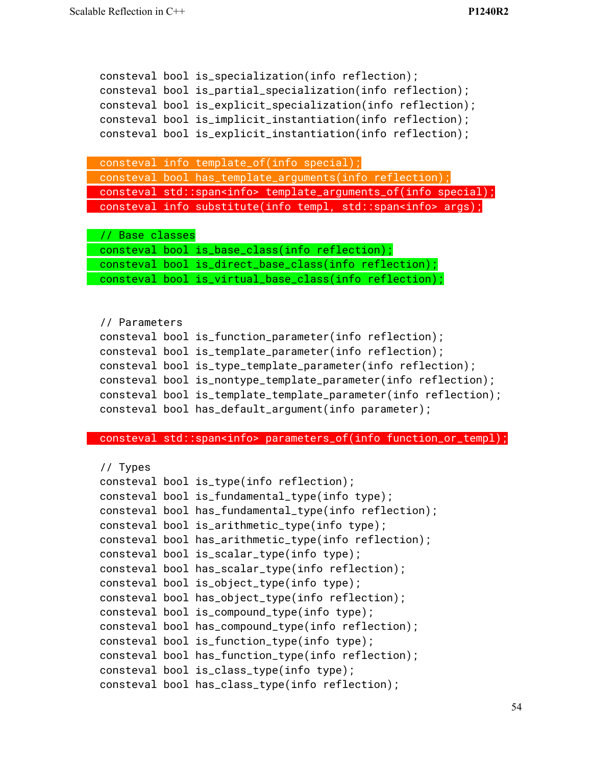```
consteval bool is_specialization(info reflection);
consteval bool is_partial_specialization(info reflection);
consteval bool is_explicit_specialization(info reflection);
consteval bool is_implicit_instantiation(info reflection);
consteval bool is_explicit_instantiation(info reflection);

consteval info template_of(info special);
consteval bool has_template_arguments(info reflection);
consteval std::span<info> template_arguments_of(info special);
consteval info substitute(info templ, std::span<info> args);

// Base classes
consteval bool is_base_class(info reflection);
consteval bool is_direct_base_class(info reflection);
consteval bool is_virtual_base_class(info reflection);


// Parameters
consteval bool is_function_parameter(info reflection);
consteval bool is_template_parameter(info reflection);
consteval bool is_type_template_parameter(info reflection);
consteval bool is_nontype_template_parameter(info reflection);
consteval bool is_template_template_parameter(info reflection);
consteval bool has_default_argument(info parameter);

consteval std::span<info> parameters_of(info function_or_templ);

// Types
consteval bool is_type(info reflection);
consteval bool is_fundamental_type(info type);
consteval bool has_fundamental_type(info reflection);
consteval bool is_arithmetic_type(info type);
consteval bool has_arithmetic_type(info reflection);
consteval bool is_scalar_type(info type);
consteval bool has_scalar_type(info reflection);
consteval bool is_object_type(info type);
consteval bool has_object_type(info reflection);
consteval bool is_compound_type(info type);
consteval bool has_compound_type(info reflection);
consteval bool is_function_type(info type);
consteval bool has_function_type(info reflection);
consteval bool is_class_type(info type);
consteval bool has_class_type(info reflection);
```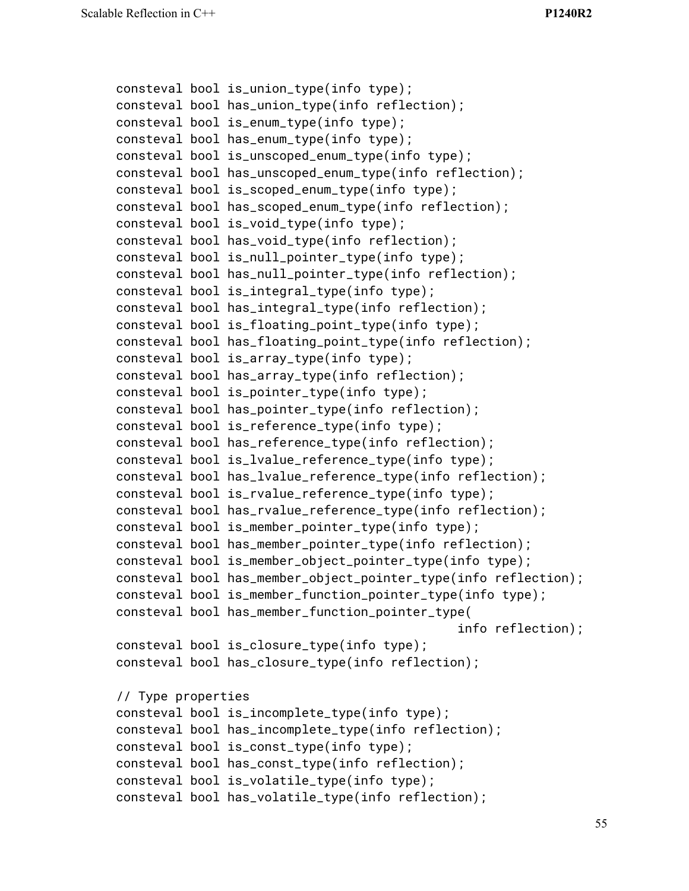```
consteval bool is_union_type(info type);
consteval bool has_union_type(info reflection);
consteval bool is_enum_type(info type);
consteval bool has_enum_type(info type);
consteval bool is_unscoped_enum_type(info type);
consteval bool has_unscoped_enum_type(info reflection);
consteval bool is_scoped_enum_type(info type);
consteval bool has_scoped_enum_type(info reflection);
consteval bool is_void_type(info type);
consteval bool has_void_type(info reflection);
consteval bool is_null_pointer_type(info type);
consteval bool has_null_pointer_type(info reflection);
consteval bool is_integral_type(info type);
consteval bool has_integral_type(info reflection);
consteval bool is_floating_point_type(info type);
consteval bool has_floating_point_type(info reflection);
consteval bool is_array_type(info type);
consteval bool has_array_type(info reflection);
consteval bool is_pointer_type(info type);
consteval bool has_pointer_type(info reflection);
consteval bool is_reference_type(info type);
consteval bool has_reference_type(info reflection);
consteval bool is_lvalue_reference_type(info type);
consteval bool has_lvalue_reference_type(info reflection);
consteval bool is_rvalue_reference_type(info type);
consteval bool has_rvalue_reference_type(info reflection);
consteval bool is_member_pointer_type(info type);
consteval bool has_member_pointer_type(info reflection);
consteval bool is_member_object_pointer_type(info type);
consteval bool has_member_object_pointer_type(info reflection);
consteval bool is_member_function_pointer_type(info type);
consteval bool has_member_function_pointer_type(
                                              info reflection);
consteval bool is_closure_type(info type);
consteval bool has_closure_type(info reflection);

// Type properties
consteval bool is_incomplete_type(info type);
consteval bool has_incomplete_type(info reflection);
consteval bool is_const_type(info type);
consteval bool has_const_type(info reflection);
consteval bool is_volatile_type(info type);
consteval bool has_volatile_type(info reflection);
```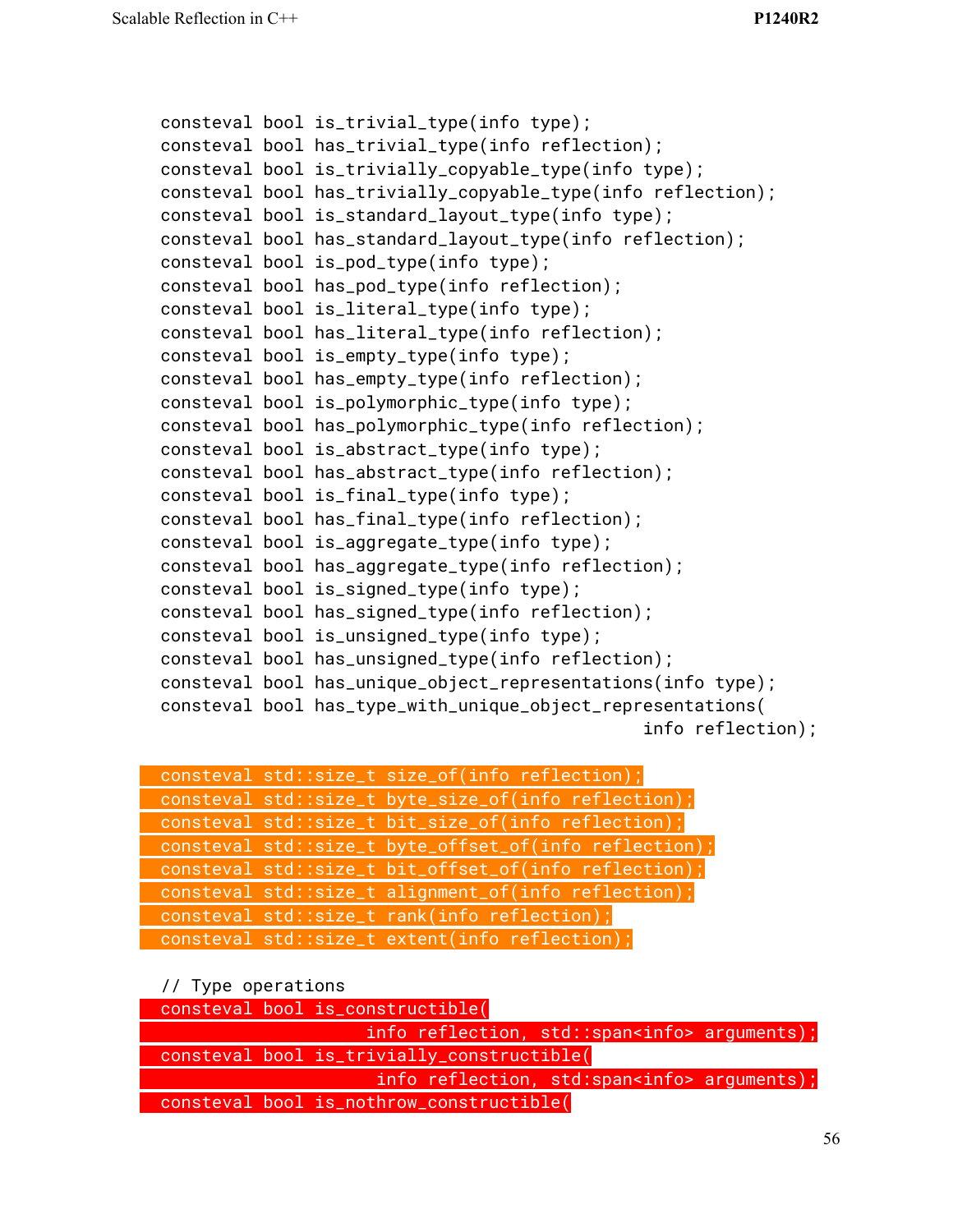```
consteval bool is_trivial_type(info type);
consteval bool has_trivial_type(info reflection);
consteval bool is_trivially_copyable_type(info type);
consteval bool has_trivially_copyable_type(info reflection);
consteval bool is_standard_layout_type(info type);
consteval bool has_standard_layout_type(info reflection);
consteval bool is_pod_type(info type);
consteval bool has_pod_type(info reflection);
consteval bool is_literal_type(info type);
consteval bool has_literal_type(info reflection);
consteval bool is_empty_type(info type);
consteval bool has_empty_type(info reflection);
consteval bool is_polymorphic_type(info type);
consteval bool has_polymorphic_type(info reflection);
consteval bool is_abstract_type(info type);
consteval bool has_abstract_type(info reflection);
consteval bool is_final_type(info type);
consteval bool has_final_type(info reflection);
consteval bool is_aggregate_type(info type);
consteval bool has_aggregate_type(info reflection);
consteval bool is_signed_type(info type);
consteval bool has_signed_type(info reflection);
consteval bool is_unsigned_type(info type);
consteval bool has_unsigned_type(info reflection);
consteval bool has_unique_object_representations(info type);
consteval bool has_type_with_unique_object_representations(
                                            info reflection);

consteval std::size_t size_of(info reflection);
consteval std::size_t byte_size_of(info reflection);
consteval std::size_t bit_size_of(info reflection);
consteval std::size_t byte_offset_of(info reflection);
consteval std::size_t bit_offset_of(info reflection);
consteval std::size_t alignment_of(info reflection);
consteval std::size_t rank(info reflection);
consteval std::size_t extent(info reflection);

// Type operations
consteval bool is_constructible(
                    info reflection, std::span<info> arguments);
consteval bool is_trivially_constructible(
                     info reflection, std:span<info> arguments);
consteval bool is_nothrow_constructible(
```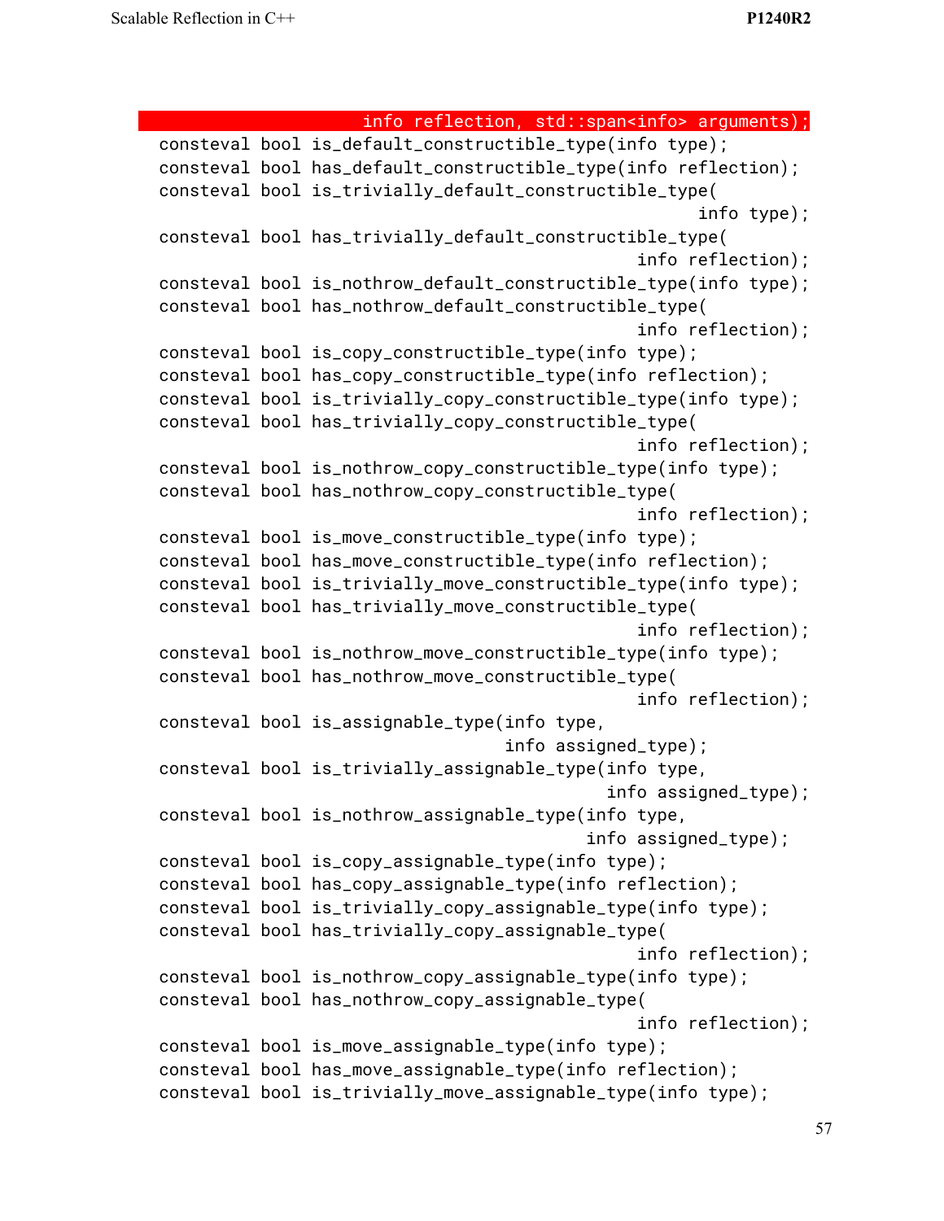```
                                 info reflection, std::span<info> arguments);
consteval bool is_default_constructible_type(info type);
consteval bool has_default_constructible_type(info reflection);
consteval bool is_trivially_default_constructible_type(
                                                    info type);
consteval bool has_trivially_default_constructible_type(
                                              info reflection);
consteval bool is_nothrow_default_constructible_type(info type);
consteval bool has_nothrow_default_constructible_type(
                                              info reflection);
consteval bool is_copy_constructible_type(info type);
consteval bool has_copy_constructible_type(info reflection);
consteval bool is_trivially_copy_constructible_type(info type);
consteval bool has_trivially_copy_constructible_type(
                                              info reflection);
consteval bool is_nothrow_copy_constructible_type(info type);
consteval bool has_nothrow_copy_constructible_type(
                                              info reflection);
consteval bool is_move_constructible_type(info type);
consteval bool has_move_constructible_type(info reflection);
consteval bool is_trivially_move_constructible_type(info type);
consteval bool has_trivially_move_constructible_type(
                                              info reflection);
consteval bool is_nothrow_move_constructible_type(info type);
consteval bool has_nothrow_move_constructible_type(
                                              info reflection);
consteval bool is_assignable_type(info type,
                                  info assigned_type);
consteval bool is_trivially_assignable_type(info type,
                                            info assigned_type);
consteval bool is_nothrow_assignable_type(info type,
                                          info assigned_type);
consteval bool is_copy_assignable_type(info type);
consteval bool has_copy_assignable_type(info reflection);
consteval bool is_trivially_copy_assignable_type(info type);
consteval bool has_trivially_copy_assignable_type(
                                              info reflection);
consteval bool is_nothrow_copy_assignable_type(info type);
consteval bool has_nothrow_copy_assignable_type(
                                              info reflection);
consteval bool is_move_assignable_type(info type);
consteval bool has_move_assignable_type(info reflection);
consteval bool is_trivially_move_assignable_type(info type);
```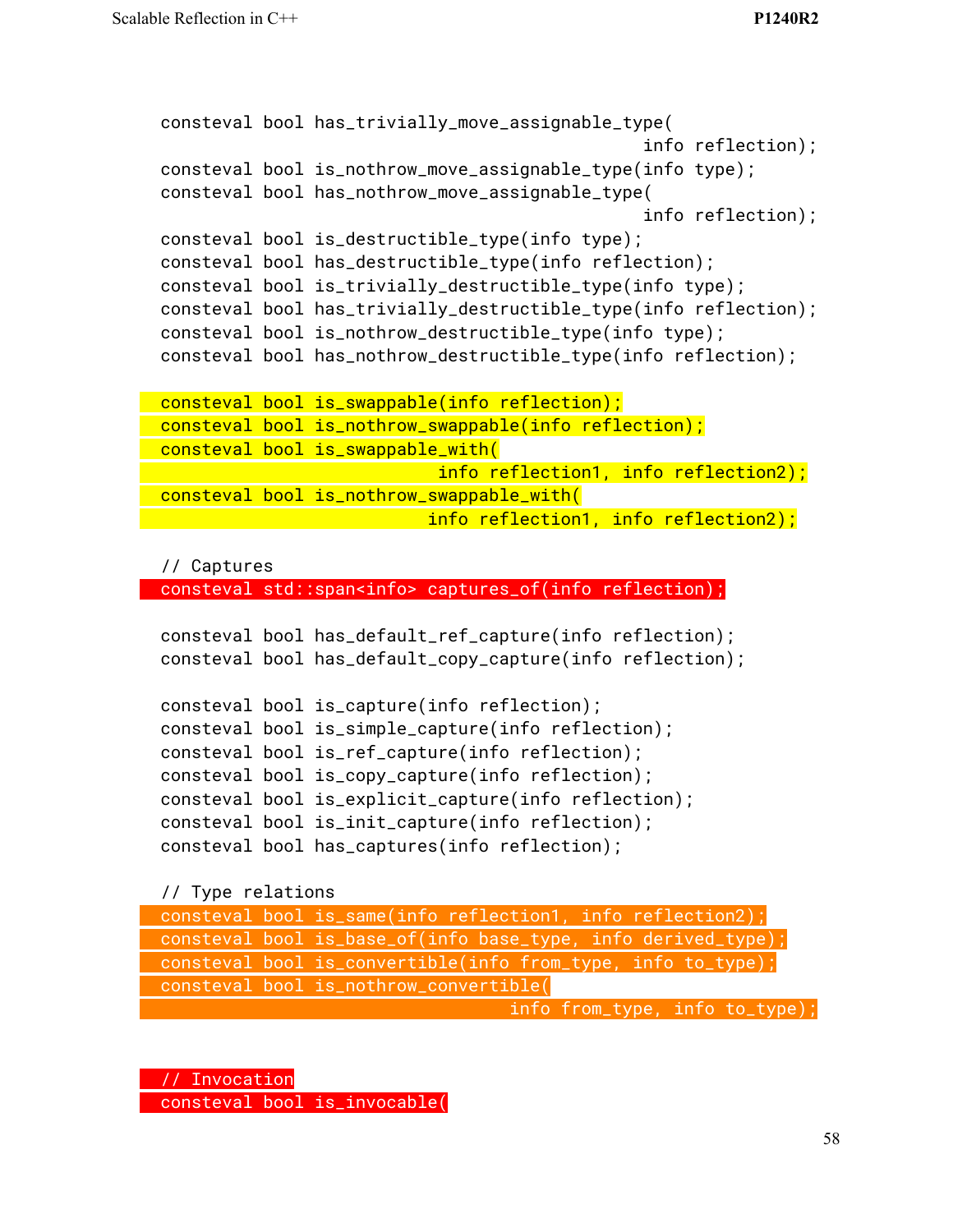```
  consteval bool has_trivially_move_assignable_type(
                                                info reflection);
  consteval bool is_nothrow_move_assignable_type(info type);
  consteval bool has_nothrow_move_assignable_type(
                                                info reflection);
  consteval bool is_destructible_type(info type);
  consteval bool has_destructible_type(info reflection);
  consteval bool is_trivially_destructible_type(info type);
  consteval bool has_trivially_destructible_type(info reflection);
  consteval bool is_nothrow_destructible_type(info type);
  consteval bool has_nothrow_destructible_type(info reflection);

  consteval bool is_swappable(info reflection);
  consteval bool is_nothrow_swappable(info reflection);
  consteval bool is_swappable_with(
                                  info reflection1, info reflection2);
  consteval bool is_nothrow_swappable_with(
                                 info reflection1, info reflection2);

  // Captures
  consteval std::span<info> captures_of(info reflection);

  consteval bool has_default_ref_capture(info reflection);
  consteval bool has_default_copy_capture(info reflection);

  consteval bool is_capture(info reflection);
  consteval bool is_simple_capture(info reflection);
  consteval bool is_ref_capture(info reflection);
  consteval bool is_copy_capture(info reflection);
  consteval bool is_explicit_capture(info reflection);
  consteval bool is_init_capture(info reflection);
  consteval bool has_captures(info reflection);

  // Type relations
  consteval bool is_same(info reflection1, info reflection2);
  consteval bool is_base_of(info base_type, info derived_type);
  consteval bool is_convertible(info from_type, info to_type);
  consteval bool is_nothrow_convertible(
                                        info from_type, info to_type);


  // Invocation
  consteval bool is_invocable(
```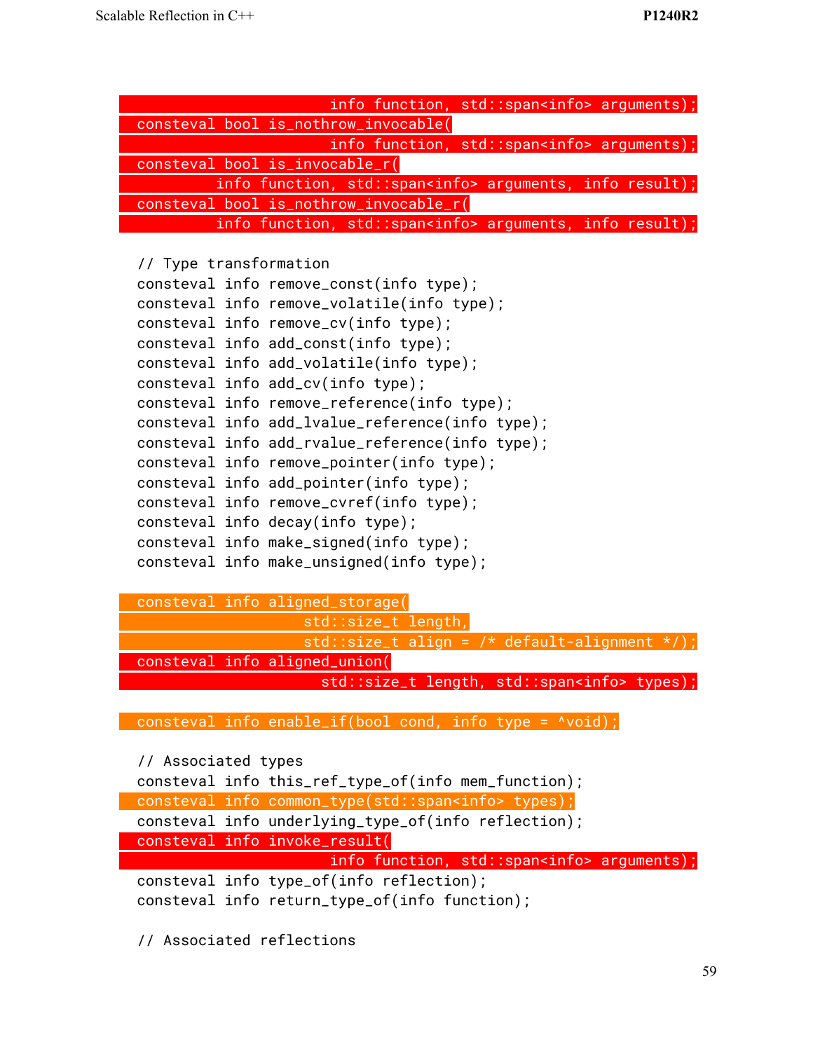```cpp
                              info function, std::span<info> arguments);
  consteval bool is_nothrow_invocable(
                              info function, std::span<info> arguments);
  consteval bool is_invocable_r(
                info function, std::span<info> arguments, info result);
  consteval bool is_nothrow_invocable_r(
                info function, std::span<info> arguments, info result);

  // Type transformation
  consteval info remove_const(info type);
  consteval info remove_volatile(info type);
  consteval info remove_cv(info type);
  consteval info add_const(info type);
  consteval info add_volatile(info type);
  consteval info add_cv(info type);
  consteval info remove_reference(info type);
  consteval info add_lvalue_reference(info type);
  consteval info add_rvalue_reference(info type);
  consteval info remove_pointer(info type);
  consteval info add_pointer(info type);
  consteval info remove_cvref(info type);
  consteval info decay(info type);
  consteval info make_signed(info type);
  consteval info make_unsigned(info type);

  consteval info aligned_storage(
                          std::size_t length,
                          std::size_t align = /* default-alignment */);
  consteval info aligned_union(
                            std::size_t length, std::span<info> types);

  consteval info enable_if(bool cond, info type = ^void);

  // Associated types
  consteval info this_ref_type_of(info mem_function);
  consteval info common_type(std::span<info> types);
  consteval info underlying_type_of(info reflection);
  consteval info invoke_result(
                              info function, std::span<info> arguments);
  consteval info type_of(info reflection);
  consteval info return_type_of(info function);

  // Associated reflections
```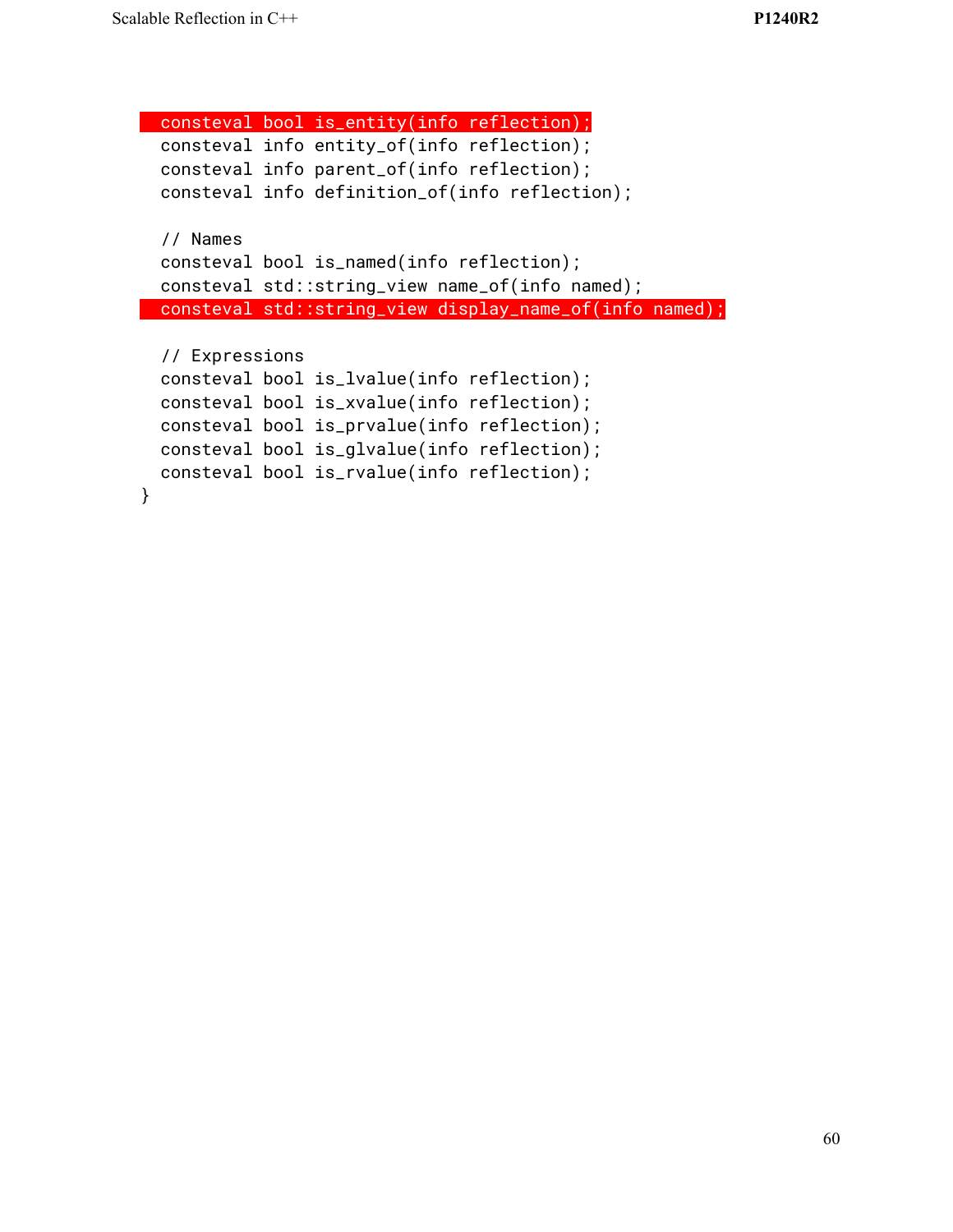```
  consteval bool is_entity(info reflection);
  consteval info entity_of(info reflection);
  consteval info parent_of(info reflection);
  consteval info definition_of(info reflection);

  // Names
  consteval bool is_named(info reflection);
  consteval std::string_view name_of(info named);
  consteval std::string_view display_name_of(info named);

  // Expressions
  consteval bool is_lvalue(info reflection);
  consteval bool is_xvalue(info reflection);
  consteval bool is_prvalue(info reflection);
  consteval bool is_glvalue(info reflection);
  consteval bool is_rvalue(info reflection);
}
```